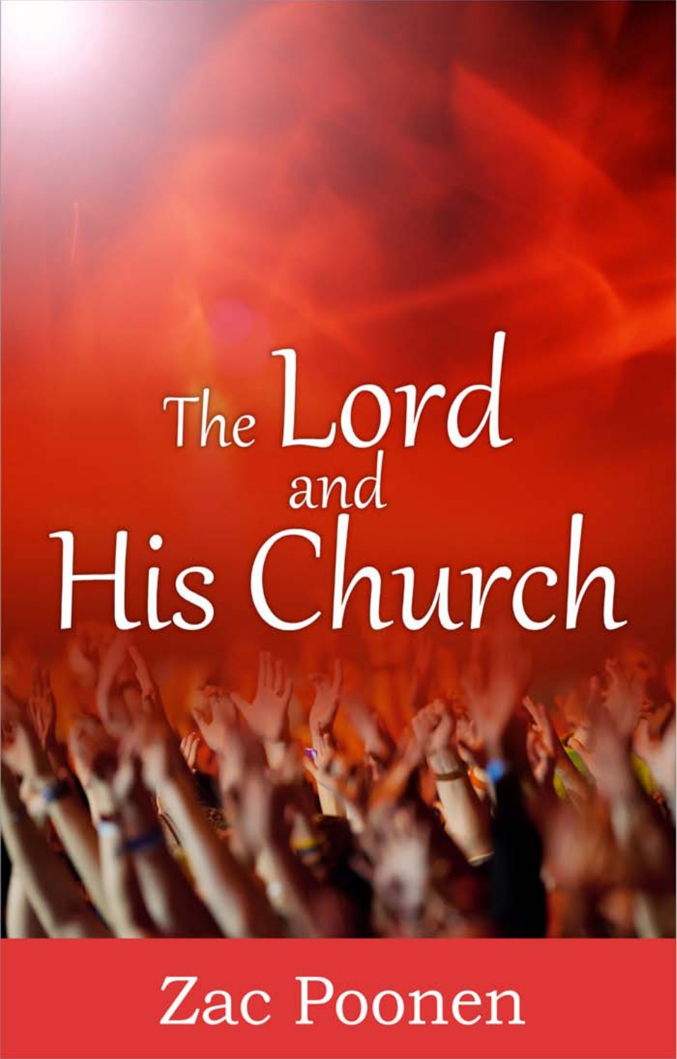# The Lord and His Church

Zac Poonen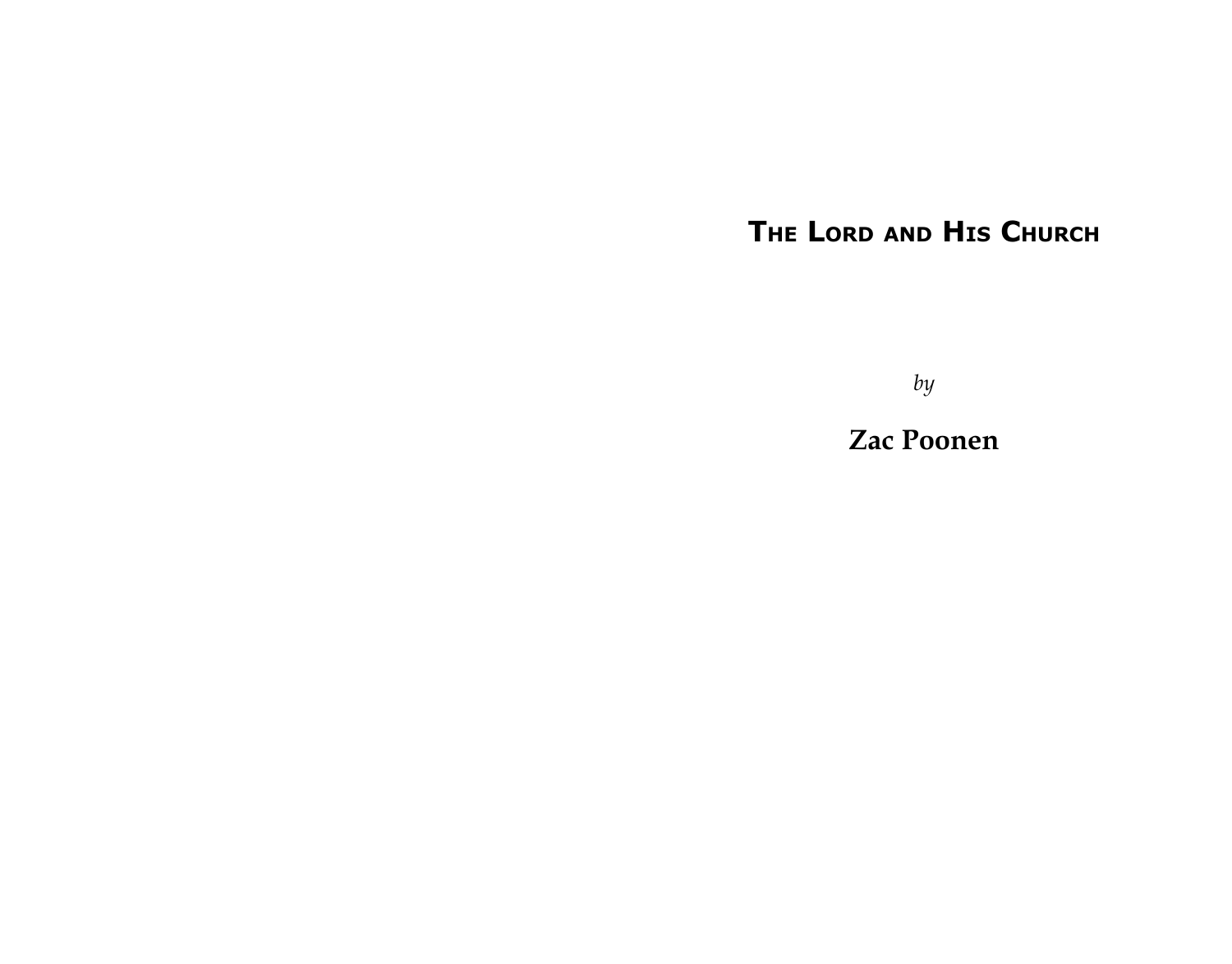# The Lord and His Church

*by*

**Zac Poonen**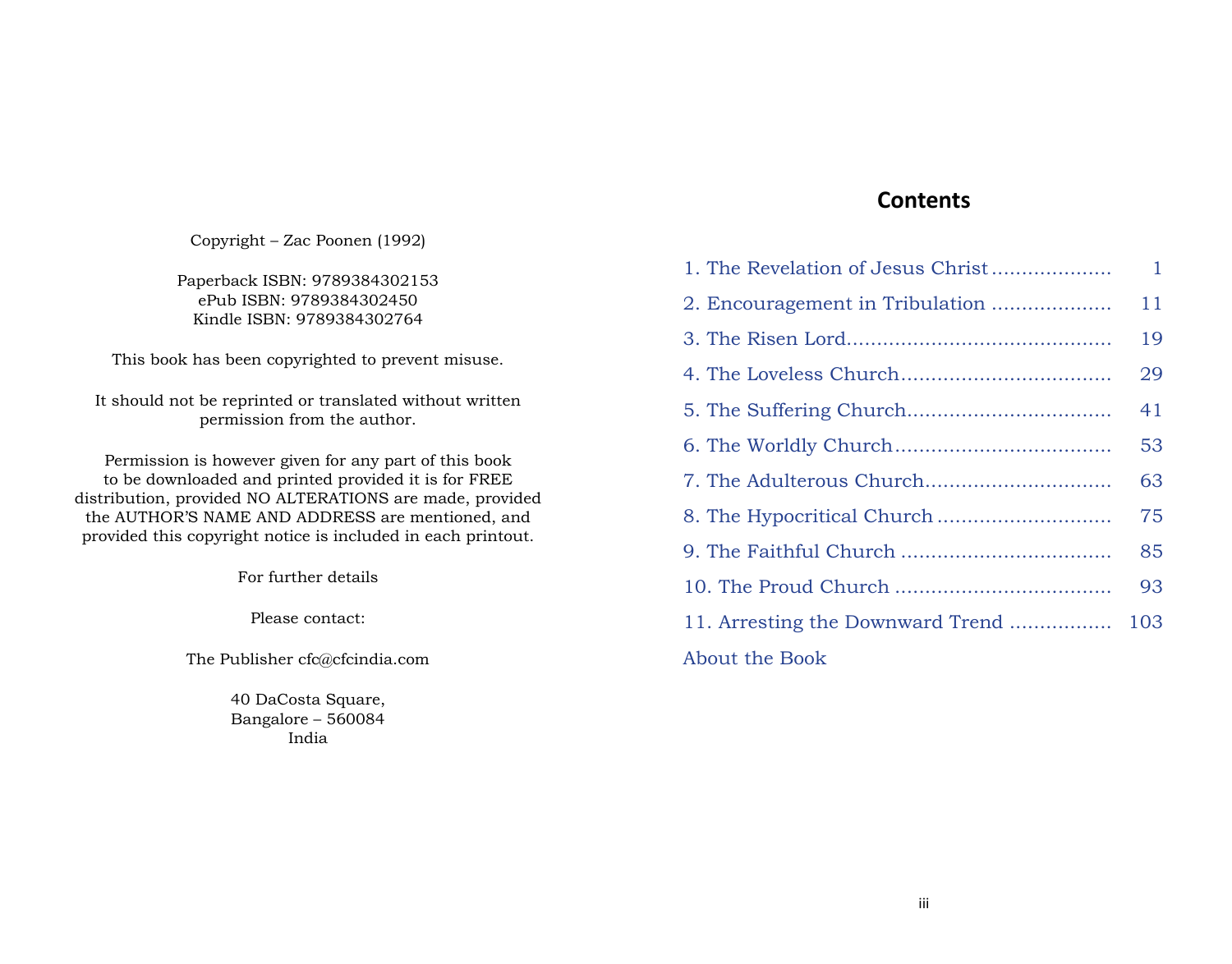Copyright – Zac Poonen (1992)

Paperback ISBN: 9789384302153
ePub ISBN: 9789384302450
Kindle ISBN: 9789384302764

This book has been copyrighted to prevent misuse.

It should not be reprinted or translated without written permission from the author.

Permission is however given for any part of this book to be downloaded and printed provided it is for FREE distribution, provided NO ALTERATIONS are made, provided the AUTHOR'S NAME AND ADDRESS are mentioned, and provided this copyright notice is included in each printout.

For further details

Please contact:

The Publisher cfc@cfcindia.com

40 DaCosta Square,
Bangalore – 560084
India

# Contents

1. The Revelation of Jesus Christ .................... 1
2. Encouragement in Tribulation .................... 11
3. The Risen Lord .......................................... 19
4. The Loveless Church .................................. 29
5. The Suffering Church .................................. 41
6. The Worldly Church .................................... 53
7. The Adulterous Church ............................... 63
8. The Hypocritical Church ............................. 75
9. The Faithful Church ................................... 85
10. The Proud Church .................................... 93
11. Arresting the Downward Trend ................. 103

About the Book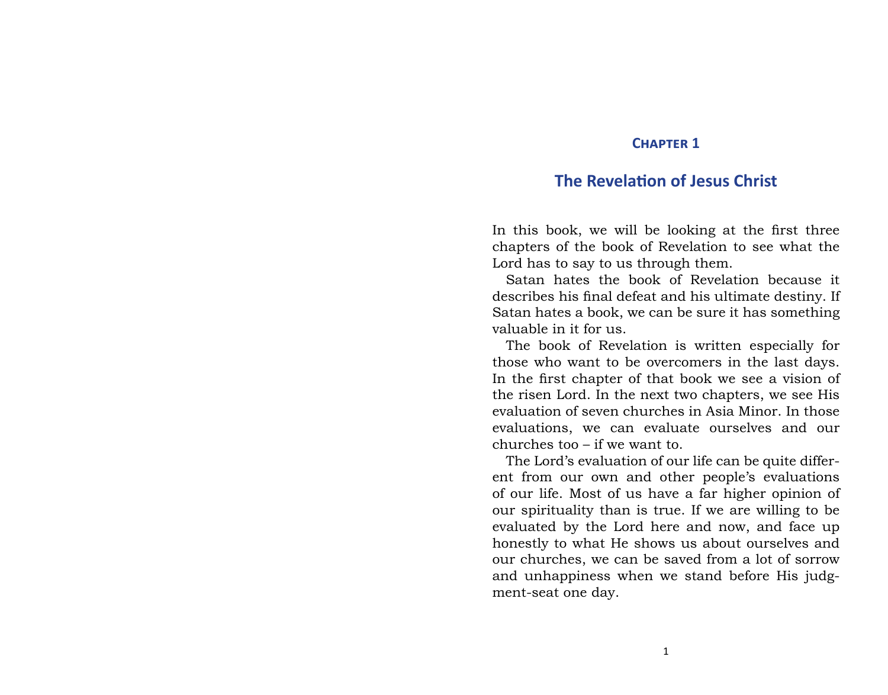## Chapter 1

# The Revelation of Jesus Christ

In this book, we will be looking at the first three chapters of the book of Revelation to see what the Lord has to say to us through them.

Satan hates the book of Revelation because it describes his final defeat and his ultimate destiny. If Satan hates a book, we can be sure it has something valuable in it for us.

The book of Revelation is written especially for those who want to be overcomers in the last days. In the first chapter of that book we see a vision of the risen Lord. In the next two chapters, we see His evaluation of seven churches in Asia Minor. In those evaluations, we can evaluate ourselves and our churches too – if we want to.

The Lord's evaluation of our life can be quite different from our own and other people's evaluations of our life. Most of us have a far higher opinion of our spirituality than is true. If we are willing to be evaluated by the Lord here and now, and face up honestly to what He shows us about ourselves and our churches, we can be saved from a lot of sorrow and unhappiness when we stand before His judgment-seat one day.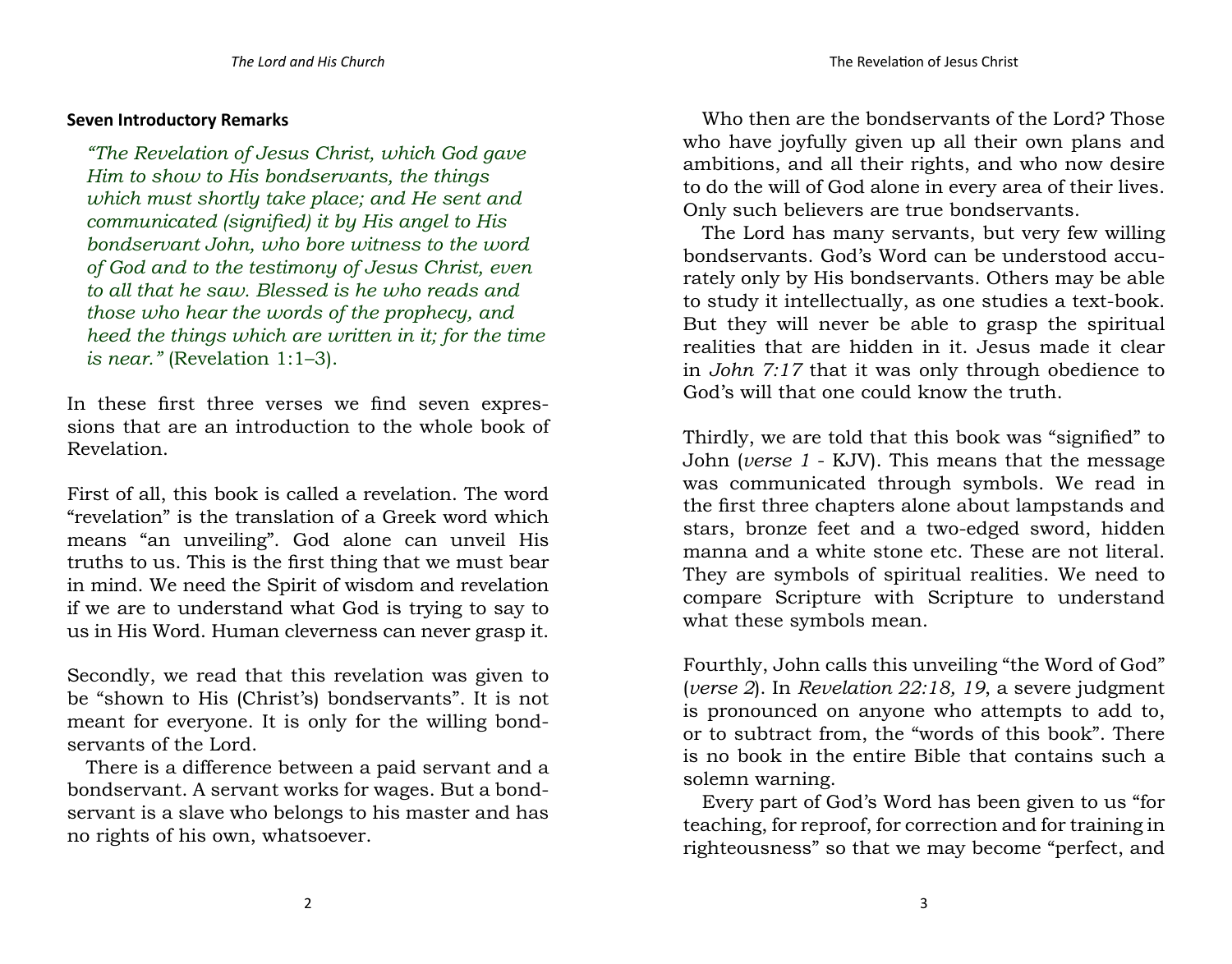### Seven Introductory Remarks

> *"The Revelation of Jesus Christ, which God gave Him to show to His bondservants, the things which must shortly take place; and He sent and communicated (signified) it by His angel to His bondservant John, who bore witness to the word of God and to the testimony of Jesus Christ, even to all that he saw. Blessed is he who reads and those who hear the words of the prophecy, and heed the things which are written in it; for the time is near."* (Revelation 1:1–3).

In these first three verses we find seven expressions that are an introduction to the whole book of Revelation.

First of all, this book is called a revelation. The word "revelation" is the translation of a Greek word which means "an unveiling". God alone can unveil His truths to us. This is the first thing that we must bear in mind. We need the Spirit of wisdom and revelation if we are to understand what God is trying to say to us in His Word. Human cleverness can never grasp it.

Secondly, we read that this revelation was given to be "shown to His (Christ's) bondservants". It is not meant for everyone. It is only for the willing bondservants of the Lord.

There is a difference between a paid servant and a bondservant. A servant works for wages. But a bondservant is a slave who belongs to his master and has no rights of his own, whatsoever.

Who then are the bondservants of the Lord? Those who have joyfully given up all their own plans and ambitions, and all their rights, and who now desire to do the will of God alone in every area of their lives. Only such believers are true bondservants.

The Lord has many servants, but very few willing bondservants. God's Word can be understood accurately only by His bondservants. Others may be able to study it intellectually, as one studies a text-book. But they will never be able to grasp the spiritual realities that are hidden in it. Jesus made it clear in *John 7:17* that it was only through obedience to God's will that one could know the truth.

Thirdly, we are told that this book was "signified" to John (*verse 1* - KJV). This means that the message was communicated through symbols. We read in the first three chapters alone about lampstands and stars, bronze feet and a two-edged sword, hidden manna and a white stone etc. These are not literal. They are symbols of spiritual realities. We need to compare Scripture with Scripture to understand what these symbols mean.

Fourthly, John calls this unveiling "the Word of God" (*verse 2*). In *Revelation 22:18, 19*, a severe judgment is pronounced on anyone who attempts to add to, or to subtract from, the "words of this book". There is no book in the entire Bible that contains such a solemn warning.

Every part of God's Word has been given to us "for teaching, for reproof, for correction and for training in righteousness" so that we may become "perfect, and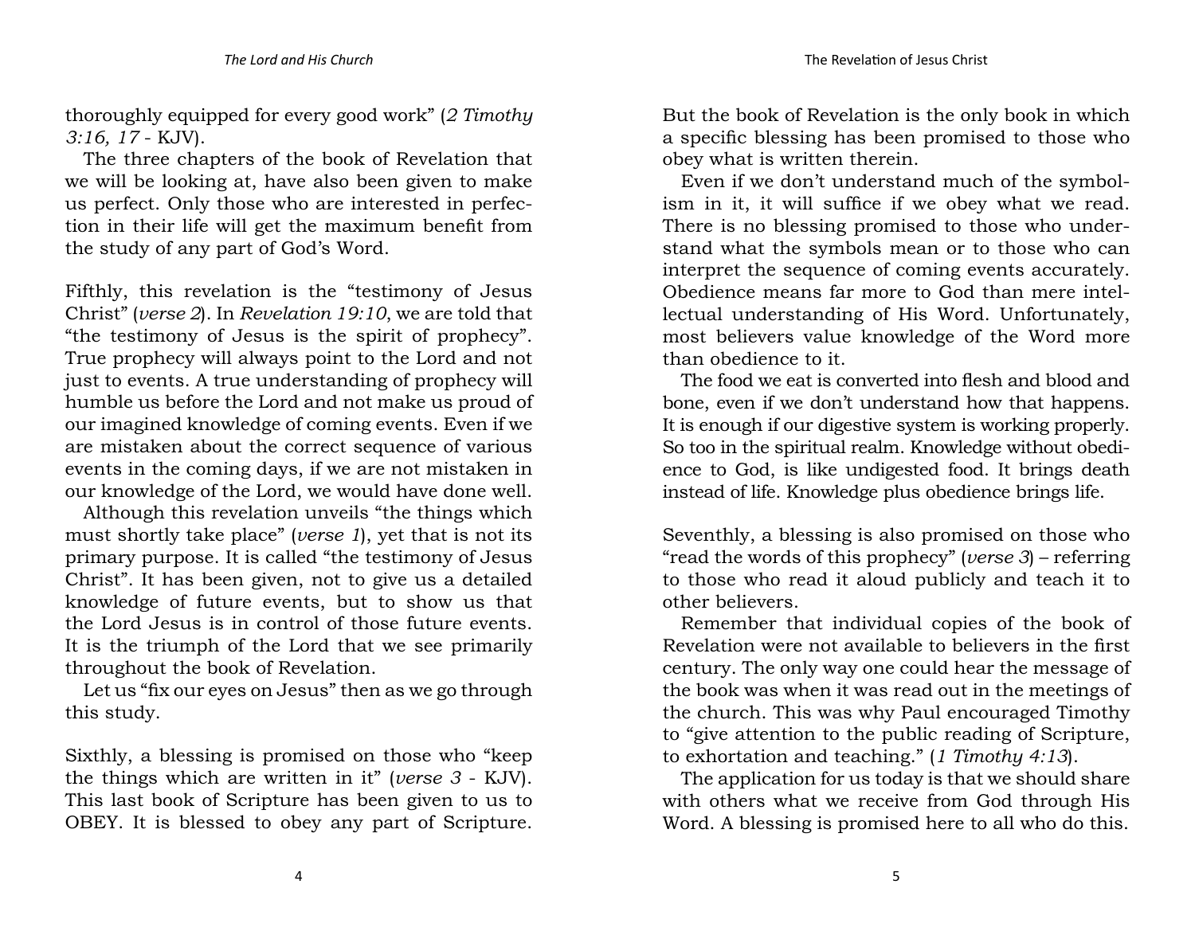thoroughly equipped for every good work" (*2 Timothy 3:16, 17* - KJV).

The three chapters of the book of Revelation that we will be looking at, have also been given to make us perfect. Only those who are interested in perfection in their life will get the maximum benefit from the study of any part of God's Word.

Fifthly, this revelation is the "testimony of Jesus Christ" (*verse 2*). In *Revelation 19:10*, we are told that "the testimony of Jesus is the spirit of prophecy". True prophecy will always point to the Lord and not just to events. A true understanding of prophecy will humble us before the Lord and not make us proud of our imagined knowledge of coming events. Even if we are mistaken about the correct sequence of various events in the coming days, if we are not mistaken in our knowledge of the Lord, we would have done well.

Although this revelation unveils "the things which must shortly take place" (*verse 1*), yet that is not its primary purpose. It is called "the testimony of Jesus Christ". It has been given, not to give us a detailed knowledge of future events, but to show us that the Lord Jesus is in control of those future events. It is the triumph of the Lord that we see primarily throughout the book of Revelation.

Let us "fix our eyes on Jesus" then as we go through this study.

Sixthly, a blessing is promised on those who "keep the things which are written in it" (*verse 3* - KJV). This last book of Scripture has been given to us to OBEY. It is blessed to obey any part of Scripture. But the book of Revelation is the only book in which a specific blessing has been promised to those who obey what is written therein.

Even if we don't understand much of the symbolism in it, it will suffice if we obey what we read. There is no blessing promised to those who understand what the symbols mean or to those who can interpret the sequence of coming events accurately. Obedience means far more to God than mere intellectual understanding of His Word. Unfortunately, most believers value knowledge of the Word more than obedience to it.

The food we eat is converted into flesh and blood and bone, even if we don't understand how that happens. It is enough if our digestive system is working properly. So too in the spiritual realm. Knowledge without obedience to God, is like undigested food. It brings death instead of life. Knowledge plus obedience brings life.

Seventhly, a blessing is also promised on those who "read the words of this prophecy" (*verse 3*) – referring to those who read it aloud publicly and teach it to other believers.

Remember that individual copies of the book of Revelation were not available to believers in the first century. The only way one could hear the message of the book was when it was read out in the meetings of the church. This was why Paul encouraged Timothy to "give attention to the public reading of Scripture, to exhortation and teaching." (*1 Timothy 4:13*).

The application for us today is that we should share with others what we receive from God through His Word. A blessing is promised here to all who do this.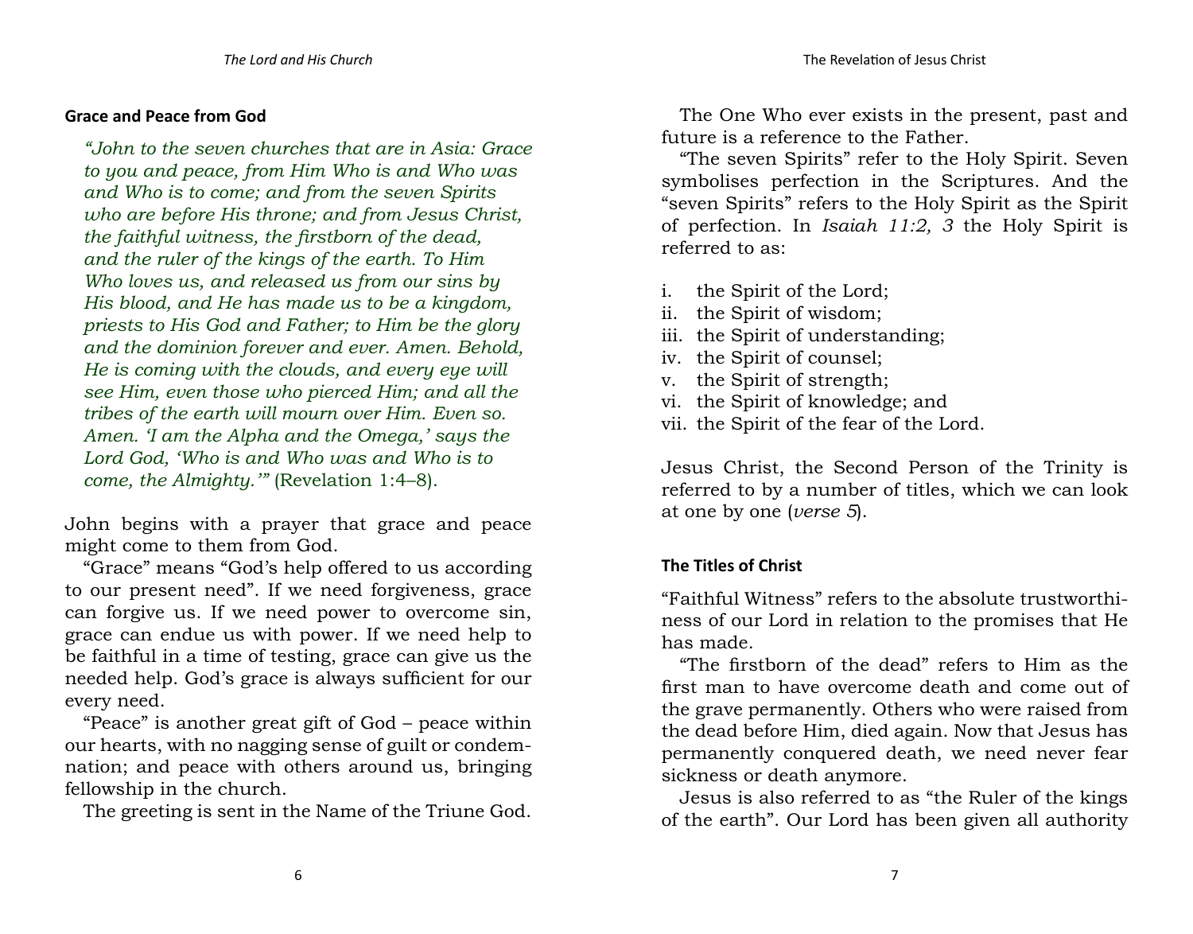## Grace and Peace from God

> *"John to the seven churches that are in Asia: Grace to you and peace, from Him Who is and Who was and Who is to come; and from the seven Spirits who are before His throne; and from Jesus Christ, the faithful witness, the firstborn of the dead, and the ruler of the kings of the earth. To Him Who loves us, and released us from our sins by His blood, and He has made us to be a kingdom, priests to His God and Father; to Him be the glory and the dominion forever and ever. Amen. Behold, He is coming with the clouds, and every eye will see Him, even those who pierced Him; and all the tribes of the earth will mourn over Him. Even so. Amen. 'I am the Alpha and the Omega,' says the Lord God, 'Who is and Who was and Who is to come, the Almighty.'"* (Revelation 1:4–8).

John begins with a prayer that grace and peace might come to them from God.

"Grace" means "God's help offered to us according to our present need". If we need forgiveness, grace can forgive us. If we need power to overcome sin, grace can endue us with power. If we need help to be faithful in a time of testing, grace can give us the needed help. God's grace is always sufficient for our every need.

"Peace" is another great gift of God – peace within our hearts, with no nagging sense of guilt or condemnation; and peace with others around us, bringing fellowship in the church.

The greeting is sent in the Name of the Triune God.

The One Who ever exists in the present, past and future is a reference to the Father.

"The seven Spirits" refer to the Holy Spirit. Seven symbolises perfection in the Scriptures. And the "seven Spirits" refers to the Holy Spirit as the Spirit of perfection. In *Isaiah 11:2, 3* the Holy Spirit is referred to as:

i. the Spirit of the Lord;
ii. the Spirit of wisdom;
iii. the Spirit of understanding;
iv. the Spirit of counsel;
v. the Spirit of strength;
vi. the Spirit of knowledge; and
vii. the Spirit of the fear of the Lord.

Jesus Christ, the Second Person of the Trinity is referred to by a number of titles, which we can look at one by one (*verse 5*).

## The Titles of Christ

"Faithful Witness" refers to the absolute trustworthiness of our Lord in relation to the promises that He has made.

"The firstborn of the dead" refers to Him as the first man to have overcome death and come out of the grave permanently. Others who were raised from the dead before Him, died again. Now that Jesus has permanently conquered death, we need never fear sickness or death anymore.

Jesus is also referred to as "the Ruler of the kings of the earth". Our Lord has been given all authority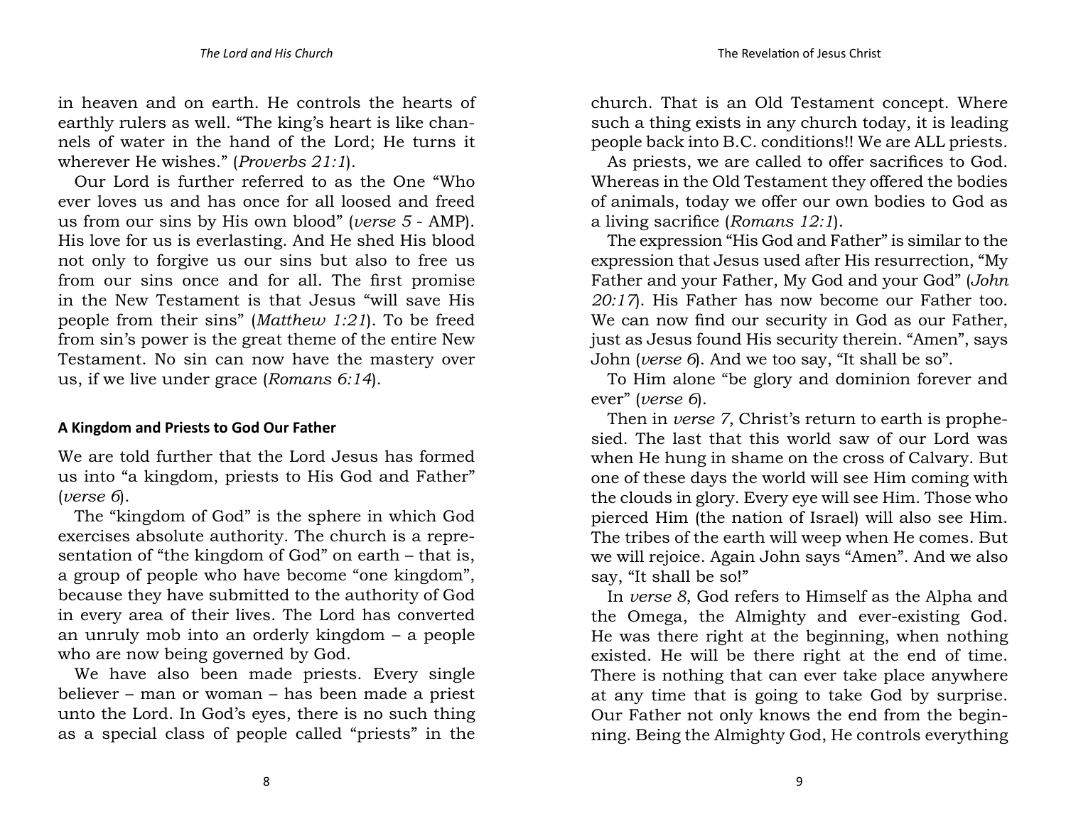in heaven and on earth. He controls the hearts of earthly rulers as well. "The king's heart is like channels of water in the hand of the Lord; He turns it wherever He wishes." (*Proverbs 21:1*).

Our Lord is further referred to as the One "Who ever loves us and has once for all loosed and freed us from our sins by His own blood" (*verse 5* - AMP). His love for us is everlasting. And He shed His blood not only to forgive us our sins but also to free us from our sins once and for all. The first promise in the New Testament is that Jesus "will save His people from their sins" (*Matthew 1:21*). To be freed from sin's power is the great theme of the entire New Testament. No sin can now have the mastery over us, if we live under grace (*Romans 6:14*).

## A Kingdom and Priests to God Our Father

We are told further that the Lord Jesus has formed us into "a kingdom, priests to His God and Father" (*verse 6*).

The "kingdom of God" is the sphere in which God exercises absolute authority. The church is a representation of "the kingdom of God" on earth – that is, a group of people who have become "one kingdom", because they have submitted to the authority of God in every area of their lives. The Lord has converted an unruly mob into an orderly kingdom – a people who are now being governed by God.

We have also been made priests. Every single believer – man or woman – has been made a priest unto the Lord. In God's eyes, there is no such thing as a special class of people called "priests" in the church. That is an Old Testament concept. Where such a thing exists in any church today, it is leading people back into B.C. conditions!! We are ALL priests.

As priests, we are called to offer sacrifices to God. Whereas in the Old Testament they offered the bodies of animals, today we offer our own bodies to God as a living sacrifice (*Romans 12:1*).

The expression "His God and Father" is similar to the expression that Jesus used after His resurrection, "My Father and your Father, My God and your God" (*John 20:17*). His Father has now become our Father too. We can now find our security in God as our Father, just as Jesus found His security therein. "Amen", says John (*verse 6*). And we too say, "It shall be so".

To Him alone "be glory and dominion forever and ever" (*verse 6*).

Then in *verse 7*, Christ's return to earth is prophesied. The last that this world saw of our Lord was when He hung in shame on the cross of Calvary. But one of these days the world will see Him coming with the clouds in glory. Every eye will see Him. Those who pierced Him (the nation of Israel) will also see Him. The tribes of the earth will weep when He comes. But we will rejoice. Again John says "Amen". And we also say, "It shall be so!"

In *verse 8*, God refers to Himself as the Alpha and the Omega, the Almighty and ever-existing God. He was there right at the beginning, when nothing existed. He will be there right at the end of time. There is nothing that can ever take place anywhere at any time that is going to take God by surprise. Our Father not only knows the end from the beginning. Being the Almighty God, He controls everything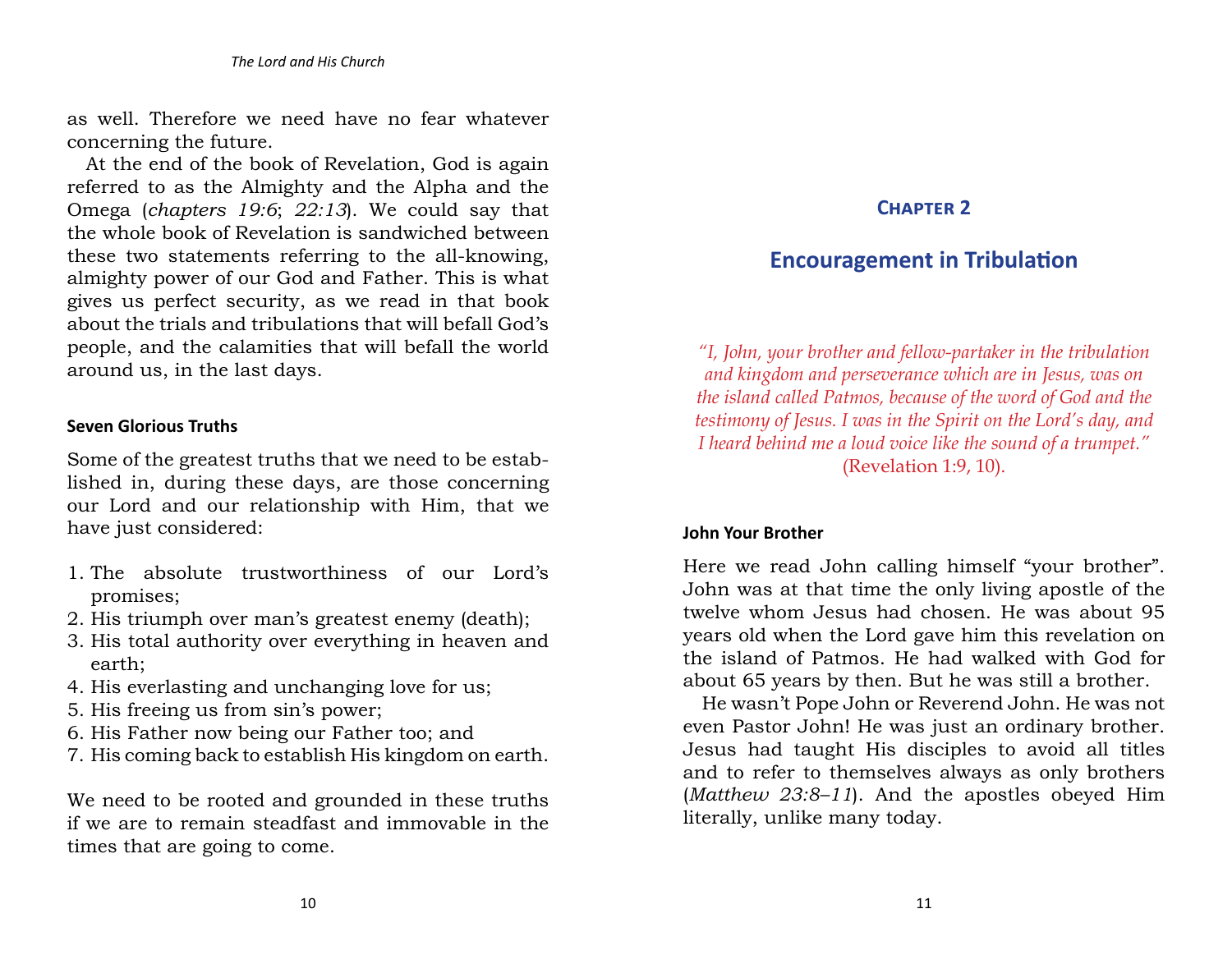as well. Therefore we need have no fear whatever concerning the future.

At the end of the book of Revelation, God is again referred to as the Almighty and the Alpha and the Omega (*chapters 19:6*; *22:13*). We could say that the whole book of Revelation is sandwiched between these two statements referring to the all-knowing, almighty power of our God and Father. This is what gives us perfect security, as we read in that book about the trials and tribulations that will befall God's people, and the calamities that will befall the world around us, in the last days.

### Seven Glorious Truths

Some of the greatest truths that we need to be established in, during these days, are those concerning our Lord and our relationship with Him, that we have just considered:

1. The absolute trustworthiness of our Lord's promises;
2. His triumph over man's greatest enemy (death);
3. His total authority over everything in heaven and earth;
4. His everlasting and unchanging love for us;
5. His freeing us from sin's power;
6. His Father now being our Father too; and
7. His coming back to establish His kingdom on earth.

We need to be rooted and grounded in these truths if we are to remain steadfast and immovable in the times that are going to come.

# Chapter 2

## Encouragement in Tribulation

*"I, John, your brother and fellow-partaker in the tribulation and kingdom and perseverance which are in Jesus, was on the island called Patmos, because of the word of God and the testimony of Jesus. I was in the Spirit on the Lord's day, and I heard behind me a loud voice like the sound of a trumpet."* (Revelation 1:9, 10).

### John Your Brother

Here we read John calling himself "your brother". John was at that time the only living apostle of the twelve whom Jesus had chosen. He was about 95 years old when the Lord gave him this revelation on the island of Patmos. He had walked with God for about 65 years by then. But he was still a brother.

He wasn't Pope John or Reverend John. He was not even Pastor John! He was just an ordinary brother. Jesus had taught His disciples to avoid all titles and to refer to themselves always as only brothers (*Matthew 23:8–11*). And the apostles obeyed Him literally, unlike many today.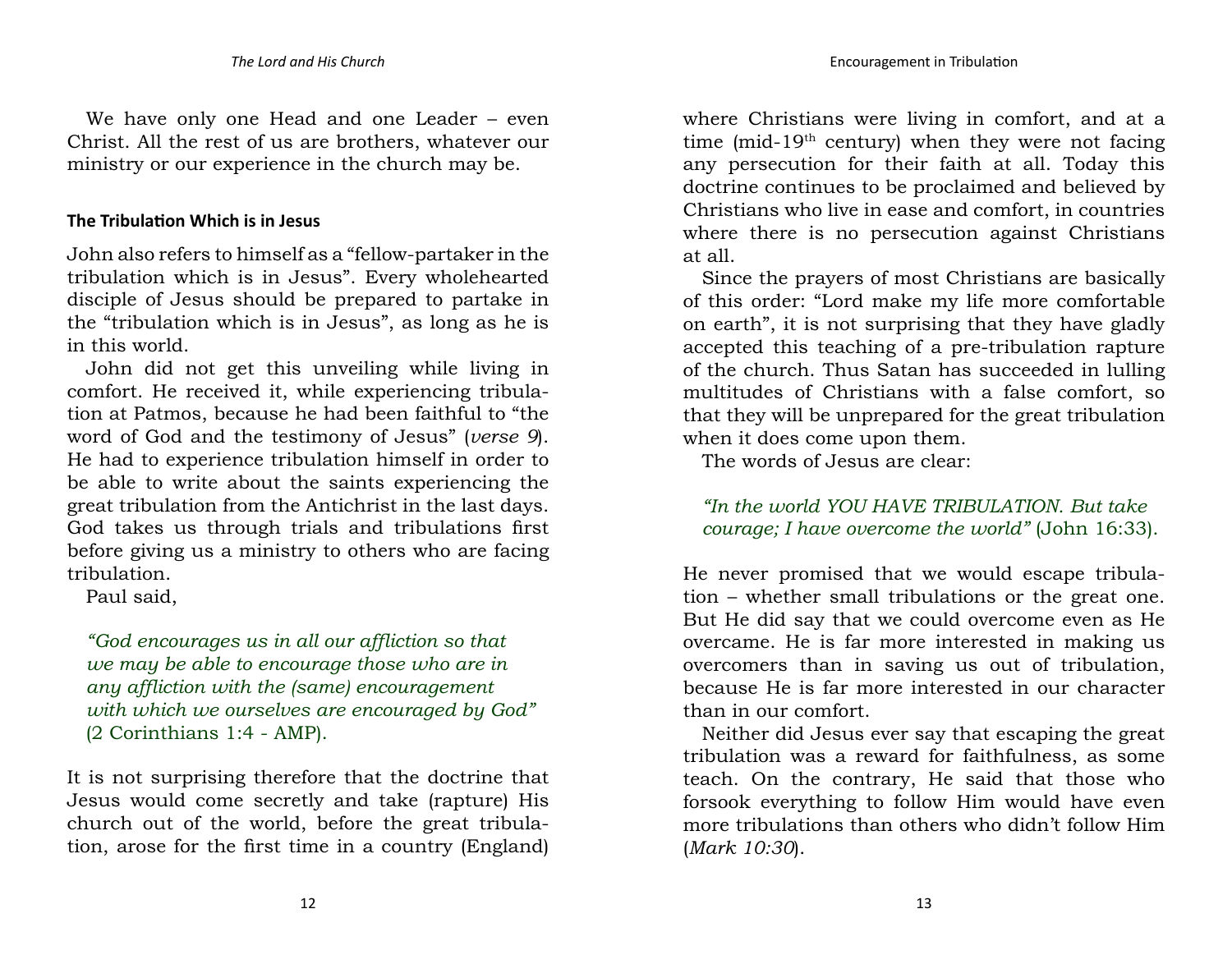We have only one Head and one Leader – even Christ. All the rest of us are brothers, whatever our ministry or our experience in the church may be.

### The Tribulation Which is in Jesus

John also refers to himself as a "fellow-partaker in the tribulation which is in Jesus". Every wholehearted disciple of Jesus should be prepared to partake in the "tribulation which is in Jesus", as long as he is in this world.

John did not get this unveiling while living in comfort. He received it, while experiencing tribulation at Patmos, because he had been faithful to "the word of God and the testimony of Jesus" (*verse 9*). He had to experience tribulation himself in order to be able to write about the saints experiencing the great tribulation from the Antichrist in the last days. God takes us through trials and tribulations first before giving us a ministry to others who are facing tribulation.

Paul said,

> *"God encourages us in all our affliction so that we may be able to encourage those who are in any affliction with the (same) encouragement with which we ourselves are encouraged by God"* (2 Corinthians 1:4 - AMP).

It is not surprising therefore that the doctrine that Jesus would come secretly and take (rapture) His church out of the world, before the great tribulation, arose for the first time in a country (England) where Christians were living in comfort, and at a time (mid-19th century) when they were not facing any persecution for their faith at all. Today this doctrine continues to be proclaimed and believed by Christians who live in ease and comfort, in countries where there is no persecution against Christians at all.

Since the prayers of most Christians are basically of this order: "Lord make my life more comfortable on earth", it is not surprising that they have gladly accepted this teaching of a pre-tribulation rapture of the church. Thus Satan has succeeded in lulling multitudes of Christians with a false comfort, so that they will be unprepared for the great tribulation when it does come upon them.

The words of Jesus are clear:

> *"In the world YOU HAVE TRIBULATION. But take courage; I have overcome the world"* (John 16:33).

He never promised that we would escape tribulation – whether small tribulations or the great one. But He did say that we could overcome even as He overcame. He is far more interested in making us overcomers than in saving us out of tribulation, because He is far more interested in our character than in our comfort.

Neither did Jesus ever say that escaping the great tribulation was a reward for faithfulness, as some teach. On the contrary, He said that those who forsook everything to follow Him would have even more tribulations than others who didn't follow Him (*Mark 10:30*).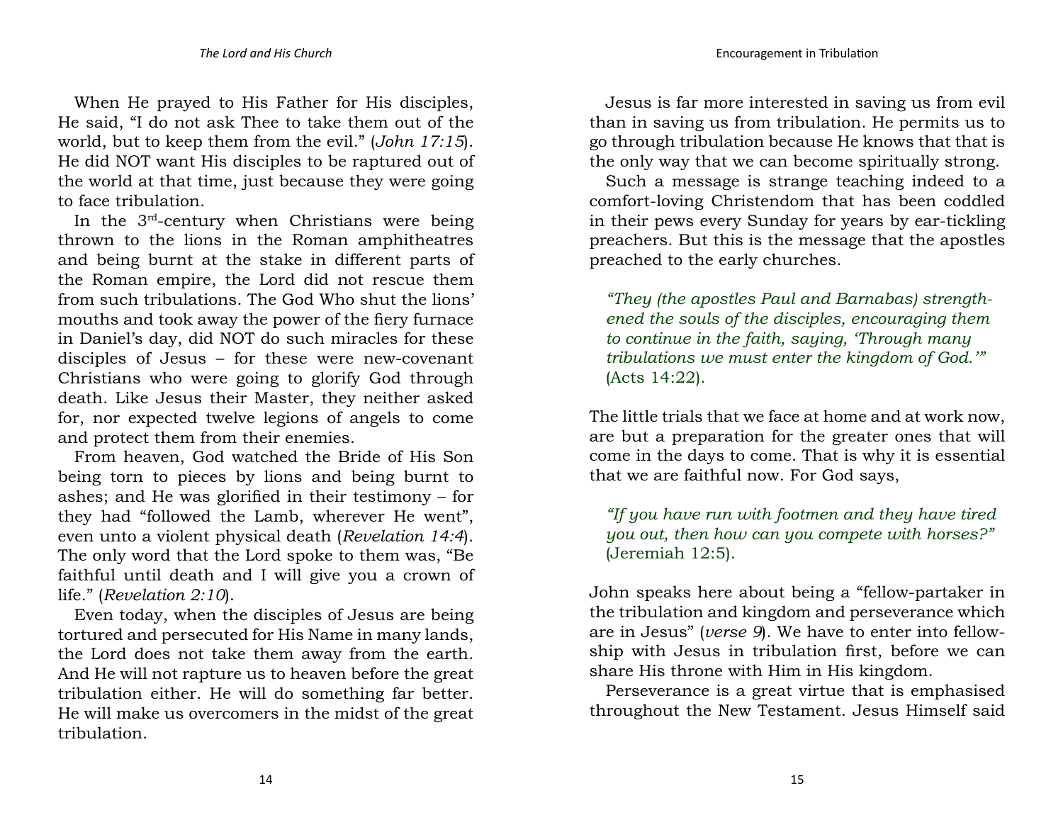When He prayed to His Father for His disciples, He said, "I do not ask Thee to take them out of the world, but to keep them from the evil." (*John 17:15*). He did NOT want His disciples to be raptured out of the world at that time, just because they were going to face tribulation.

In the 3rd-century when Christians were being thrown to the lions in the Roman amphitheatres and being burnt at the stake in different parts of the Roman empire, the Lord did not rescue them from such tribulations. The God Who shut the lions' mouths and took away the power of the fiery furnace in Daniel's day, did NOT do such miracles for these disciples of Jesus – for these were new-covenant Christians who were going to glorify God through death. Like Jesus their Master, they neither asked for, nor expected twelve legions of angels to come and protect them from their enemies.

From heaven, God watched the Bride of His Son being torn to pieces by lions and being burnt to ashes; and He was glorified in their testimony – for they had "followed the Lamb, wherever He went", even unto a violent physical death (*Revelation 14:4*). The only word that the Lord spoke to them was, "Be faithful until death and I will give you a crown of life." (*Revelation 2:10*).

Even today, when the disciples of Jesus are being tortured and persecuted for His Name in many lands, the Lord does not take them away from the earth. And He will not rapture us to heaven before the great tribulation either. He will do something far better. He will make us overcomers in the midst of the great tribulation.

Jesus is far more interested in saving us from evil than in saving us from tribulation. He permits us to go through tribulation because He knows that that is the only way that we can become spiritually strong.

Such a message is strange teaching indeed to a comfort-loving Christendom that has been coddled in their pews every Sunday for years by ear-tickling preachers. But this is the message that the apostles preached to the early churches.

> *"They (the apostles Paul and Barnabas) strengthened the souls of the disciples, encouraging them to continue in the faith, saying, 'Through many tribulations we must enter the kingdom of God.'"* (Acts 14:22).

The little trials that we face at home and at work now, are but a preparation for the greater ones that will come in the days to come. That is why it is essential that we are faithful now. For God says,

> *"If you have run with footmen and they have tired you out, then how can you compete with horses?"* (Jeremiah 12:5).

John speaks here about being a "fellow-partaker in the tribulation and kingdom and perseverance which are in Jesus" (*verse 9*). We have to enter into fellowship with Jesus in tribulation first, before we can share His throne with Him in His kingdom.

Perseverance is a great virtue that is emphasised throughout the New Testament. Jesus Himself said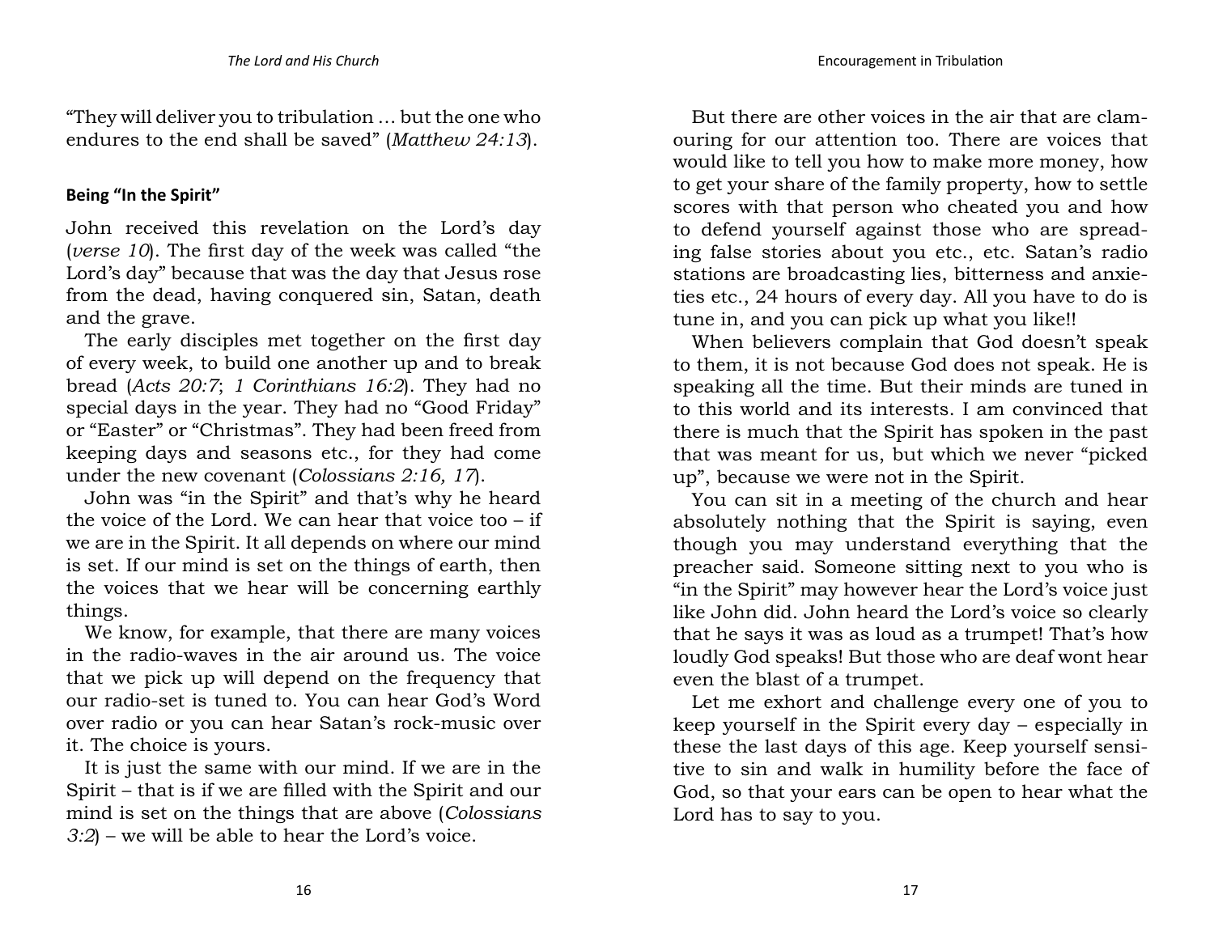"They will deliver you to tribulation … but the one who endures to the end shall be saved" (*Matthew 24:13*).

## Being "In the Spirit"

John received this revelation on the Lord's day (*verse 10*). The first day of the week was called "the Lord's day" because that was the day that Jesus rose from the dead, having conquered sin, Satan, death and the grave.

The early disciples met together on the first day of every week, to build one another up and to break bread (*Acts 20:7*; *1 Corinthians 16:2*). They had no special days in the year. They had no "Good Friday" or "Easter" or "Christmas". They had been freed from keeping days and seasons etc., for they had come under the new covenant (*Colossians 2:16, 17*).

John was "in the Spirit" and that's why he heard the voice of the Lord. We can hear that voice too – if we are in the Spirit. It all depends on where our mind is set. If our mind is set on the things of earth, then the voices that we hear will be concerning earthly things.

We know, for example, that there are many voices in the radio-waves in the air around us. The voice that we pick up will depend on the frequency that our radio-set is tuned to. You can hear God's Word over radio or you can hear Satan's rock-music over it. The choice is yours.

It is just the same with our mind. If we are in the Spirit – that is if we are filled with the Spirit and our mind is set on the things that are above (*Colossians 3:2*) – we will be able to hear the Lord's voice.

But there are other voices in the air that are clamouring for our attention too. There are voices that would like to tell you how to make more money, how to get your share of the family property, how to settle scores with that person who cheated you and how to defend yourself against those who are spreading false stories about you etc., etc. Satan's radio stations are broadcasting lies, bitterness and anxieties etc., 24 hours of every day. All you have to do is tune in, and you can pick up what you like!!

When believers complain that God doesn't speak to them, it is not because God does not speak. He is speaking all the time. But their minds are tuned in to this world and its interests. I am convinced that there is much that the Spirit has spoken in the past that was meant for us, but which we never "picked up", because we were not in the Spirit.

You can sit in a meeting of the church and hear absolutely nothing that the Spirit is saying, even though you may understand everything that the preacher said. Someone sitting next to you who is "in the Spirit" may however hear the Lord's voice just like John did. John heard the Lord's voice so clearly that he says it was as loud as a trumpet! That's how loudly God speaks! But those who are deaf wont hear even the blast of a trumpet.

Let me exhort and challenge every one of you to keep yourself in the Spirit every day – especially in these the last days of this age. Keep yourself sensitive to sin and walk in humility before the face of God, so that your ears can be open to hear what the Lord has to say to you.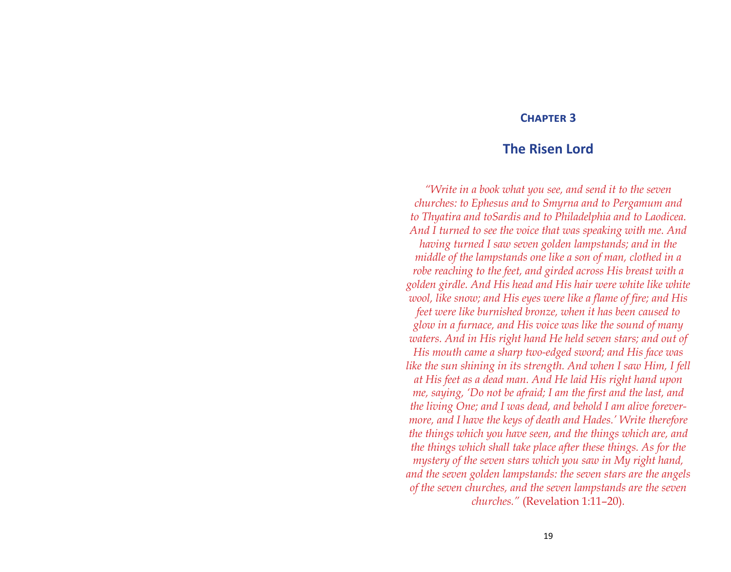## Chapter 3

# The Risen Lord

*"Write in a book what you see, and send it to the seven churches: to Ephesus and to Smyrna and to Pergamum and to Thyatira and toSardis and to Philadelphia and to Laodicea. And I turned to see the voice that was speaking with me. And having turned I saw seven golden lampstands; and in the middle of the lampstands one like a son of man, clothed in a robe reaching to the feet, and girded across His breast with a golden girdle. And His head and His hair were white like white wool, like snow; and His eyes were like a flame of fire; and His feet were like burnished bronze, when it has been caused to glow in a furnace, and His voice was like the sound of many waters. And in His right hand He held seven stars; and out of His mouth came a sharp two-edged sword; and His face was like the sun shining in its strength. And when I saw Him, I fell at His feet as a dead man. And He laid His right hand upon me, saying, 'Do not be afraid; I am the first and the last, and the living One; and I was dead, and behold I am alive forevermore, and I have the keys of death and Hades.' Write therefore the things which you have seen, and the things which are, and the things which shall take place after these things. As for the mystery of the seven stars which you saw in My right hand, and the seven golden lampstands: the seven stars are the angels of the seven churches, and the seven lampstands are the seven churches."* (Revelation 1:11–20).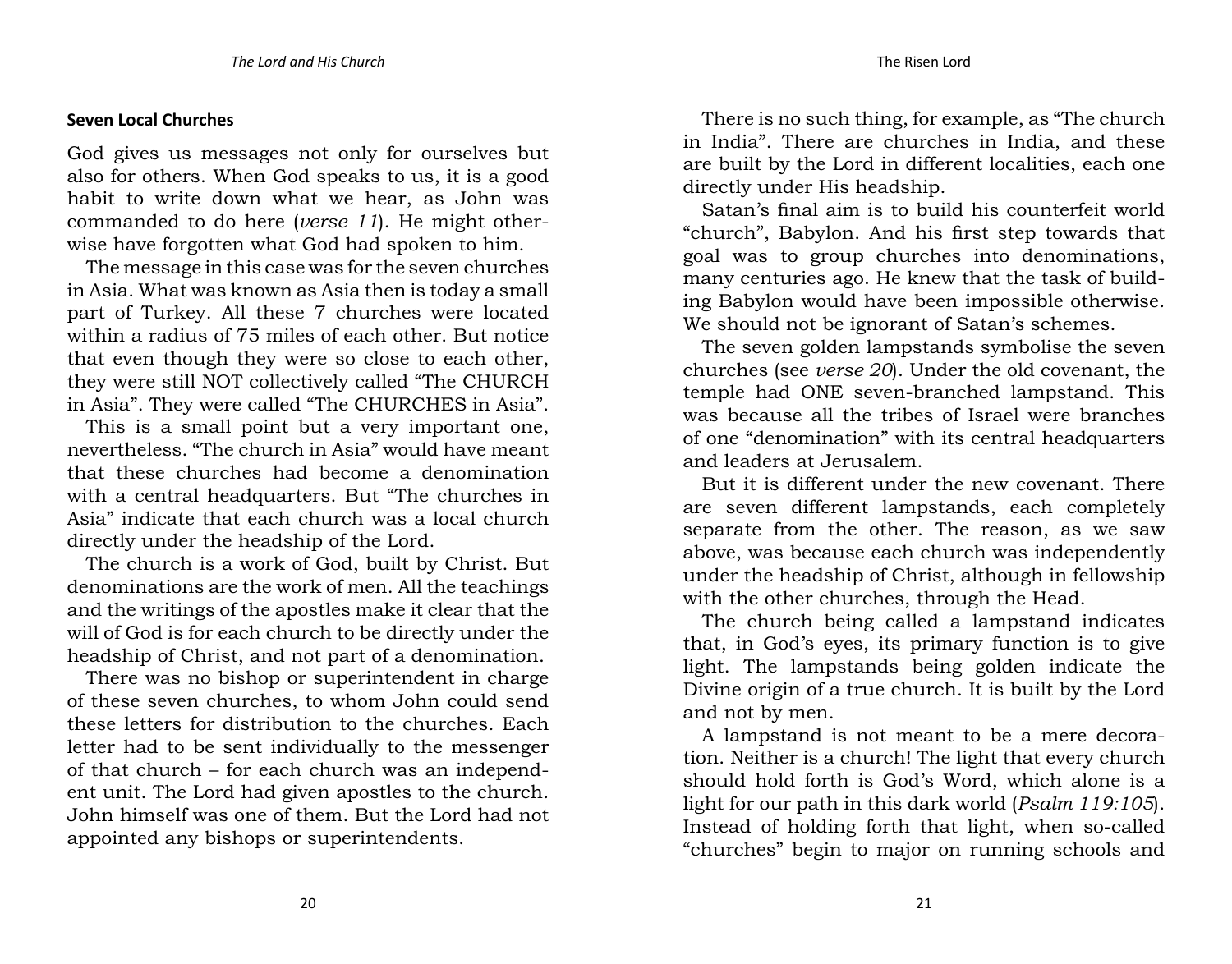### Seven Local Churches

God gives us messages not only for ourselves but also for others. When God speaks to us, it is a good habit to write down what we hear, as John was commanded to do here (*verse 11*). He might otherwise have forgotten what God had spoken to him.

The message in this case was for the seven churches in Asia. What was known as Asia then is today a small part of Turkey. All these 7 churches were located within a radius of 75 miles of each other. But notice that even though they were so close to each other, they were still NOT collectively called "The CHURCH in Asia". They were called "The CHURCHES in Asia".

This is a small point but a very important one, nevertheless. "The church in Asia" would have meant that these churches had become a denomination with a central headquarters. But "The churches in Asia" indicate that each church was a local church directly under the headship of the Lord.

The church is a work of God, built by Christ. But denominations are the work of men. All the teachings and the writings of the apostles make it clear that the will of God is for each church to be directly under the headship of Christ, and not part of a denomination.

There was no bishop or superintendent in charge of these seven churches, to whom John could send these letters for distribution to the churches. Each letter had to be sent individually to the messenger of that church – for each church was an independent unit. The Lord had given apostles to the church. John himself was one of them. But the Lord had not appointed any bishops or superintendents.

There is no such thing, for example, as "The church in India". There are churches in India, and these are built by the Lord in different localities, each one directly under His headship.

Satan's final aim is to build his counterfeit world "church", Babylon. And his first step towards that goal was to group churches into denominations, many centuries ago. He knew that the task of building Babylon would have been impossible otherwise. We should not be ignorant of Satan's schemes.

The seven golden lampstands symbolise the seven churches (see *verse 20*). Under the old covenant, the temple had ONE seven-branched lampstand. This was because all the tribes of Israel were branches of one "denomination" with its central headquarters and leaders at Jerusalem.

But it is different under the new covenant. There are seven different lampstands, each completely separate from the other. The reason, as we saw above, was because each church was independently under the headship of Christ, although in fellowship with the other churches, through the Head.

The church being called a lampstand indicates that, in God's eyes, its primary function is to give light. The lampstands being golden indicate the Divine origin of a true church. It is built by the Lord and not by men.

A lampstand is not meant to be a mere decoration. Neither is a church! The light that every church should hold forth is God's Word, which alone is a light for our path in this dark world (*Psalm 119:105*). Instead of holding forth that light, when so-called "churches" begin to major on running schools and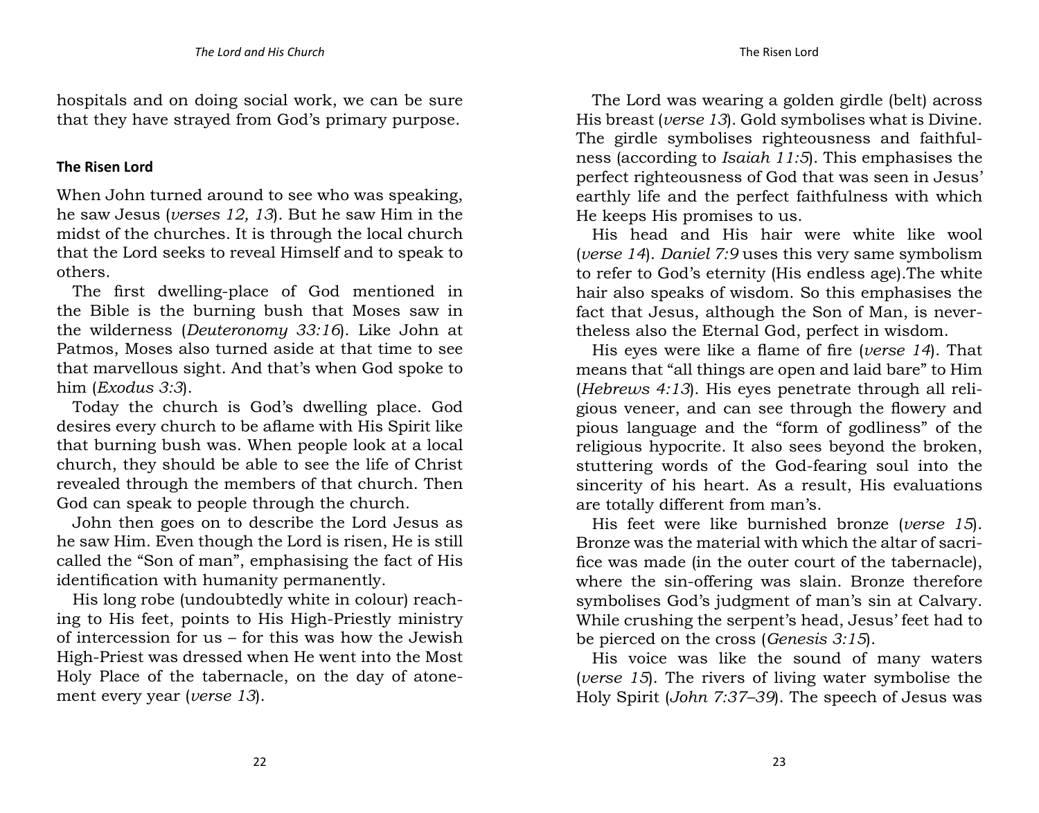hospitals and on doing social work, we can be sure that they have strayed from God's primary purpose.

## The Risen Lord

When John turned around to see who was speaking, he saw Jesus (*verses 12, 13*). But he saw Him in the midst of the churches. It is through the local church that the Lord seeks to reveal Himself and to speak to others.

The first dwelling-place of God mentioned in the Bible is the burning bush that Moses saw in the wilderness (*Deuteronomy 33:16*). Like John at Patmos, Moses also turned aside at that time to see that marvellous sight. And that's when God spoke to him (*Exodus 3:3*).

Today the church is God's dwelling place. God desires every church to be aflame with His Spirit like that burning bush was. When people look at a local church, they should be able to see the life of Christ revealed through the members of that church. Then God can speak to people through the church.

John then goes on to describe the Lord Jesus as he saw Him. Even though the Lord is risen, He is still called the "Son of man", emphasising the fact of His identification with humanity permanently.

His long robe (undoubtedly white in colour) reaching to His feet, points to His High-Priestly ministry of intercession for us – for this was how the Jewish High-Priest was dressed when He went into the Most Holy Place of the tabernacle, on the day of atonement every year (*verse 13*).

The Lord was wearing a golden girdle (belt) across His breast (*verse 13*). Gold symbolises what is Divine. The girdle symbolises righteousness and faithfulness (according to *Isaiah 11:5*). This emphasises the perfect righteousness of God that was seen in Jesus' earthly life and the perfect faithfulness with which He keeps His promises to us.

His head and His hair were white like wool (*verse 14*). *Daniel 7:9* uses this very same symbolism to refer to God's eternity (His endless age).The white hair also speaks of wisdom. So this emphasises the fact that Jesus, although the Son of Man, is nevertheless also the Eternal God, perfect in wisdom.

His eyes were like a flame of fire (*verse 14*). That means that "all things are open and laid bare" to Him (*Hebrews 4:13*). His eyes penetrate through all religious veneer, and can see through the flowery and pious language and the "form of godliness" of the religious hypocrite. It also sees beyond the broken, stuttering words of the God-fearing soul into the sincerity of his heart. As a result, His evaluations are totally different from man's.

His feet were like burnished bronze (*verse 15*). Bronze was the material with which the altar of sacrifice was made (in the outer court of the tabernacle), where the sin-offering was slain. Bronze therefore symbolises God's judgment of man's sin at Calvary. While crushing the serpent's head, Jesus' feet had to be pierced on the cross (*Genesis 3:15*).

His voice was like the sound of many waters (*verse 15*). The rivers of living water symbolise the Holy Spirit (*John 7:37–39*). The speech of Jesus was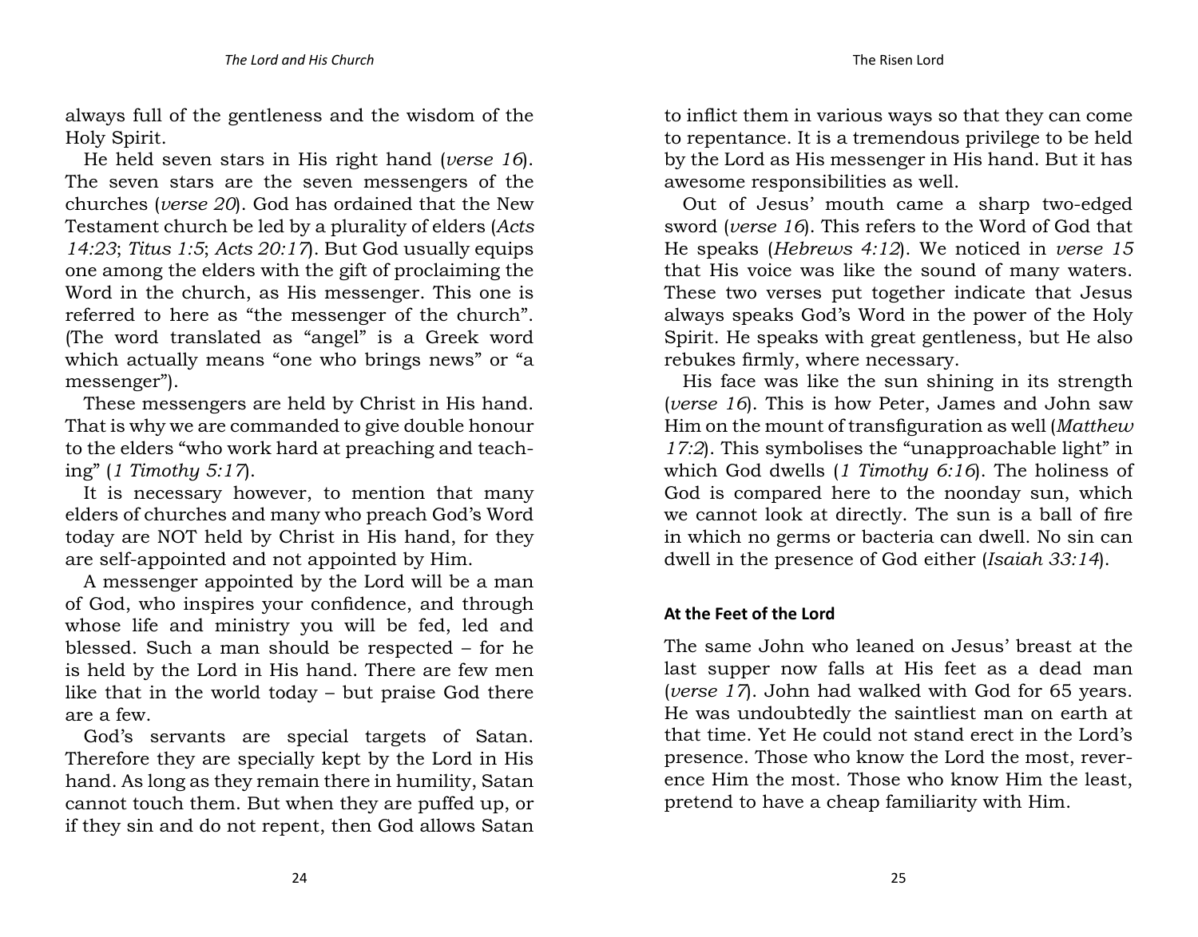always full of the gentleness and the wisdom of the Holy Spirit.

He held seven stars in His right hand (*verse 16*). The seven stars are the seven messengers of the churches (*verse 20*). God has ordained that the New Testament church be led by a plurality of elders (*Acts 14:23*; *Titus 1:5*; *Acts 20:17*). But God usually equips one among the elders with the gift of proclaiming the Word in the church, as His messenger. This one is referred to here as "the messenger of the church". (The word translated as "angel" is a Greek word which actually means "one who brings news" or "a messenger").

These messengers are held by Christ in His hand. That is why we are commanded to give double honour to the elders "who work hard at preaching and teaching" (*1 Timothy 5:17*).

It is necessary however, to mention that many elders of churches and many who preach God's Word today are NOT held by Christ in His hand, for they are self-appointed and not appointed by Him.

A messenger appointed by the Lord will be a man of God, who inspires your confidence, and through whose life and ministry you will be fed, led and blessed. Such a man should be respected – for he is held by the Lord in His hand. There are few men like that in the world today – but praise God there are a few.

God's servants are special targets of Satan. Therefore they are specially kept by the Lord in His hand. As long as they remain there in humility, Satan cannot touch them. But when they are puffed up, or if they sin and do not repent, then God allows Satan to inflict them in various ways so that they can come to repentance. It is a tremendous privilege to be held by the Lord as His messenger in His hand. But it has awesome responsibilities as well.

Out of Jesus' mouth came a sharp two-edged sword (*verse 16*). This refers to the Word of God that He speaks (*Hebrews 4:12*). We noticed in *verse 15* that His voice was like the sound of many waters. These two verses put together indicate that Jesus always speaks God's Word in the power of the Holy Spirit. He speaks with great gentleness, but He also rebukes firmly, where necessary.

His face was like the sun shining in its strength (*verse 16*). This is how Peter, James and John saw Him on the mount of transfiguration as well (*Matthew 17:2*). This symbolises the "unapproachable light" in which God dwells (*1 Timothy 6:16*). The holiness of God is compared here to the noonday sun, which we cannot look at directly. The sun is a ball of fire in which no germs or bacteria can dwell. No sin can dwell in the presence of God either (*Isaiah 33:14*).

### At the Feet of the Lord

The same John who leaned on Jesus' breast at the last supper now falls at His feet as a dead man (*verse 17*). John had walked with God for 65 years. He was undoubtedly the saintliest man on earth at that time. Yet He could not stand erect in the Lord's presence. Those who know the Lord the most, reverence Him the most. Those who know Him the least, pretend to have a cheap familiarity with Him.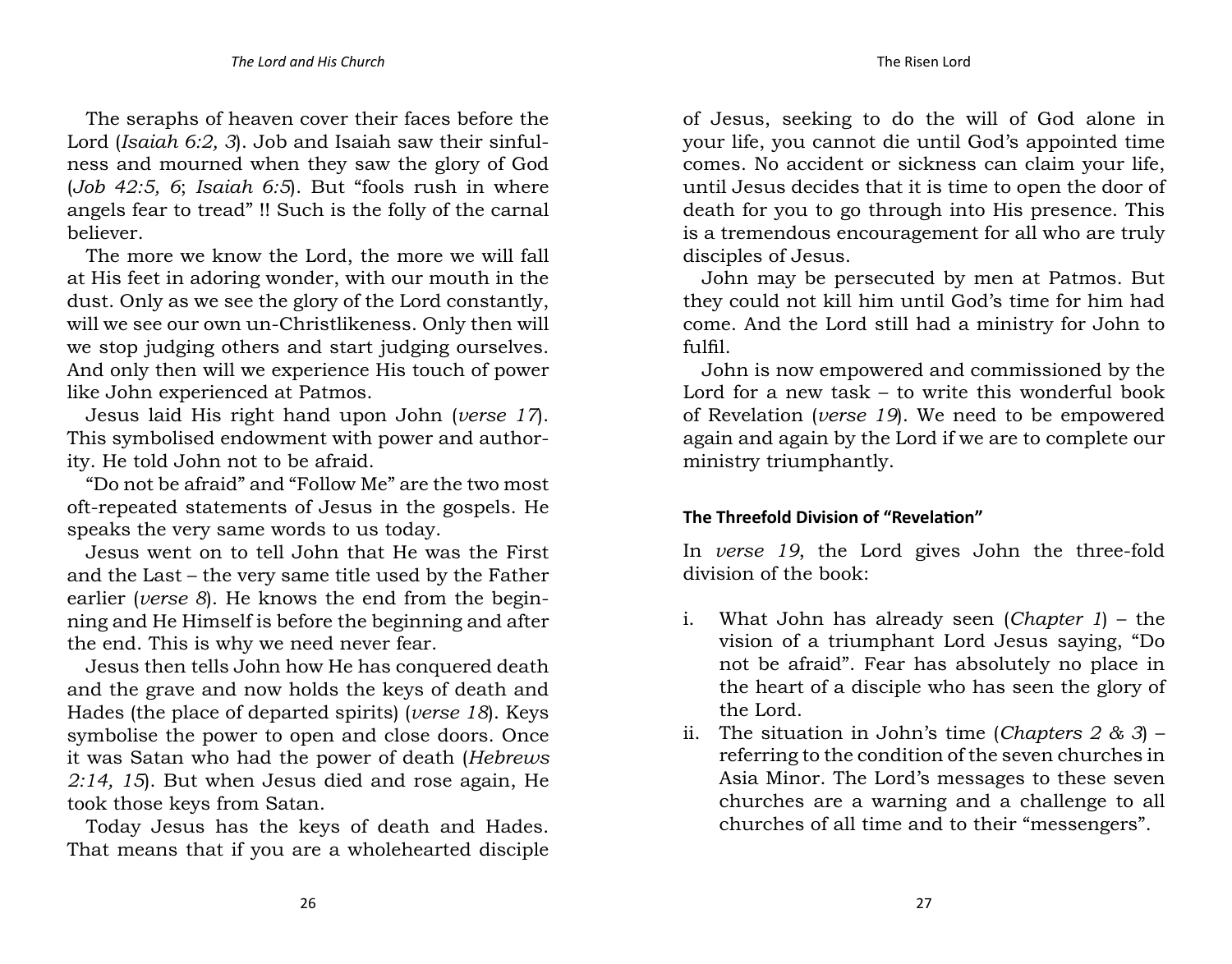The seraphs of heaven cover their faces before the Lord (*Isaiah 6:2, 3*). Job and Isaiah saw their sinfulness and mourned when they saw the glory of God (*Job 42:5, 6*; *Isaiah 6:5*). But "fools rush in where angels fear to tread" !! Such is the folly of the carnal believer.

The more we know the Lord, the more we will fall at His feet in adoring wonder, with our mouth in the dust. Only as we see the glory of the Lord constantly, will we see our own un-Christlikeness. Only then will we stop judging others and start judging ourselves. And only then will we experience His touch of power like John experienced at Patmos.

Jesus laid His right hand upon John (*verse 17*). This symbolised endowment with power and authority. He told John not to be afraid.

"Do not be afraid" and "Follow Me" are the two most oft-repeated statements of Jesus in the gospels. He speaks the very same words to us today.

Jesus went on to tell John that He was the First and the Last – the very same title used by the Father earlier (*verse 8*). He knows the end from the beginning and He Himself is before the beginning and after the end. This is why we need never fear.

Jesus then tells John how He has conquered death and the grave and now holds the keys of death and Hades (the place of departed spirits) (*verse 18*). Keys symbolise the power to open and close doors. Once it was Satan who had the power of death (*Hebrews 2:14, 15*). But when Jesus died and rose again, He took those keys from Satan.

Today Jesus has the keys of death and Hades. That means that if you are a wholehearted disciple of Jesus, seeking to do the will of God alone in your life, you cannot die until God's appointed time comes. No accident or sickness can claim your life, until Jesus decides that it is time to open the door of death for you to go through into His presence. This is a tremendous encouragement for all who are truly disciples of Jesus.

John may be persecuted by men at Patmos. But they could not kill him until God's time for him had come. And the Lord still had a ministry for John to fulfil.

John is now empowered and commissioned by the Lord for a new task – to write this wonderful book of Revelation (*verse 19*). We need to be empowered again and again by the Lord if we are to complete our ministry triumphantly.

### The Threefold Division of "Revelation"

In *verse 19*, the Lord gives John the three-fold division of the book:

i. What John has already seen (*Chapter 1*) – the vision of a triumphant Lord Jesus saying, "Do not be afraid". Fear has absolutely no place in the heart of a disciple who has seen the glory of the Lord.
ii. The situation in John's time (*Chapters 2 & 3*) – referring to the condition of the seven churches in Asia Minor. The Lord's messages to these seven churches are a warning and a challenge to all churches of all time and to their "messengers".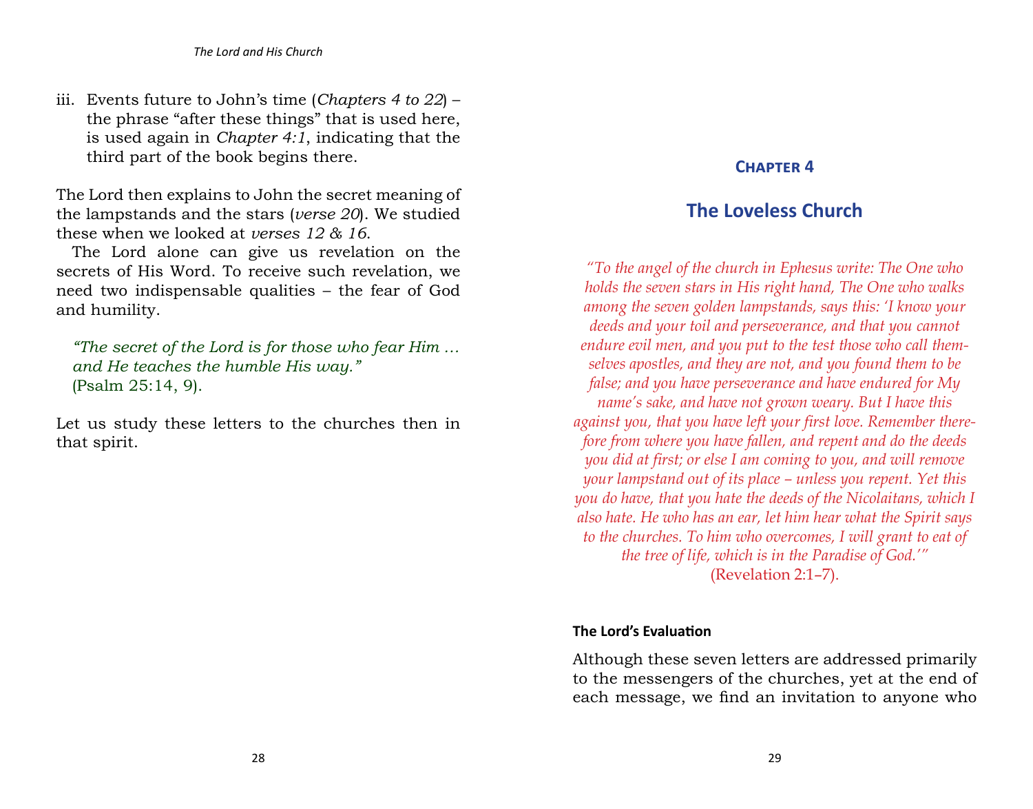iii. Events future to John's time (*Chapters 4 to 22*) – the phrase "after these things" that is used here, is used again in *Chapter 4:1*, indicating that the third part of the book begins there.

The Lord then explains to John the secret meaning of the lampstands and the stars (*verse 20*). We studied these when we looked at *verses 12 & 16*.

The Lord alone can give us revelation on the secrets of His Word. To receive such revelation, we need two indispensable qualities – the fear of God and humility.

> *"The secret of the Lord is for those who fear Him … and He teaches the humble His way."*
> (Psalm 25:14, 9).

Let us study these letters to the churches then in that spirit.

## Chapter 4

# The Loveless Church

> *"To the angel of the church in Ephesus write: The One who holds the seven stars in His right hand, The One who walks among the seven golden lampstands, says this: 'I know your deeds and your toil and perseverance, and that you cannot endure evil men, and you put to the test those who call themselves apostles, and they are not, and you found them to be false; and you have perseverance and have endured for My name's sake, and have not grown weary. But I have this against you, that you have left your first love. Remember therefore from where you have fallen, and repent and do the deeds you did at first; or else I am coming to you, and will remove your lampstand out of its place – unless you repent. Yet this you do have, that you hate the deeds of the Nicolaitans, which I also hate. He who has an ear, let him hear what the Spirit says to the churches. To him who overcomes, I will grant to eat of the tree of life, which is in the Paradise of God.'"*
> (Revelation 2:1–7).

### The Lord's Evaluation

Although these seven letters are addressed primarily to the messengers of the churches, yet at the end of each message, we find an invitation to anyone who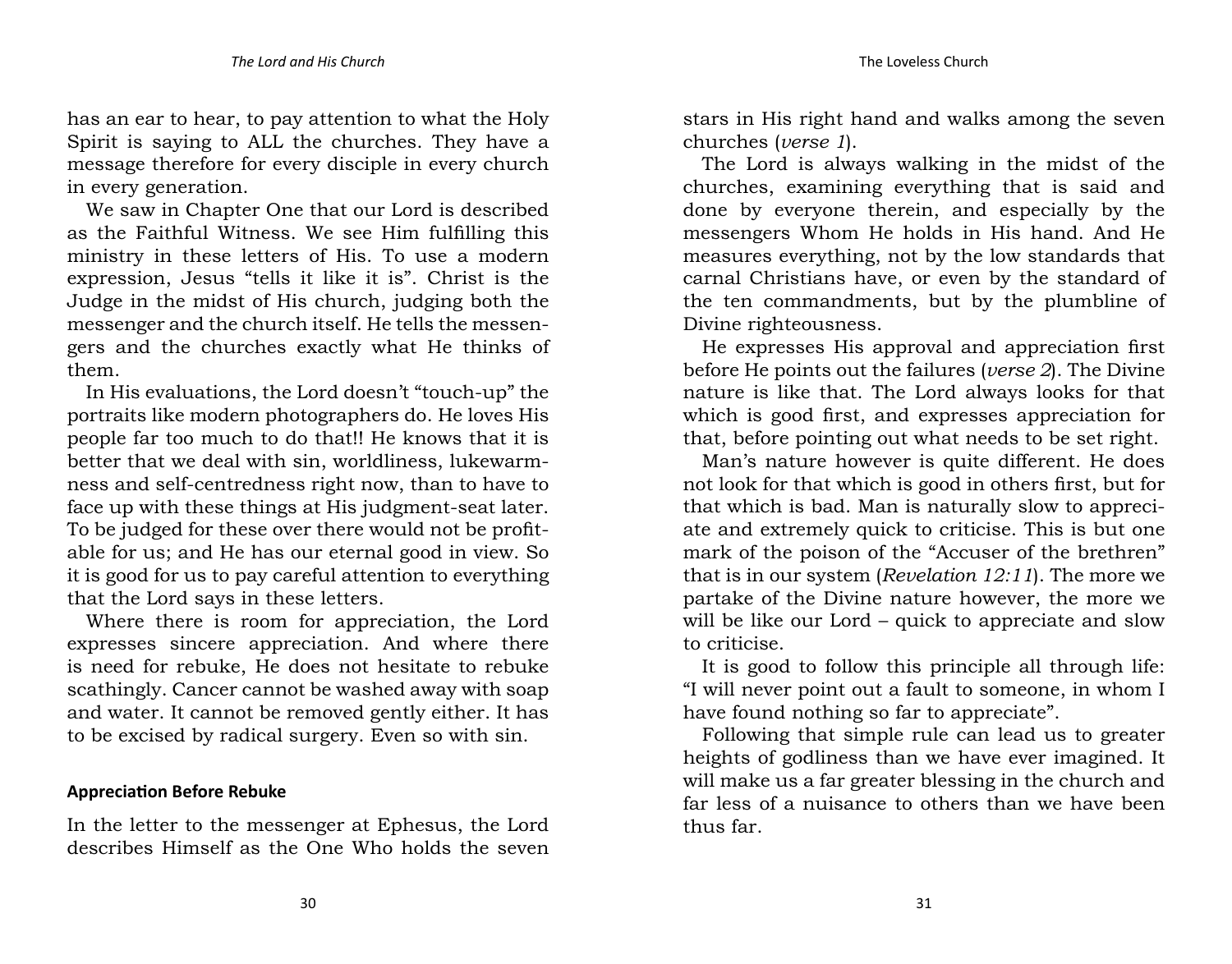has an ear to hear, to pay attention to what the Holy Spirit is saying to ALL the churches. They have a message therefore for every disciple in every church in every generation.

We saw in Chapter One that our Lord is described as the Faithful Witness. We see Him fulfilling this ministry in these letters of His. To use a modern expression, Jesus "tells it like it is". Christ is the Judge in the midst of His church, judging both the messenger and the church itself. He tells the messengers and the churches exactly what He thinks of them.

In His evaluations, the Lord doesn't "touch-up" the portraits like modern photographers do. He loves His people far too much to do that!! He knows that it is better that we deal with sin, worldliness, lukewarmness and self-centredness right now, than to have to face up with these things at His judgment-seat later. To be judged for these over there would not be profitable for us; and He has our eternal good in view. So it is good for us to pay careful attention to everything that the Lord says in these letters.

Where there is room for appreciation, the Lord expresses sincere appreciation. And where there is need for rebuke, He does not hesitate to rebuke scathingly. Cancer cannot be washed away with soap and water. It cannot be removed gently either. It has to be excised by radical surgery. Even so with sin.

### Appreciation Before Rebuke

In the letter to the messenger at Ephesus, the Lord describes Himself as the One Who holds the seven stars in His right hand and walks among the seven churches (*verse 1*).

The Lord is always walking in the midst of the churches, examining everything that is said and done by everyone therein, and especially by the messengers Whom He holds in His hand. And He measures everything, not by the low standards that carnal Christians have, or even by the standard of the ten commandments, but by the plumbline of Divine righteousness.

He expresses His approval and appreciation first before He points out the failures (*verse 2*). The Divine nature is like that. The Lord always looks for that which is good first, and expresses appreciation for that, before pointing out what needs to be set right.

Man's nature however is quite different. He does not look for that which is good in others first, but for that which is bad. Man is naturally slow to appreciate and extremely quick to criticise. This is but one mark of the poison of the "Accuser of the brethren" that is in our system (*Revelation 12:11*). The more we partake of the Divine nature however, the more we will be like our Lord – quick to appreciate and slow to criticise.

It is good to follow this principle all through life: "I will never point out a fault to someone, in whom I have found nothing so far to appreciate".

Following that simple rule can lead us to greater heights of godliness than we have ever imagined. It will make us a far greater blessing in the church and far less of a nuisance to others than we have been thus far.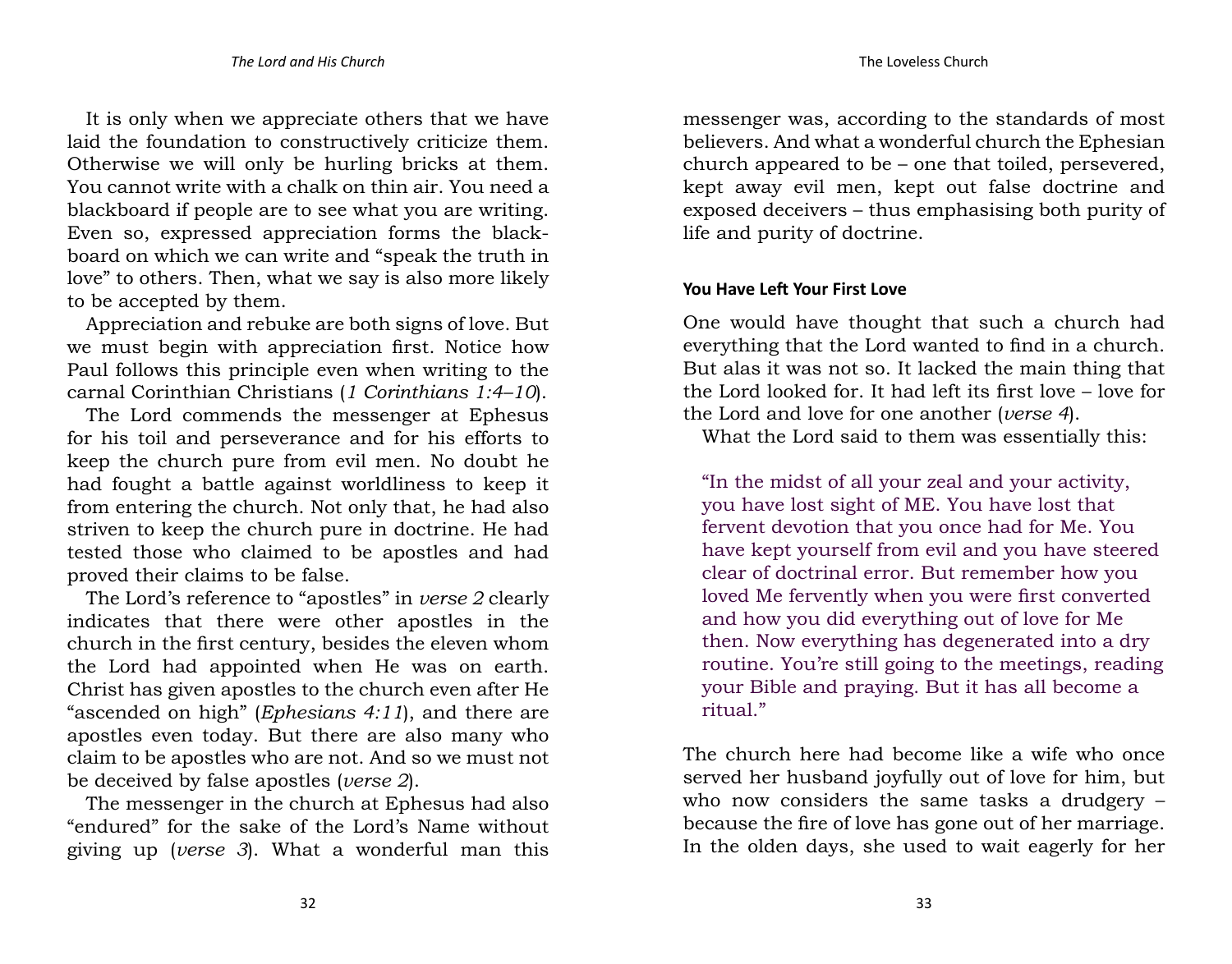It is only when we appreciate others that we have laid the foundation to constructively criticize them. Otherwise we will only be hurling bricks at them. You cannot write with a chalk on thin air. You need a blackboard if people are to see what you are writing. Even so, expressed appreciation forms the blackboard on which we can write and "speak the truth in love" to others. Then, what we say is also more likely to be accepted by them.

Appreciation and rebuke are both signs of love. But we must begin with appreciation first. Notice how Paul follows this principle even when writing to the carnal Corinthian Christians (*1 Corinthians 1:4–10*).

The Lord commends the messenger at Ephesus for his toil and perseverance and for his efforts to keep the church pure from evil men. No doubt he had fought a battle against worldliness to keep it from entering the church. Not only that, he had also striven to keep the church pure in doctrine. He had tested those who claimed to be apostles and had proved their claims to be false.

The Lord's reference to "apostles" in *verse 2* clearly indicates that there were other apostles in the church in the first century, besides the eleven whom the Lord had appointed when He was on earth. Christ has given apostles to the church even after He "ascended on high" (*Ephesians 4:11*), and there are apostles even today. But there are also many who claim to be apostles who are not. And so we must not be deceived by false apostles (*verse 2*).

The messenger in the church at Ephesus had also "endured" for the sake of the Lord's Name without giving up (*verse 3*). What a wonderful man this messenger was, according to the standards of most believers. And what a wonderful church the Ephesian church appeared to be – one that toiled, persevered, kept away evil men, kept out false doctrine and exposed deceivers – thus emphasising both purity of life and purity of doctrine.

### You Have Left Your First Love

One would have thought that such a church had everything that the Lord wanted to find in a church. But alas it was not so. It lacked the main thing that the Lord looked for. It had left its first love – love for the Lord and love for one another (*verse 4*).

What the Lord said to them was essentially this:

> "In the midst of all your zeal and your activity, you have lost sight of ME. You have lost that fervent devotion that you once had for Me. You have kept yourself from evil and you have steered clear of doctrinal error. But remember how you loved Me fervently when you were first converted and how you did everything out of love for Me then. Now everything has degenerated into a dry routine. You're still going to the meetings, reading your Bible and praying. But it has all become a ritual."

The church here had become like a wife who once served her husband joyfully out of love for him, but who now considers the same tasks a drudgery – because the fire of love has gone out of her marriage. In the olden days, she used to wait eagerly for her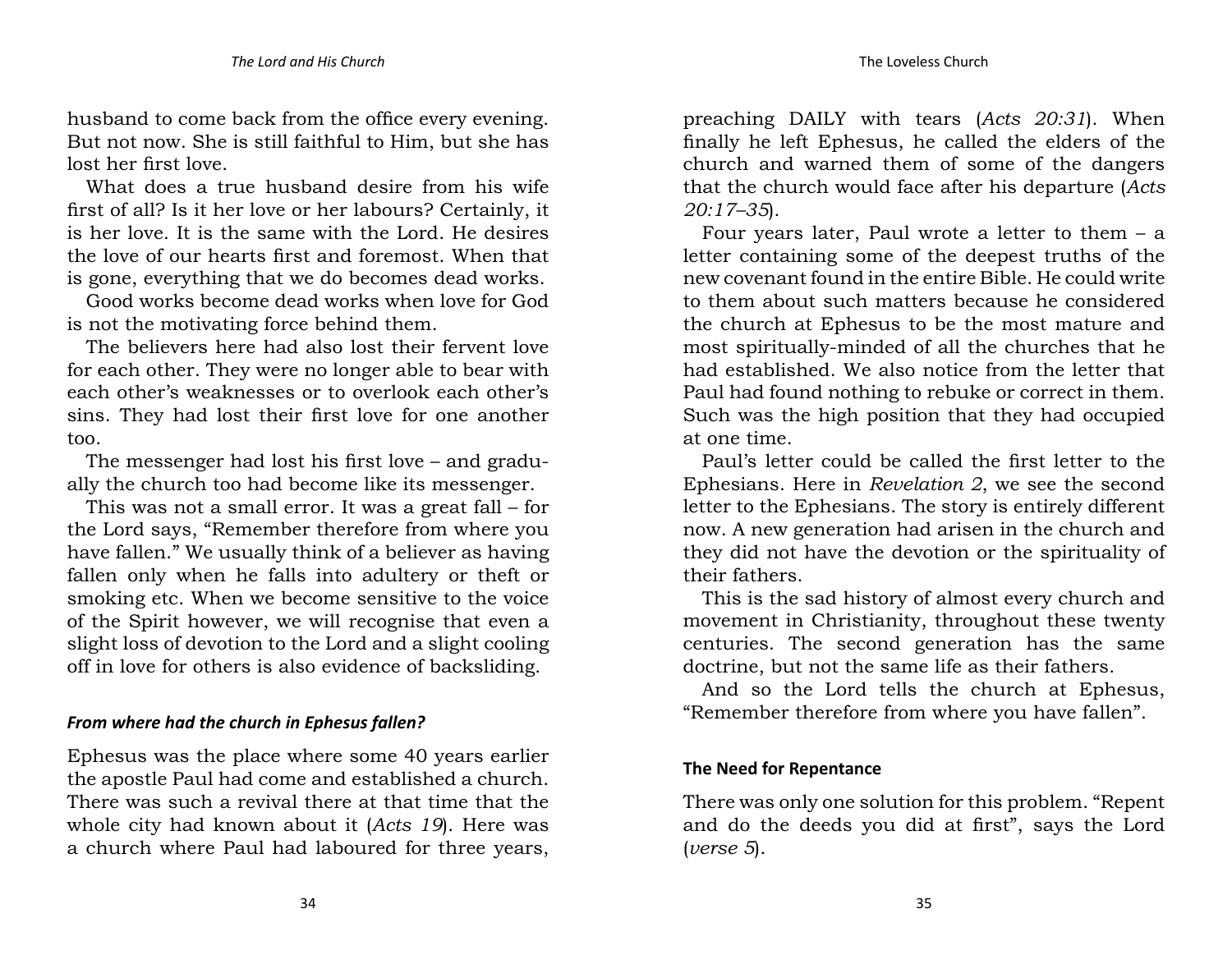husband to come back from the office every evening. But not now. She is still faithful to Him, but she has lost her first love.

What does a true husband desire from his wife first of all? Is it her love or her labours? Certainly, it is her love. It is the same with the Lord. He desires the love of our hearts first and foremost. When that is gone, everything that we do becomes dead works.

Good works become dead works when love for God is not the motivating force behind them.

The believers here had also lost their fervent love for each other. They were no longer able to bear with each other's weaknesses or to overlook each other's sins. They had lost their first love for one another too.

The messenger had lost his first love – and gradually the church too had become like its messenger.

This was not a small error. It was a great fall – for the Lord says, "Remember therefore from where you have fallen." We usually think of a believer as having fallen only when he falls into adultery or theft or smoking etc. When we become sensitive to the voice of the Spirit however, we will recognise that even a slight loss of devotion to the Lord and a slight cooling off in love for others is also evidence of backsliding.

### *From where had the church in Ephesus fallen?*

Ephesus was the place where some 40 years earlier the apostle Paul had come and established a church. There was such a revival there at that time that the whole city had known about it (*Acts 19*). Here was a church where Paul had laboured for three years, preaching DAILY with tears (*Acts 20:31*). When finally he left Ephesus, he called the elders of the church and warned them of some of the dangers that the church would face after his departure (*Acts 20:17–35*).

Four years later, Paul wrote a letter to them – a letter containing some of the deepest truths of the new covenant found in the entire Bible. He could write to them about such matters because he considered the church at Ephesus to be the most mature and most spiritually-minded of all the churches that he had established. We also notice from the letter that Paul had found nothing to rebuke or correct in them. Such was the high position that they had occupied at one time.

Paul's letter could be called the first letter to the Ephesians. Here in *Revelation 2*, we see the second letter to the Ephesians. The story is entirely different now. A new generation had arisen in the church and they did not have the devotion or the spirituality of their fathers.

This is the sad history of almost every church and movement in Christianity, throughout these twenty centuries. The second generation has the same doctrine, but not the same life as their fathers.

And so the Lord tells the church at Ephesus, "Remember therefore from where you have fallen".

### **The Need for Repentance**

There was only one solution for this problem. "Repent and do the deeds you did at first", says the Lord (*verse 5*).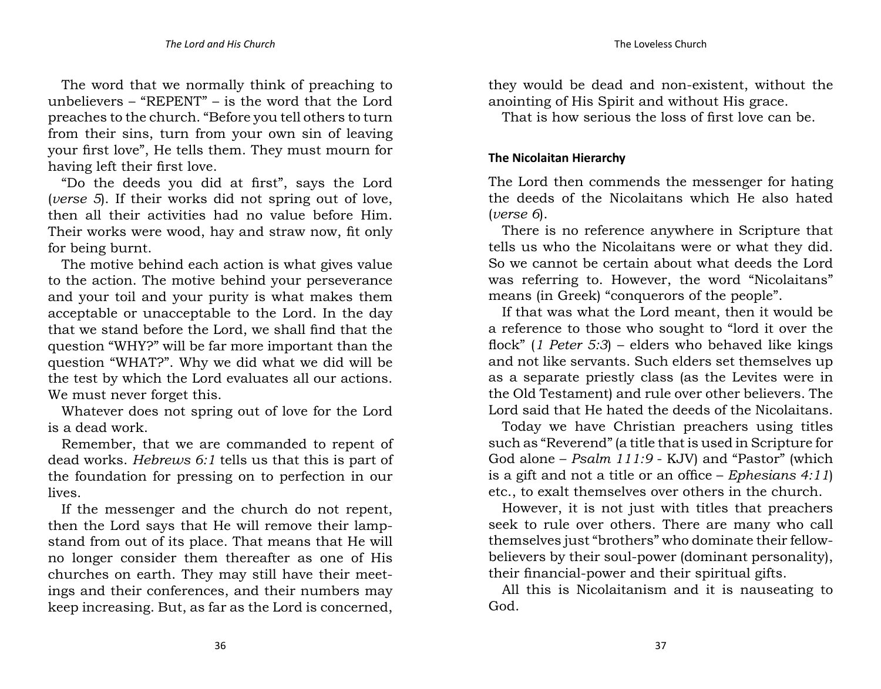The word that we normally think of preaching to unbelievers – "REPENT" – is the word that the Lord preaches to the church. "Before you tell others to turn from their sins, turn from your own sin of leaving your first love", He tells them. They must mourn for having left their first love.

"Do the deeds you did at first", says the Lord (*verse 5*). If their works did not spring out of love, then all their activities had no value before Him. Their works were wood, hay and straw now, fit only for being burnt.

The motive behind each action is what gives value to the action. The motive behind your perseverance and your toil and your purity is what makes them acceptable or unacceptable to the Lord. In the day that we stand before the Lord, we shall find that the question "WHY?" will be far more important than the question "WHAT?". Why we did what we did will be the test by which the Lord evaluates all our actions. We must never forget this.

Whatever does not spring out of love for the Lord is a dead work.

Remember, that we are commanded to repent of dead works. *Hebrews 6:1* tells us that this is part of the foundation for pressing on to perfection in our lives.

If the messenger and the church do not repent, then the Lord says that He will remove their lamp-stand from out of its place. That means that He will no longer consider them thereafter as one of His churches on earth. They may still have their meetings and their conferences, and their numbers may keep increasing. But, as far as the Lord is concerned, they would be dead and non-existent, without the anointing of His Spirit and without His grace.

That is how serious the loss of first love can be.

### The Nicolaitan Hierarchy

The Lord then commends the messenger for hating the deeds of the Nicolaitans which He also hated (*verse 6*).

There is no reference anywhere in Scripture that tells us who the Nicolaitans were or what they did. So we cannot be certain about what deeds the Lord was referring to. However, the word "Nicolaitans" means (in Greek) "conquerors of the people".

If that was what the Lord meant, then it would be a reference to those who sought to "lord it over the flock" (*1 Peter 5:3*) – elders who behaved like kings and not like servants. Such elders set themselves up as a separate priestly class (as the Levites were in the Old Testament) and rule over other believers. The Lord said that He hated the deeds of the Nicolaitans.

Today we have Christian preachers using titles such as "Reverend" (a title that is used in Scripture for God alone – *Psalm 111:9* - KJV) and "Pastor" (which is a gift and not a title or an office – *Ephesians 4:11*) etc., to exalt themselves over others in the church.

However, it is not just with titles that preachers seek to rule over others. There are many who call themselves just "brothers" who dominate their fellow-believers by their soul-power (dominant personality), their financial-power and their spiritual gifts.

All this is Nicolaitanism and it is nauseating to God.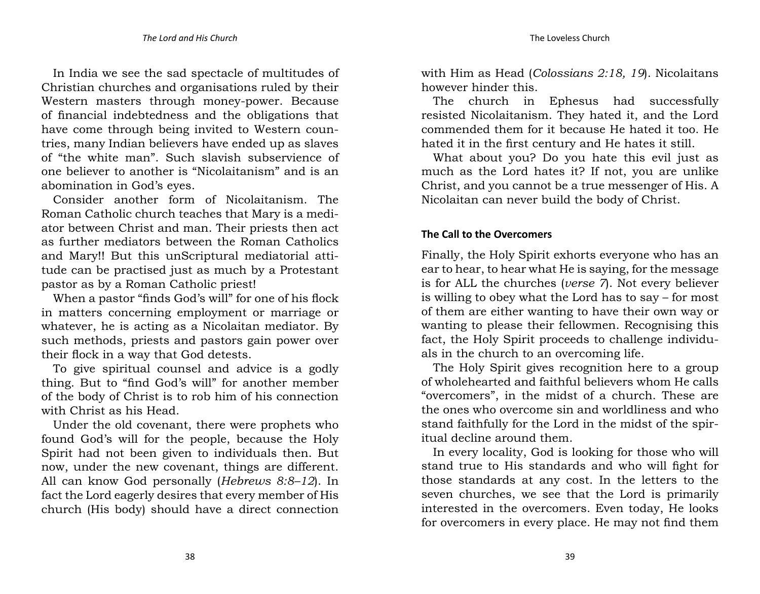In India we see the sad spectacle of multitudes of Christian churches and organisations ruled by their Western masters through money-power. Because of financial indebtedness and the obligations that have come through being invited to Western countries, many Indian believers have ended up as slaves of "the white man". Such slavish subservience of one believer to another is "Nicolaitanism" and is an abomination in God's eyes.

Consider another form of Nicolaitanism. The Roman Catholic church teaches that Mary is a mediator between Christ and man. Their priests then act as further mediators between the Roman Catholics and Mary!! But this unScriptural mediatorial attitude can be practised just as much by a Protestant pastor as by a Roman Catholic priest!

When a pastor "finds God's will" for one of his flock in matters concerning employment or marriage or whatever, he is acting as a Nicolaitan mediator. By such methods, priests and pastors gain power over their flock in a way that God detests.

To give spiritual counsel and advice is a godly thing. But to "find God's will" for another member of the body of Christ is to rob him of his connection with Christ as his Head.

Under the old covenant, there were prophets who found God's will for the people, because the Holy Spirit had not been given to individuals then. But now, under the new covenant, things are different. All can know God personally (*Hebrews 8:8–12*). In fact the Lord eagerly desires that every member of His church (His body) should have a direct connection with Him as Head (*Colossians 2:18, 19*). Nicolaitans however hinder this.

The church in Ephesus had successfully resisted Nicolaitanism. They hated it, and the Lord commended them for it because He hated it too. He hated it in the first century and He hates it still.

What about you? Do you hate this evil just as much as the Lord hates it? If not, you are unlike Christ, and you cannot be a true messenger of His. A Nicolaitan can never build the body of Christ.

### The Call to the Overcomers

Finally, the Holy Spirit exhorts everyone who has an ear to hear, to hear what He is saying, for the message is for ALL the churches (*verse 7*). Not every believer is willing to obey what the Lord has to say – for most of them are either wanting to have their own way or wanting to please their fellowmen. Recognising this fact, the Holy Spirit proceeds to challenge individuals in the church to an overcoming life.

The Holy Spirit gives recognition here to a group of wholehearted and faithful believers whom He calls "overcomers", in the midst of a church. These are the ones who overcome sin and worldliness and who stand faithfully for the Lord in the midst of the spiritual decline around them.

In every locality, God is looking for those who will stand true to His standards and who will fight for those standards at any cost. In the letters to the seven churches, we see that the Lord is primarily interested in the overcomers. Even today, He looks for overcomers in every place. He may not find them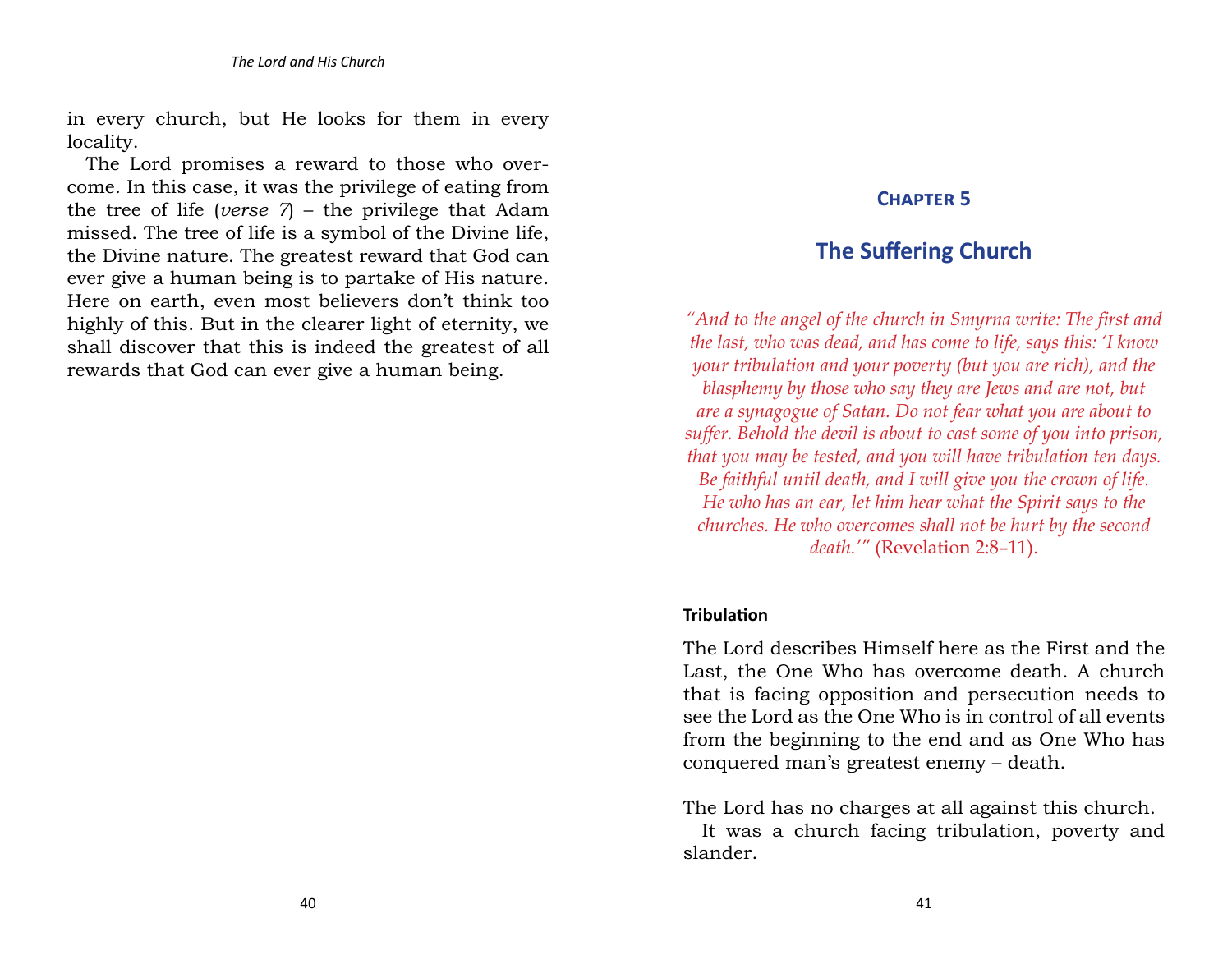in every church, but He looks for them in every locality.

The Lord promises a reward to those who overcome. In this case, it was the privilege of eating from the tree of life (*verse 7*) – the privilege that Adam missed. The tree of life is a symbol of the Divine life, the Divine nature. The greatest reward that God can ever give a human being is to partake of His nature. Here on earth, even most believers don't think too highly of this. But in the clearer light of eternity, we shall discover that this is indeed the greatest of all rewards that God can ever give a human being.

## Chapter 5

# The Suffering Church

*"And to the angel of the church in Smyrna write: The first and the last, who was dead, and has come to life, says this: 'I know your tribulation and your poverty (but you are rich), and the blasphemy by those who say they are Jews and are not, but are a synagogue of Satan. Do not fear what you are about to suffer. Behold the devil is about to cast some of you into prison, that you may be tested, and you will have tribulation ten days. Be faithful until death, and I will give you the crown of life. He who has an ear, let him hear what the Spirit says to the churches. He who overcomes shall not be hurt by the second death.'"* (Revelation 2:8–11).

### Tribulation

The Lord describes Himself here as the First and the Last, the One Who has overcome death. A church that is facing opposition and persecution needs to see the Lord as the One Who is in control of all events from the beginning to the end and as One Who has conquered man's greatest enemy – death.

The Lord has no charges at all against this church.

It was a church facing tribulation, poverty and slander.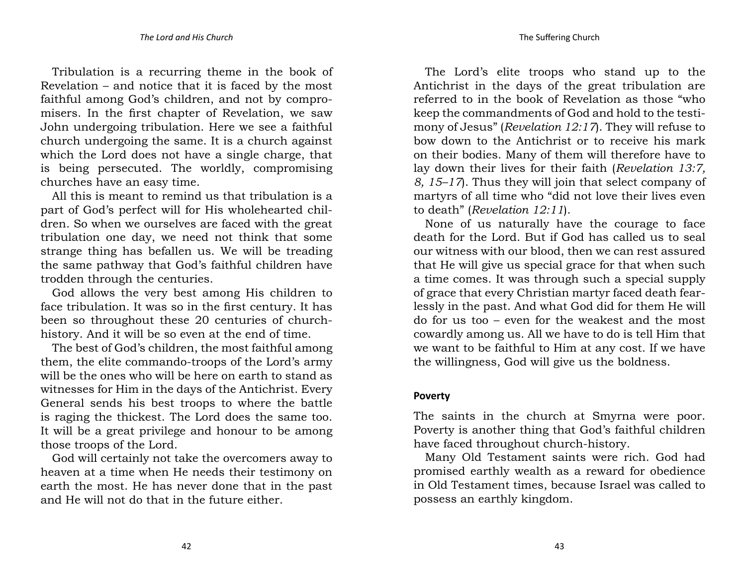Tribulation is a recurring theme in the book of Revelation – and notice that it is faced by the most faithful among God's children, and not by compromisers. In the first chapter of Revelation, we saw John undergoing tribulation. Here we see a faithful church undergoing the same. It is a church against which the Lord does not have a single charge, that is being persecuted. The worldly, compromising churches have an easy time.

All this is meant to remind us that tribulation is a part of God's perfect will for His wholehearted children. So when we ourselves are faced with the great tribulation one day, we need not think that some strange thing has befallen us. We will be treading the same pathway that God's faithful children have trodden through the centuries.

God allows the very best among His children to face tribulation. It was so in the first century. It has been so throughout these 20 centuries of church-history. And it will be so even at the end of time.

The best of God's children, the most faithful among them, the elite commando-troops of the Lord's army will be the ones who will be here on earth to stand as witnesses for Him in the days of the Antichrist. Every General sends his best troops to where the battle is raging the thickest. The Lord does the same too. It will be a great privilege and honour to be among those troops of the Lord.

God will certainly not take the overcomers away to heaven at a time when He needs their testimony on earth the most. He has never done that in the past and He will not do that in the future either.

The Lord's elite troops who stand up to the Antichrist in the days of the great tribulation are referred to in the book of Revelation as those "who keep the commandments of God and hold to the testimony of Jesus" (*Revelation 12:17*). They will refuse to bow down to the Antichrist or to receive his mark on their bodies. Many of them will therefore have to lay down their lives for their faith (*Revelation 13:7, 8, 15–17*). Thus they will join that select company of martyrs of all time who "did not love their lives even to death" (*Revelation 12:11*).

None of us naturally have the courage to face death for the Lord. But if God has called us to seal our witness with our blood, then we can rest assured that He will give us special grace for that when such a time comes. It was through such a special supply of grace that every Christian martyr faced death fearlessly in the past. And what God did for them He will do for us too – even for the weakest and the most cowardly among us. All we have to do is tell Him that we want to be faithful to Him at any cost. If we have the willingness, God will give us the boldness.

#### Poverty

The saints in the church at Smyrna were poor. Poverty is another thing that God's faithful children have faced throughout church-history.

Many Old Testament saints were rich. God had promised earthly wealth as a reward for obedience in Old Testament times, because Israel was called to possess an earthly kingdom.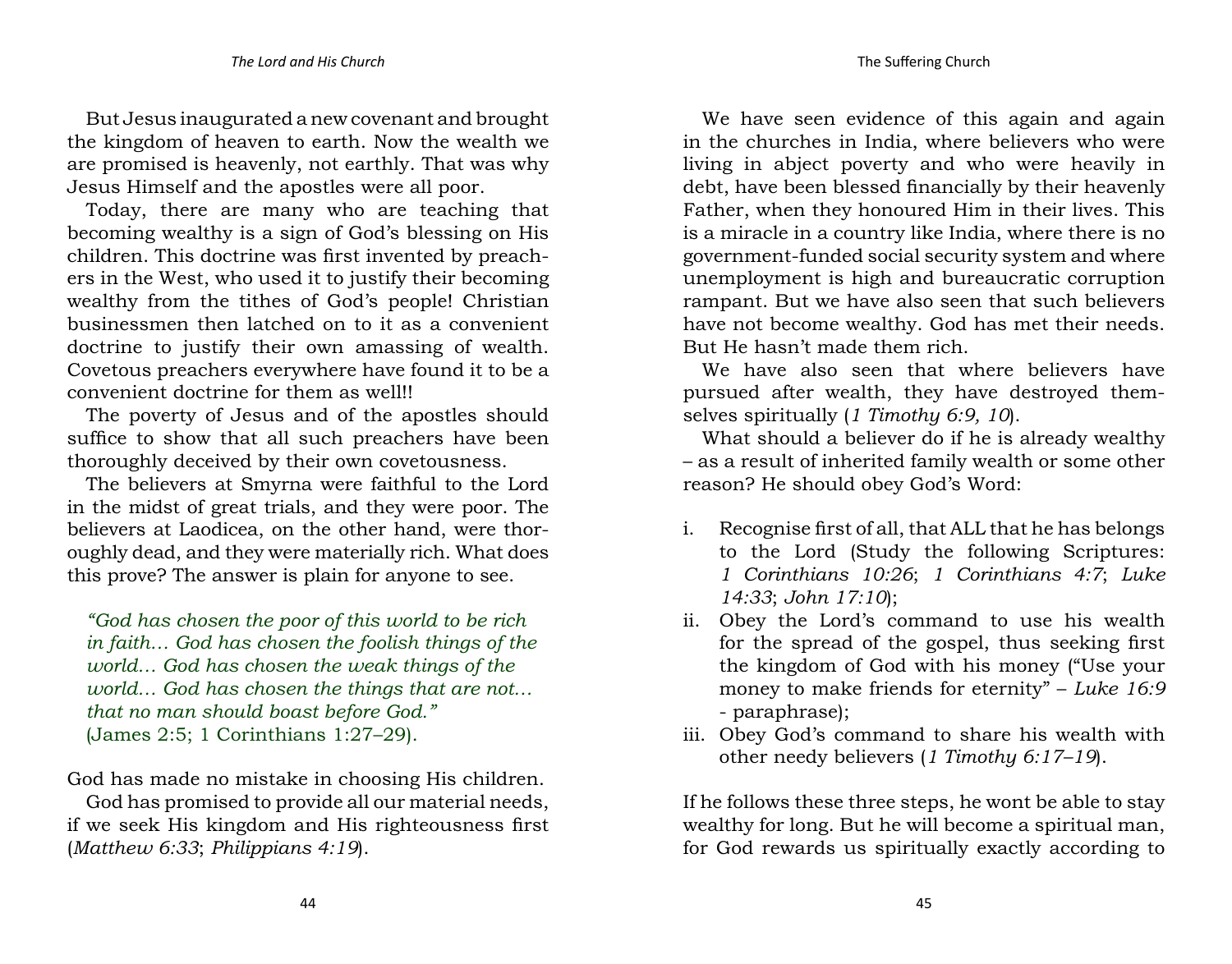But Jesus inaugurated a new covenant and brought the kingdom of heaven to earth. Now the wealth we are promised is heavenly, not earthly. That was why Jesus Himself and the apostles were all poor.

Today, there are many who are teaching that becoming wealthy is a sign of God's blessing on His children. This doctrine was first invented by preachers in the West, who used it to justify their becoming wealthy from the tithes of God's people! Christian businessmen then latched on to it as a convenient doctrine to justify their own amassing of wealth. Covetous preachers everywhere have found it to be a convenient doctrine for them as well!!

The poverty of Jesus and of the apostles should suffice to show that all such preachers have been thoroughly deceived by their own covetousness.

The believers at Smyrna were faithful to the Lord in the midst of great trials, and they were poor. The believers at Laodicea, on the other hand, were thoroughly dead, and they were materially rich. What does this prove? The answer is plain for anyone to see.

> *"God has chosen the poor of this world to be rich in faith… God has chosen the foolish things of the world… God has chosen the weak things of the world… God has chosen the things that are not… that no man should boast before God."*
> (James 2:5; 1 Corinthians 1:27–29).

God has made no mistake in choosing His children.

God has promised to provide all our material needs, if we seek His kingdom and His righteousness first (*Matthew 6:33*; *Philippians 4:19*).

We have seen evidence of this again and again in the churches in India, where believers who were living in abject poverty and who were heavily in debt, have been blessed financially by their heavenly Father, when they honoured Him in their lives. This is a miracle in a country like India, where there is no government-funded social security system and where unemployment is high and bureaucratic corruption rampant. But we have also seen that such believers have not become wealthy. God has met their needs. But He hasn't made them rich.

We have also seen that where believers have pursued after wealth, they have destroyed themselves spiritually (*1 Timothy 6:9, 10*).

What should a believer do if he is already wealthy – as a result of inherited family wealth or some other reason? He should obey God's Word:

i. Recognise first of all, that ALL that he has belongs to the Lord (Study the following Scriptures: *1 Corinthians 10:26*; *1 Corinthians 4:7*; *Luke 14:33*; *John 17:10*);
ii. Obey the Lord's command to use his wealth for the spread of the gospel, thus seeking first the kingdom of God with his money ("Use your money to make friends for eternity" – *Luke 16:9* - paraphrase);
iii. Obey God's command to share his wealth with other needy believers (*1 Timothy 6:17–19*).

If he follows these three steps, he wont be able to stay wealthy for long. But he will become a spiritual man, for God rewards us spiritually exactly according to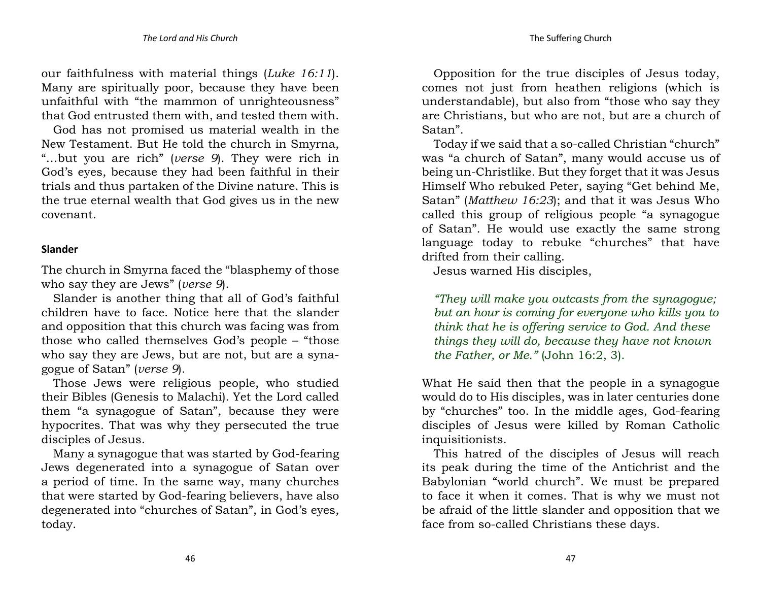our faithfulness with material things (*Luke 16:11*). Many are spiritually poor, because they have been unfaithful with "the mammon of unrighteousness" that God entrusted them with, and tested them with.

God has not promised us material wealth in the New Testament. But He told the church in Smyrna, "...but you are rich" (*verse 9*). They were rich in God's eyes, because they had been faithful in their trials and thus partaken of the Divine nature. This is the true eternal wealth that God gives us in the new covenant.

### Slander

The church in Smyrna faced the "blasphemy of those who say they are Jews" (*verse 9*).

Slander is another thing that all of God's faithful children have to face. Notice here that the slander and opposition that this church was facing was from those who called themselves God's people – "those who say they are Jews, but are not, but are a synagogue of Satan" (*verse 9*).

Those Jews were religious people, who studied their Bibles (Genesis to Malachi). Yet the Lord called them "a synagogue of Satan", because they were hypocrites. That was why they persecuted the true disciples of Jesus.

Many a synagogue that was started by God-fearing Jews degenerated into a synagogue of Satan over a period of time. In the same way, many churches that were started by God-fearing believers, have also degenerated into "churches of Satan", in God's eyes, today.

Opposition for the true disciples of Jesus today, comes not just from heathen religions (which is understandable), but also from "those who say they are Christians, but who are not, but are a church of Satan".

Today if we said that a so-called Christian "church" was "a church of Satan", many would accuse us of being un-Christlike. But they forget that it was Jesus Himself Who rebuked Peter, saying "Get behind Me, Satan" (*Matthew 16:23*); and that it was Jesus Who called this group of religious people "a synagogue of Satan". He would use exactly the same strong language today to rebuke "churches" that have drifted from their calling.

Jesus warned His disciples,

> *"They will make you outcasts from the synagogue; but an hour is coming for everyone who kills you to think that he is offering service to God. And these things they will do, because they have not known the Father, or Me."* (John 16:2, 3).

What He said then that the people in a synagogue would do to His disciples, was in later centuries done by "churches" too. In the middle ages, God-fearing disciples of Jesus were killed by Roman Catholic inquisitionists.

This hatred of the disciples of Jesus will reach its peak during the time of the Antichrist and the Babylonian "world church". We must be prepared to face it when it comes. That is why we must not be afraid of the little slander and opposition that we face from so-called Christians these days.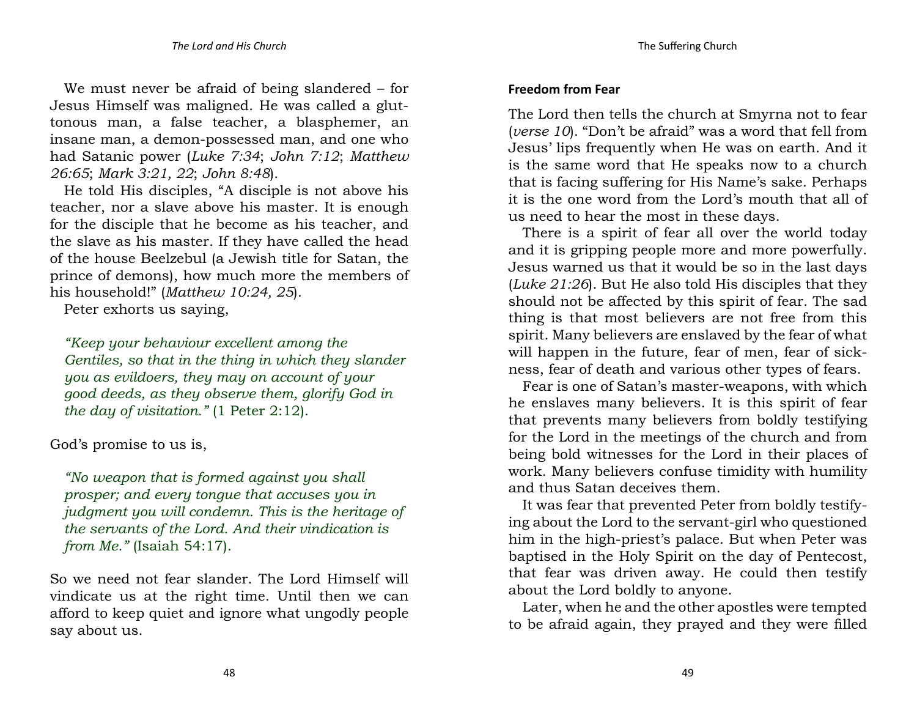We must never be afraid of being slandered – for Jesus Himself was maligned. He was called a gluttonous man, a false teacher, a blasphemer, an insane man, a demon-possessed man, and one who had Satanic power (*Luke 7:34*; *John 7:12*; *Matthew 26:65*; *Mark 3:21, 22*; *John 8:48*).

He told His disciples, "A disciple is not above his teacher, nor a slave above his master. It is enough for the disciple that he become as his teacher, and the slave as his master. If they have called the head of the house Beelzebul (a Jewish title for Satan, the prince of demons), how much more the members of his household!" (*Matthew 10:24, 25*).

Peter exhorts us saying,

> *"Keep your behaviour excellent among the Gentiles, so that in the thing in which they slander you as evildoers, they may on account of your good deeds, as they observe them, glorify God in the day of visitation."* (1 Peter 2:12).

God's promise to us is,

> *"No weapon that is formed against you shall prosper; and every tongue that accuses you in judgment you will condemn. This is the heritage of the servants of the Lord. And their vindication is from Me."* (Isaiah 54:17).

So we need not fear slander. The Lord Himself will vindicate us at the right time. Until then we can afford to keep quiet and ignore what ungodly people say about us.

### Freedom from Fear

The Lord then tells the church at Smyrna not to fear (*verse 10*). "Don't be afraid" was a word that fell from Jesus' lips frequently when He was on earth. And it is the same word that He speaks now to a church that is facing suffering for His Name's sake. Perhaps it is the one word from the Lord's mouth that all of us need to hear the most in these days.

There is a spirit of fear all over the world today and it is gripping people more and more powerfully. Jesus warned us that it would be so in the last days (*Luke 21:26*). But He also told His disciples that they should not be affected by this spirit of fear. The sad thing is that most believers are not free from this spirit. Many believers are enslaved by the fear of what will happen in the future, fear of men, fear of sickness, fear of death and various other types of fears.

Fear is one of Satan's master-weapons, with which he enslaves many believers. It is this spirit of fear that prevents many believers from boldly testifying for the Lord in the meetings of the church and from being bold witnesses for the Lord in their places of work. Many believers confuse timidity with humility and thus Satan deceives them.

It was fear that prevented Peter from boldly testifying about the Lord to the servant-girl who questioned him in the high-priest's palace. But when Peter was baptised in the Holy Spirit on the day of Pentecost, that fear was driven away. He could then testify about the Lord boldly to anyone.

Later, when he and the other apostles were tempted to be afraid again, they prayed and they were filled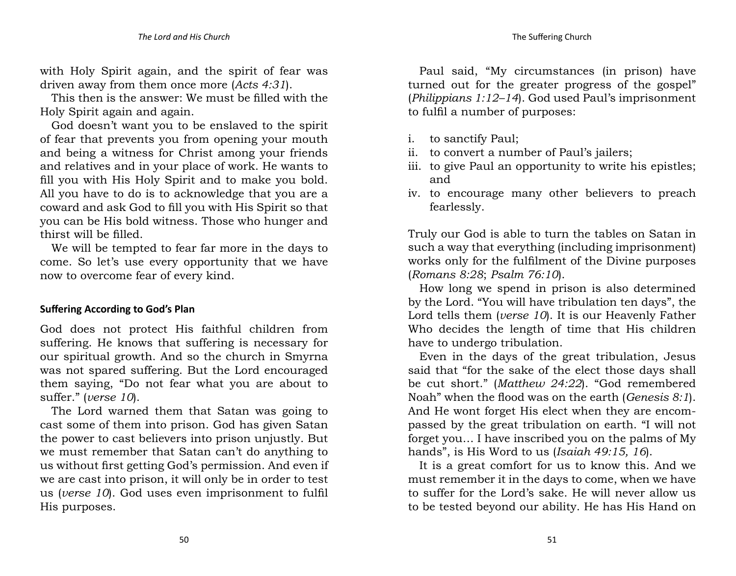with Holy Spirit again, and the spirit of fear was driven away from them once more (*Acts 4:31*).

This then is the answer: We must be filled with the Holy Spirit again and again.

God doesn't want you to be enslaved to the spirit of fear that prevents you from opening your mouth and being a witness for Christ among your friends and relatives and in your place of work. He wants to fill you with His Holy Spirit and to make you bold. All you have to do is to acknowledge that you are a coward and ask God to fill you with His Spirit so that you can be His bold witness. Those who hunger and thirst will be filled.

We will be tempted to fear far more in the days to come. So let's use every opportunity that we have now to overcome fear of every kind.

### Suffering According to God's Plan

God does not protect His faithful children from suffering. He knows that suffering is necessary for our spiritual growth. And so the church in Smyrna was not spared suffering. But the Lord encouraged them saying, "Do not fear what you are about to suffer." (*verse 10*).

The Lord warned them that Satan was going to cast some of them into prison. God has given Satan the power to cast believers into prison unjustly. But we must remember that Satan can't do anything to us without first getting God's permission. And even if we are cast into prison, it will only be in order to test us (*verse 10*). God uses even imprisonment to fulfil His purposes.

Paul said, "My circumstances (in prison) have turned out for the greater progress of the gospel" (*Philippians 1:12–14*). God used Paul's imprisonment to fulfil a number of purposes:

i. to sanctify Paul;
ii. to convert a number of Paul's jailers;
iii. to give Paul an opportunity to write his epistles; and
iv. to encourage many other believers to preach fearlessly.

Truly our God is able to turn the tables on Satan in such a way that everything (including imprisonment) works only for the fulfilment of the Divine purposes (*Romans 8:28*; *Psalm 76:10*).

How long we spend in prison is also determined by the Lord. "You will have tribulation ten days", the Lord tells them (*verse 10*). It is our Heavenly Father Who decides the length of time that His children have to undergo tribulation.

Even in the days of the great tribulation, Jesus said that "for the sake of the elect those days shall be cut short." (*Matthew 24:22*). "God remembered Noah" when the flood was on the earth (*Genesis 8:1*). And He wont forget His elect when they are encompassed by the great tribulation on earth. "I will not forget you… I have inscribed you on the palms of My hands", is His Word to us (*Isaiah 49:15, 16*).

It is a great comfort for us to know this. And we must remember it in the days to come, when we have to suffer for the Lord's sake. He will never allow us to be tested beyond our ability. He has His Hand on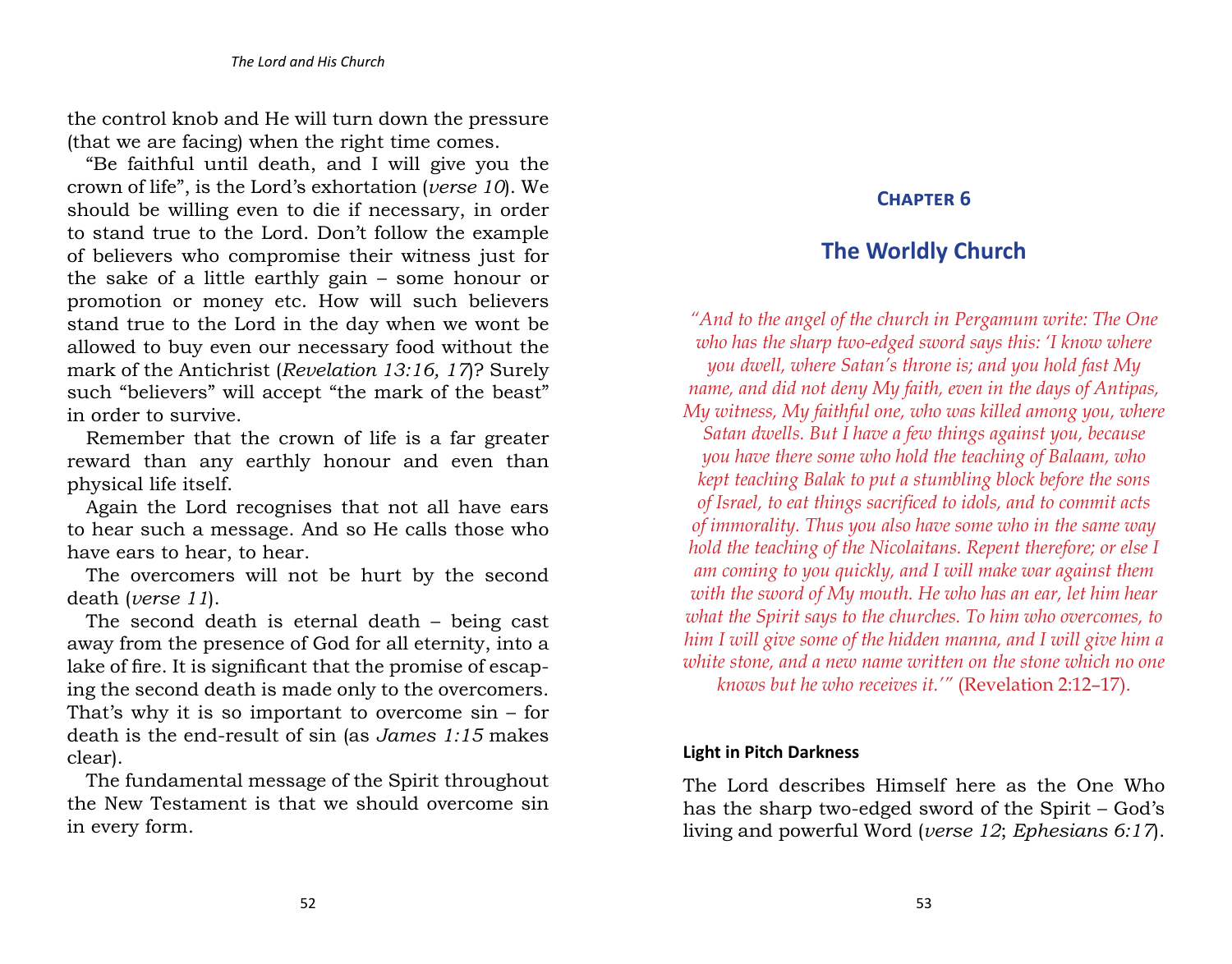the control knob and He will turn down the pressure (that we are facing) when the right time comes.

"Be faithful until death, and I will give you the crown of life", is the Lord's exhortation (*verse 10*). We should be willing even to die if necessary, in order to stand true to the Lord. Don't follow the example of believers who compromise their witness just for the sake of a little earthly gain – some honour or promotion or money etc. How will such believers stand true to the Lord in the day when we wont be allowed to buy even our necessary food without the mark of the Antichrist (*Revelation 13:16*, *17*)? Surely such "believers" will accept "the mark of the beast" in order to survive.

Remember that the crown of life is a far greater reward than any earthly honour and even than physical life itself.

Again the Lord recognises that not all have ears to hear such a message. And so He calls those who have ears to hear, to hear.

The overcomers will not be hurt by the second death (*verse 11*).

The second death is eternal death – being cast away from the presence of God for all eternity, into a lake of fire. It is significant that the promise of escaping the second death is made only to the overcomers. That's why it is so important to overcome sin – for death is the end-result of sin (as *James 1:15* makes clear).

The fundamental message of the Spirit throughout the New Testament is that we should overcome sin in every form.

## Chapter 6

# The Worldly Church

*"And to the angel of the church in Pergamum write: The One who has the sharp two-edged sword says this: 'I know where you dwell, where Satan's throne is; and you hold fast My name, and did not deny My faith, even in the days of Antipas, My witness, My faithful one, who was killed among you, where Satan dwells. But I have a few things against you, because you have there some who hold the teaching of Balaam, who kept teaching Balak to put a stumbling block before the sons of Israel, to eat things sacrificed to idols, and to commit acts of immorality. Thus you also have some who in the same way hold the teaching of the Nicolaitans. Repent therefore; or else I am coming to you quickly, and I will make war against them with the sword of My mouth. He who has an ear, let him hear what the Spirit says to the churches. To him who overcomes, to him I will give some of the hidden manna, and I will give him a white stone, and a new name written on the stone which no one knows but he who receives it.'"* (Revelation 2:12–17).

### Light in Pitch Darkness

The Lord describes Himself here as the One Who has the sharp two-edged sword of the Spirit – God's living and powerful Word (*verse 12*; *Ephesians 6:17*).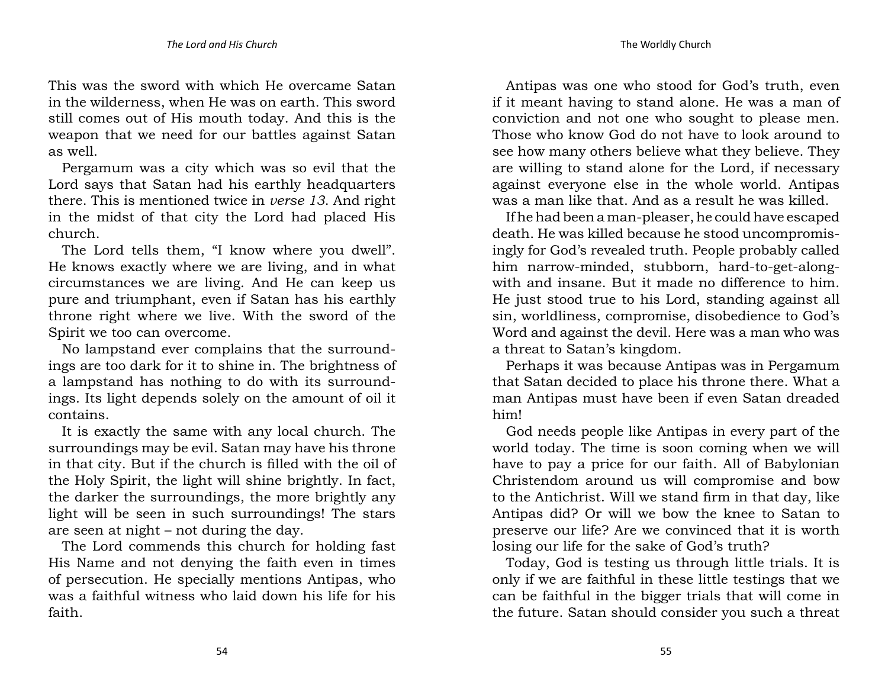This was the sword with which He overcame Satan in the wilderness, when He was on earth. This sword still comes out of His mouth today. And this is the weapon that we need for our battles against Satan as well.

Pergamum was a city which was so evil that the Lord says that Satan had his earthly headquarters there. This is mentioned twice in *verse 13*. And right in the midst of that city the Lord had placed His church.

The Lord tells them, "I know where you dwell". He knows exactly where we are living, and in what circumstances we are living. And He can keep us pure and triumphant, even if Satan has his earthly throne right where we live. With the sword of the Spirit we too can overcome.

No lampstand ever complains that the surroundings are too dark for it to shine in. The brightness of a lampstand has nothing to do with its surroundings. Its light depends solely on the amount of oil it contains.

It is exactly the same with any local church. The surroundings may be evil. Satan may have his throne in that city. But if the church is filled with the oil of the Holy Spirit, the light will shine brightly. In fact, the darker the surroundings, the more brightly any light will be seen in such surroundings! The stars are seen at night – not during the day.

The Lord commends this church for holding fast His Name and not denying the faith even in times of persecution. He specially mentions Antipas, who was a faithful witness who laid down his life for his faith.

Antipas was one who stood for God's truth, even if it meant having to stand alone. He was a man of conviction and not one who sought to please men. Those who know God do not have to look around to see how many others believe what they believe. They are willing to stand alone for the Lord, if necessary against everyone else in the whole world. Antipas was a man like that. And as a result he was killed.

If he had been a man-pleaser, he could have escaped death. He was killed because he stood uncompromisingly for God's revealed truth. People probably called him narrow-minded, stubborn, hard-to-get-along-with and insane. But it made no difference to him. He just stood true to his Lord, standing against all sin, worldliness, compromise, disobedience to God's Word and against the devil. Here was a man who was a threat to Satan's kingdom.

Perhaps it was because Antipas was in Pergamum that Satan decided to place his throne there. What a man Antipas must have been if even Satan dreaded him!

God needs people like Antipas in every part of the world today. The time is soon coming when we will have to pay a price for our faith. All of Babylonian Christendom around us will compromise and bow to the Antichrist. Will we stand firm in that day, like Antipas did? Or will we bow the knee to Satan to preserve our life? Are we convinced that it is worth losing our life for the sake of God's truth?

Today, God is testing us through little trials. It is only if we are faithful in these little testings that we can be faithful in the bigger trials that will come in the future. Satan should consider you such a threat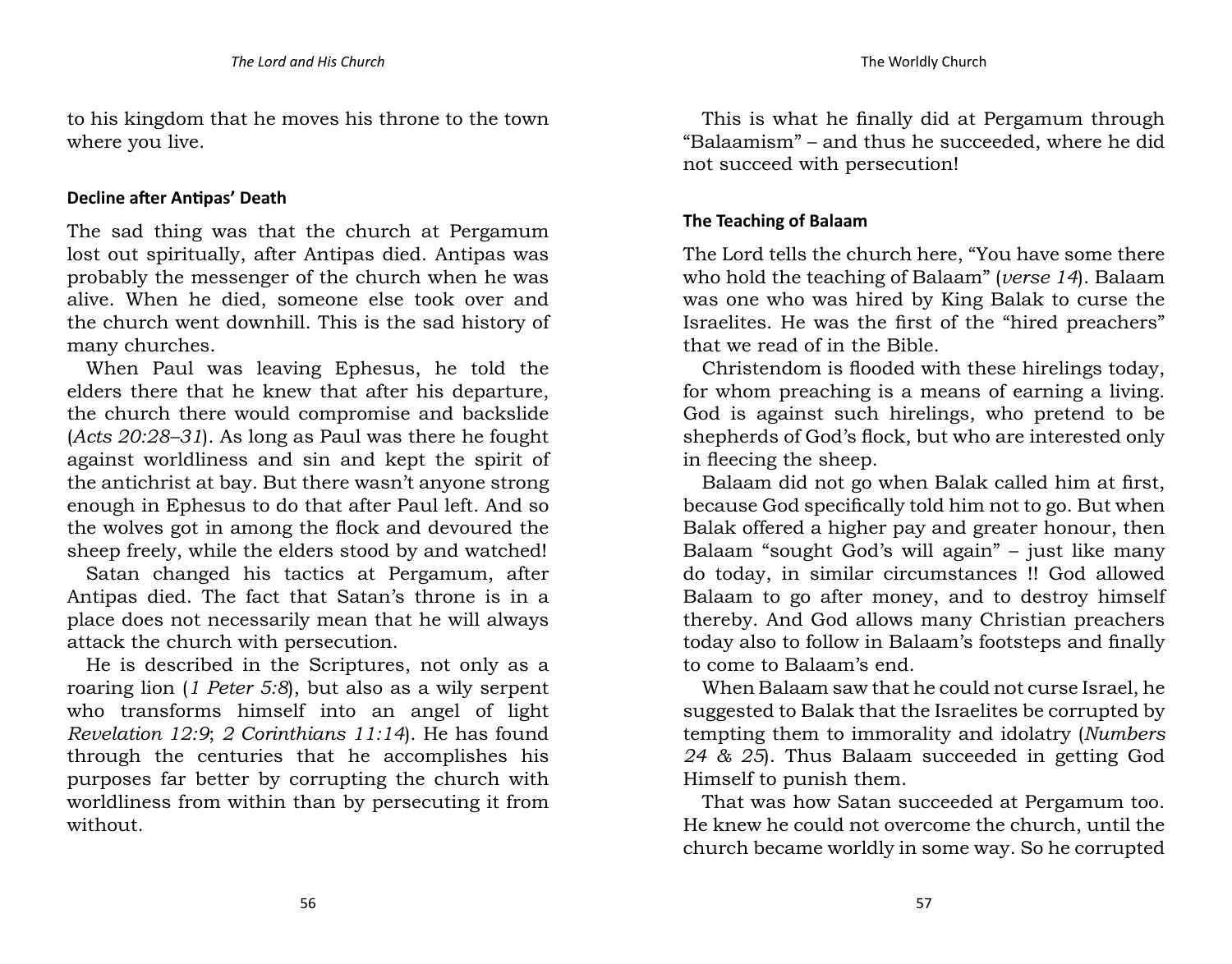to his kingdom that he moves his throne to the town where you live.

### Decline after Antipas' Death

The sad thing was that the church at Pergamum lost out spiritually, after Antipas died. Antipas was probably the messenger of the church when he was alive. When he died, someone else took over and the church went downhill. This is the sad history of many churches.

When Paul was leaving Ephesus, he told the elders there that he knew that after his departure, the church there would compromise and backslide (*Acts 20:28–31*). As long as Paul was there he fought against worldliness and sin and kept the spirit of the antichrist at bay. But there wasn't anyone strong enough in Ephesus to do that after Paul left. And so the wolves got in among the flock and devoured the sheep freely, while the elders stood by and watched!

Satan changed his tactics at Pergamum, after Antipas died. The fact that Satan's throne is in a place does not necessarily mean that he will always attack the church with persecution.

He is described in the Scriptures, not only as a roaring lion (*1 Peter 5:8*), but also as a wily serpent who transforms himself into an angel of light *Revelation 12:9*; *2 Corinthians 11:14*). He has found through the centuries that he accomplishes his purposes far better by corrupting the church with worldliness from within than by persecuting it from without.

This is what he finally did at Pergamum through "Balaamism" – and thus he succeeded, where he did not succeed with persecution!

### The Teaching of Balaam

The Lord tells the church here, "You have some there who hold the teaching of Balaam" (*verse 14*). Balaam was one who was hired by King Balak to curse the Israelites. He was the first of the "hired preachers" that we read of in the Bible.

Christendom is flooded with these hirelings today, for whom preaching is a means of earning a living. God is against such hirelings, who pretend to be shepherds of God's flock, but who are interested only in fleecing the sheep.

Balaam did not go when Balak called him at first, because God specifically told him not to go. But when Balak offered a higher pay and greater honour, then Balaam "sought God's will again" – just like many do today, in similar circumstances !! God allowed Balaam to go after money, and to destroy himself thereby. And God allows many Christian preachers today also to follow in Balaam's footsteps and finally to come to Balaam's end.

When Balaam saw that he could not curse Israel, he suggested to Balak that the Israelites be corrupted by tempting them to immorality and idolatry (*Numbers 24 & 25*). Thus Balaam succeeded in getting God Himself to punish them.

That was how Satan succeeded at Pergamum too. He knew he could not overcome the church, until the church became worldly in some way. So he corrupted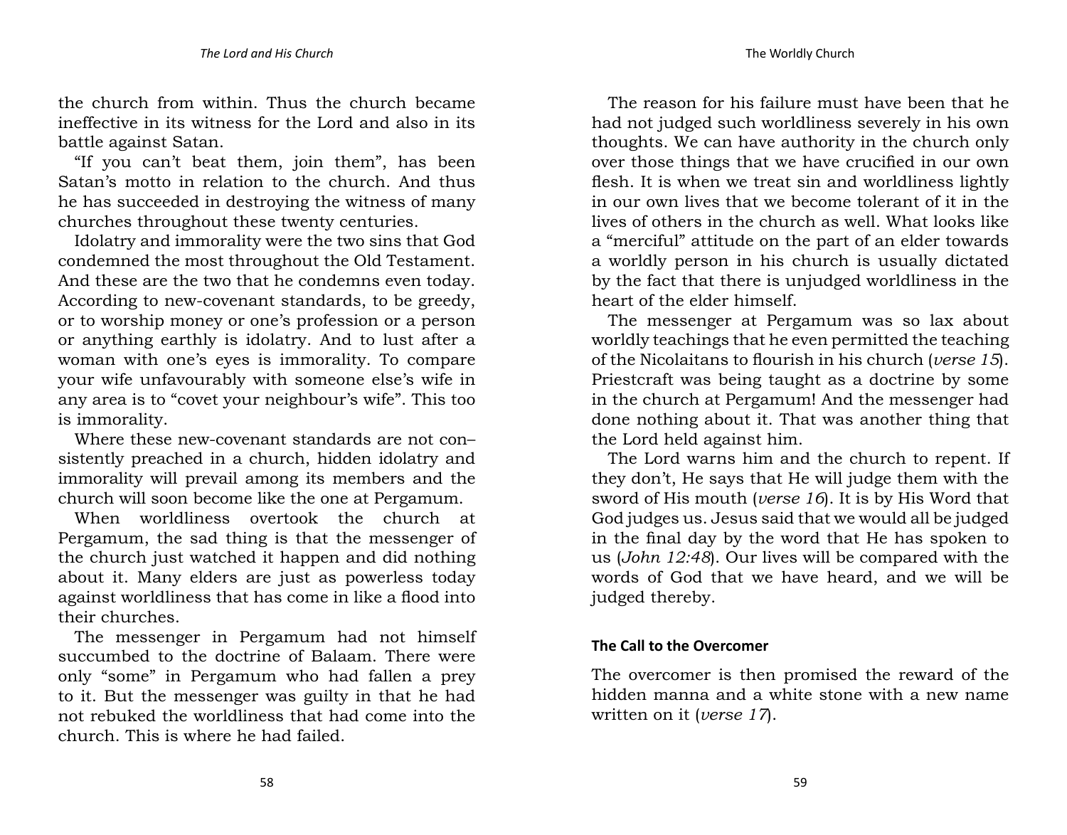the church from within. Thus the church became ineffective in its witness for the Lord and also in its battle against Satan.

"If you can't beat them, join them", has been Satan's motto in relation to the church. And thus he has succeeded in destroying the witness of many churches throughout these twenty centuries.

Idolatry and immorality were the two sins that God condemned the most throughout the Old Testament. And these are the two that he condemns even today. According to new-covenant standards, to be greedy, or to worship money or one's profession or a person or anything earthly is idolatry. And to lust after a woman with one's eyes is immorality. To compare your wife unfavourably with someone else's wife in any area is to "covet your neighbour's wife". This too is immorality.

Where these new-covenant standards are not consistently preached in a church, hidden idolatry and immorality will prevail among its members and the church will soon become like the one at Pergamum.

When worldliness overtook the church at Pergamum, the sad thing is that the messenger of the church just watched it happen and did nothing about it. Many elders are just as powerless today against worldliness that has come in like a flood into their churches.

The messenger in Pergamum had not himself succumbed to the doctrine of Balaam. There were only "some" in Pergamum who had fallen a prey to it. But the messenger was guilty in that he had not rebuked the worldliness that had come into the church. This is where he had failed.

The reason for his failure must have been that he had not judged such worldliness severely in his own thoughts. We can have authority in the church only over those things that we have crucified in our own flesh. It is when we treat sin and worldliness lightly in our own lives that we become tolerant of it in the lives of others in the church as well. What looks like a "merciful" attitude on the part of an elder towards a worldly person in his church is usually dictated by the fact that there is unjudged worldliness in the heart of the elder himself.

The messenger at Pergamum was so lax about worldly teachings that he even permitted the teaching of the Nicolaitans to flourish in his church (*verse 15*). Priestcraft was being taught as a doctrine by some in the church at Pergamum! And the messenger had done nothing about it. That was another thing that the Lord held against him.

The Lord warns him and the church to repent. If they don't, He says that He will judge them with the sword of His mouth (*verse 16*). It is by His Word that God judges us. Jesus said that we would all be judged in the final day by the word that He has spoken to us (*John 12:48*). Our lives will be compared with the words of God that we have heard, and we will be judged thereby.

### The Call to the Overcomer

The overcomer is then promised the reward of the hidden manna and a white stone with a new name written on it (*verse 17*).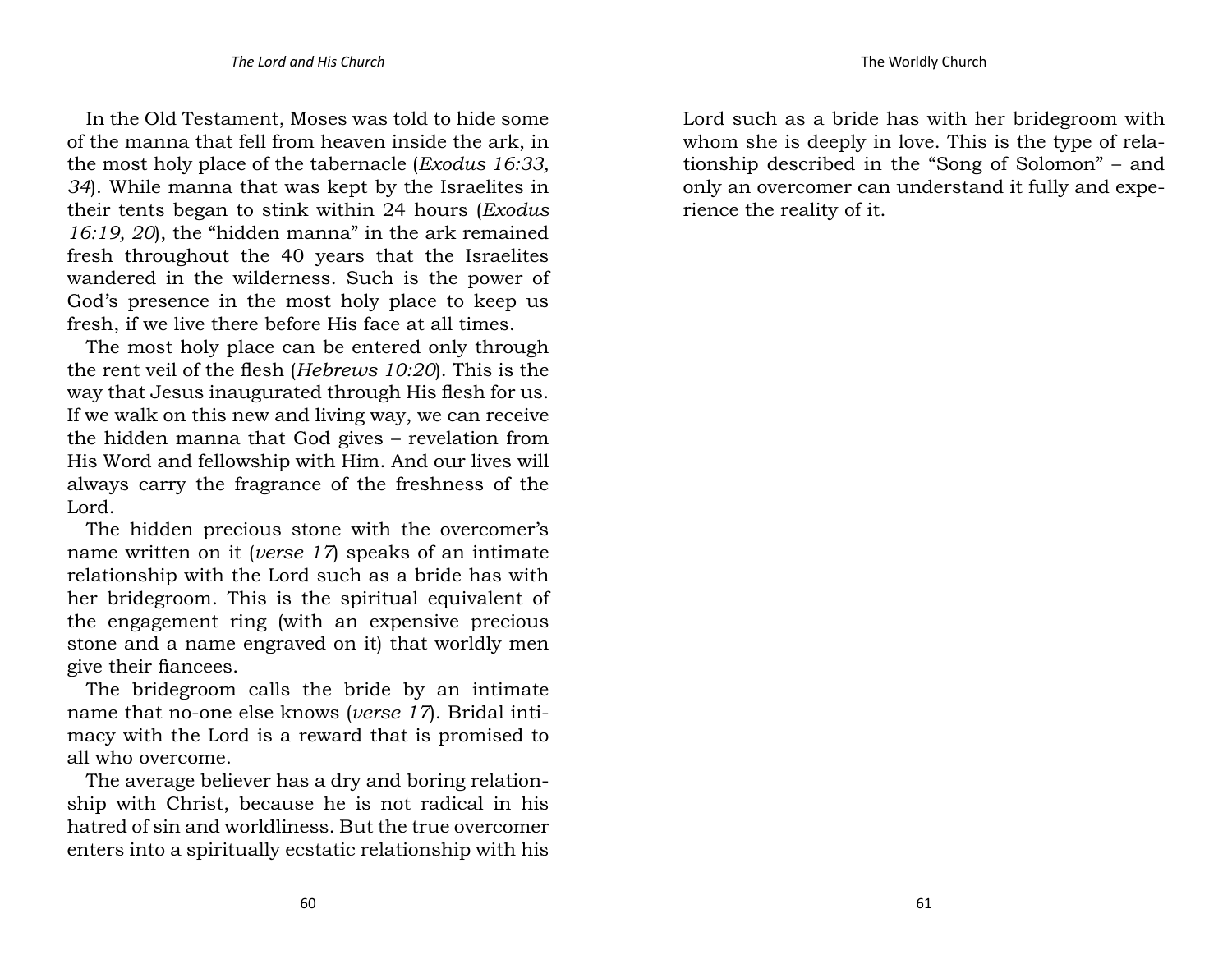In the Old Testament, Moses was told to hide some of the manna that fell from heaven inside the ark, in the most holy place of the tabernacle (*Exodus 16:33, 34*). While manna that was kept by the Israelites in their tents began to stink within 24 hours (*Exodus 16:19, 20*), the "hidden manna" in the ark remained fresh throughout the 40 years that the Israelites wandered in the wilderness. Such is the power of God's presence in the most holy place to keep us fresh, if we live there before His face at all times.

The most holy place can be entered only through the rent veil of the flesh (*Hebrews 10:20*). This is the way that Jesus inaugurated through His flesh for us. If we walk on this new and living way, we can receive the hidden manna that God gives – revelation from His Word and fellowship with Him. And our lives will always carry the fragrance of the freshness of the Lord.

The hidden precious stone with the overcomer's name written on it (*verse 17*) speaks of an intimate relationship with the Lord such as a bride has with her bridegroom. This is the spiritual equivalent of the engagement ring (with an expensive precious stone and a name engraved on it) that worldly men give their fiancees.

The bridegroom calls the bride by an intimate name that no-one else knows (*verse 17*). Bridal intimacy with the Lord is a reward that is promised to all who overcome.

The average believer has a dry and boring relationship with Christ, because he is not radical in his hatred of sin and worldliness. But the true overcomer enters into a spiritually ecstatic relationship with his Lord such as a bride has with her bridegroom with whom she is deeply in love. This is the type of relationship described in the "Song of Solomon" – and only an overcomer can understand it fully and experience the reality of it.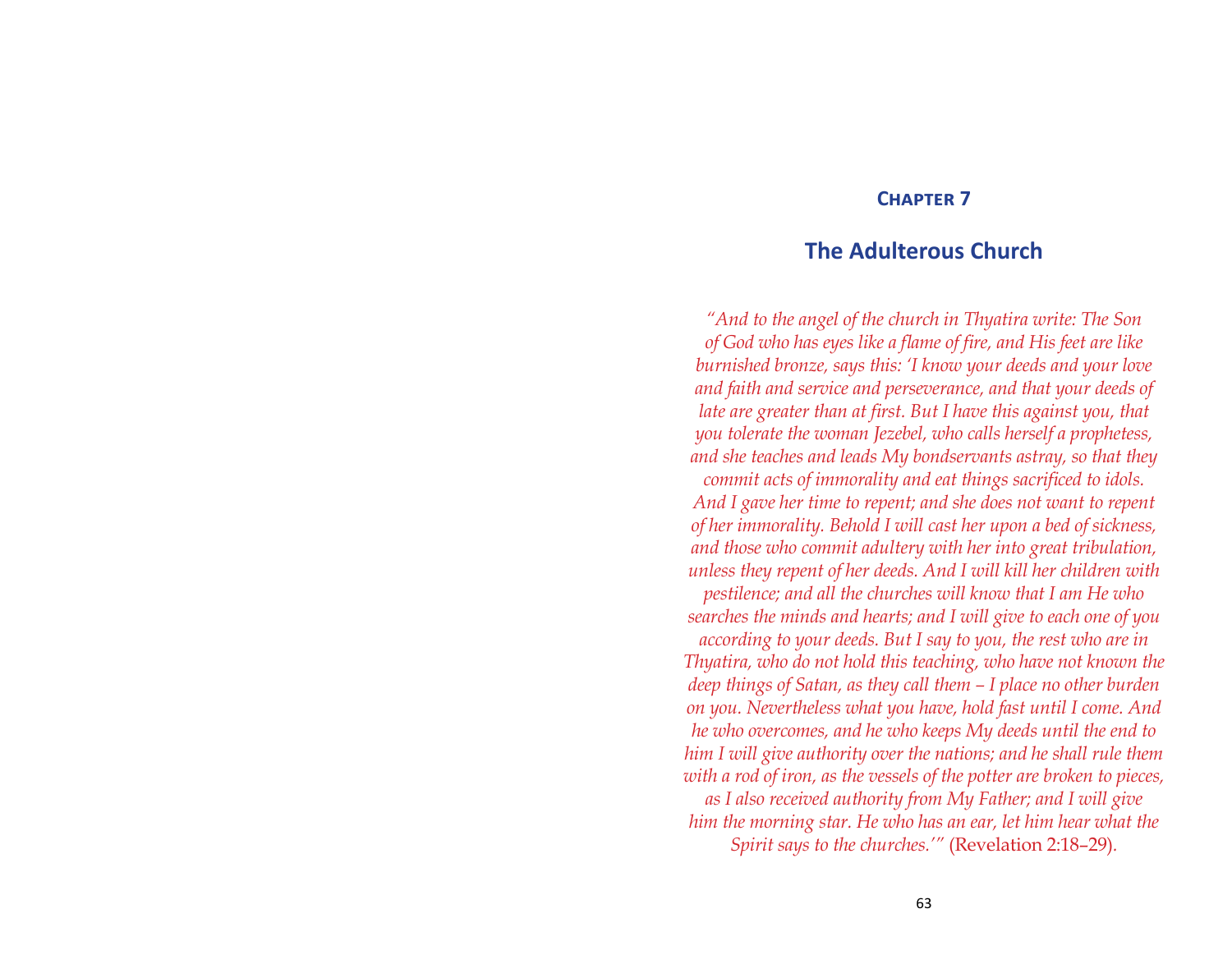## Chapter 7

# The Adulterous Church

*"And to the angel of the church in Thyatira write: The Son of God who has eyes like a flame of fire, and His feet are like burnished bronze, says this: 'I know your deeds and your love and faith and service and perseverance, and that your deeds of late are greater than at first. But I have this against you, that you tolerate the woman Jezebel, who calls herself a prophetess, and she teaches and leads My bondservants astray, so that they commit acts of immorality and eat things sacrificed to idols. And I gave her time to repent; and she does not want to repent of her immorality. Behold I will cast her upon a bed of sickness, and those who commit adultery with her into great tribulation, unless they repent of her deeds. And I will kill her children with pestilence; and all the churches will know that I am He who searches the minds and hearts; and I will give to each one of you according to your deeds. But I say to you, the rest who are in Thyatira, who do not hold this teaching, who have not known the deep things of Satan, as they call them – I place no other burden on you. Nevertheless what you have, hold fast until I come. And he who overcomes, and he who keeps My deeds until the end to him I will give authority over the nations; and he shall rule them with a rod of iron, as the vessels of the potter are broken to pieces, as I also received authority from My Father; and I will give him the morning star. He who has an ear, let him hear what the Spirit says to the churches.'"* (Revelation 2:18–29).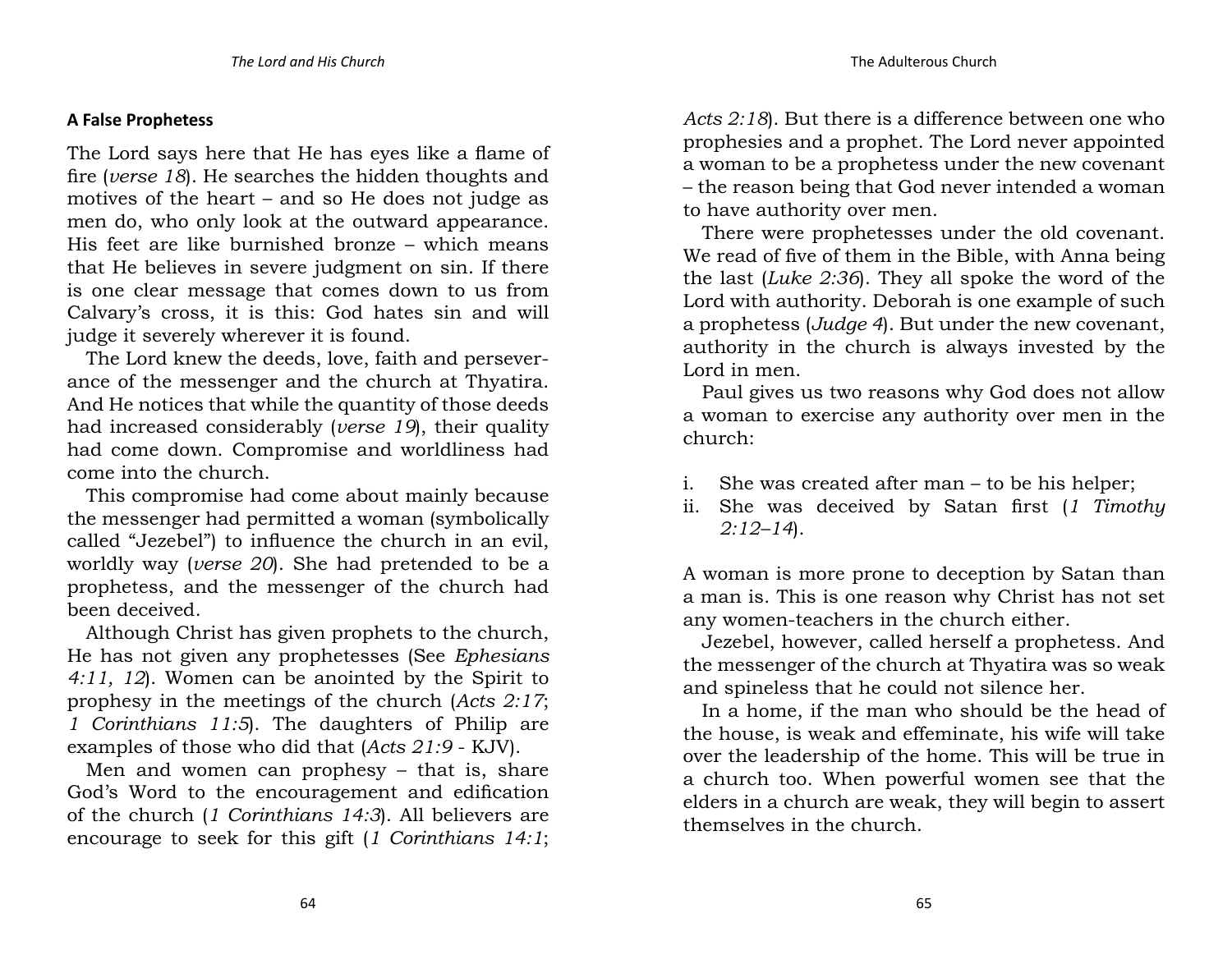## A False Prophetess

The Lord says here that He has eyes like a flame of fire (*verse 18*). He searches the hidden thoughts and motives of the heart – and so He does not judge as men do, who only look at the outward appearance. His feet are like burnished bronze – which means that He believes in severe judgment on sin. If there is one clear message that comes down to us from Calvary's cross, it is this: God hates sin and will judge it severely wherever it is found.

The Lord knew the deeds, love, faith and perseverance of the messenger and the church at Thyatira. And He notices that while the quantity of those deeds had increased considerably (*verse 19*), their quality had come down. Compromise and worldliness had come into the church.

This compromise had come about mainly because the messenger had permitted a woman (symbolically called "Jezebel") to influence the church in an evil, worldly way (*verse 20*). She had pretended to be a prophetess, and the messenger of the church had been deceived.

Although Christ has given prophets to the church, He has not given any prophetesses (See *Ephesians 4:11, 12*). Women can be anointed by the Spirit to prophesy in the meetings of the church (*Acts 2:17*; *1 Corinthians 11:5*). The daughters of Philip are examples of those who did that (*Acts 21:9* - KJV).

Men and women can prophesy – that is, share God's Word to the encouragement and edification of the church (*1 Corinthians 14:3*). All believers are encourage to seek for this gift (*1 Corinthians 14:1*; *Acts 2:18*). But there is a difference between one who prophesies and a prophet. The Lord never appointed a woman to be a prophetess under the new covenant – the reason being that God never intended a woman to have authority over men.

There were prophetesses under the old covenant. We read of five of them in the Bible, with Anna being the last (*Luke 2:36*). They all spoke the word of the Lord with authority. Deborah is one example of such a prophetess (*Judge 4*). But under the new covenant, authority in the church is always invested by the Lord in men.

Paul gives us two reasons why God does not allow a woman to exercise any authority over men in the church:

i. She was created after man – to be his helper;
ii. She was deceived by Satan first (*1 Timothy 2:12–14*).

A woman is more prone to deception by Satan than a man is. This is one reason why Christ has not set any women-teachers in the church either.

Jezebel, however, called herself a prophetess. And the messenger of the church at Thyatira was so weak and spineless that he could not silence her.

In a home, if the man who should be the head of the house, is weak and effeminate, his wife will take over the leadership of the home. This will be true in a church too. When powerful women see that the elders in a church are weak, they will begin to assert themselves in the church.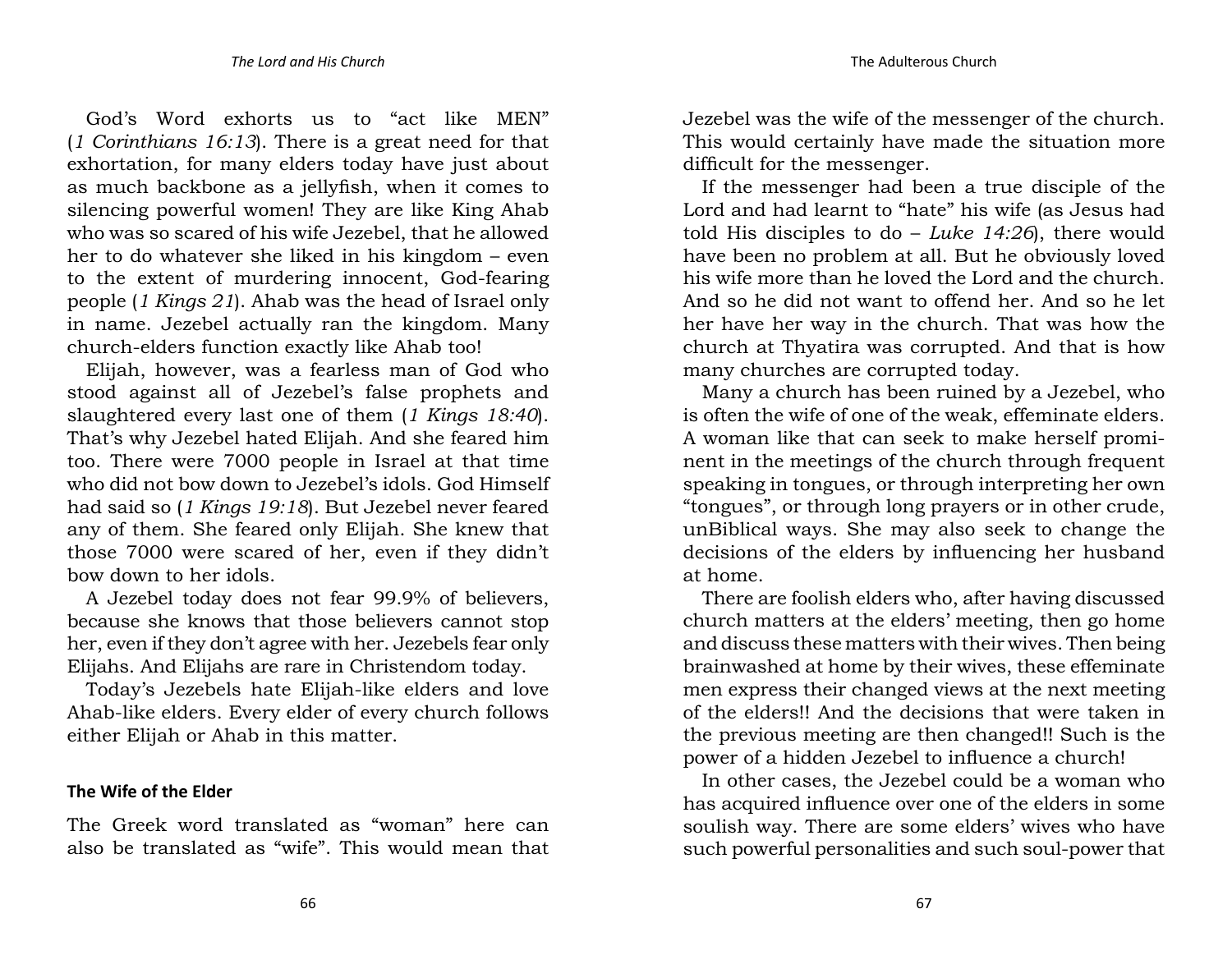God's Word exhorts us to "act like MEN" (*1 Corinthians 16:13*). There is a great need for that exhortation, for many elders today have just about as much backbone as a jellyfish, when it comes to silencing powerful women! They are like King Ahab who was so scared of his wife Jezebel, that he allowed her to do whatever she liked in his kingdom – even to the extent of murdering innocent, God-fearing people (*1 Kings 21*). Ahab was the head of Israel only in name. Jezebel actually ran the kingdom. Many church-elders function exactly like Ahab too!

Elijah, however, was a fearless man of God who stood against all of Jezebel's false prophets and slaughtered every last one of them (*1 Kings 18:40*). That's why Jezebel hated Elijah. And she feared him too. There were 7000 people in Israel at that time who did not bow down to Jezebel's idols. God Himself had said so (*1 Kings 19:18*). But Jezebel never feared any of them. She feared only Elijah. She knew that those 7000 were scared of her, even if they didn't bow down to her idols.

A Jezebel today does not fear 99.9% of believers, because she knows that those believers cannot stop her, even if they don't agree with her. Jezebels fear only Elijahs. And Elijahs are rare in Christendom today.

Today's Jezebels hate Elijah-like elders and love Ahab-like elders. Every elder of every church follows either Elijah or Ahab in this matter.

### The Wife of the Elder

The Greek word translated as "woman" here can also be translated as "wife". This would mean that Jezebel was the wife of the messenger of the church. This would certainly have made the situation more difficult for the messenger.

If the messenger had been a true disciple of the Lord and had learnt to "hate" his wife (as Jesus had told His disciples to do – *Luke 14:26*), there would have been no problem at all. But he obviously loved his wife more than he loved the Lord and the church. And so he did not want to offend her. And so he let her have her way in the church. That was how the church at Thyatira was corrupted. And that is how many churches are corrupted today.

Many a church has been ruined by a Jezebel, who is often the wife of one of the weak, effeminate elders. A woman like that can seek to make herself prominent in the meetings of the church through frequent speaking in tongues, or through interpreting her own "tongues", or through long prayers or in other crude, unBiblical ways. She may also seek to change the decisions of the elders by influencing her husband at home.

There are foolish elders who, after having discussed church matters at the elders' meeting, then go home and discuss these matters with their wives. Then being brainwashed at home by their wives, these effeminate men express their changed views at the next meeting of the elders!! And the decisions that were taken in the previous meeting are then changed!! Such is the power of a hidden Jezebel to influence a church!

In other cases, the Jezebel could be a woman who has acquired influence over one of the elders in some soulish way. There are some elders' wives who have such powerful personalities and such soul-power that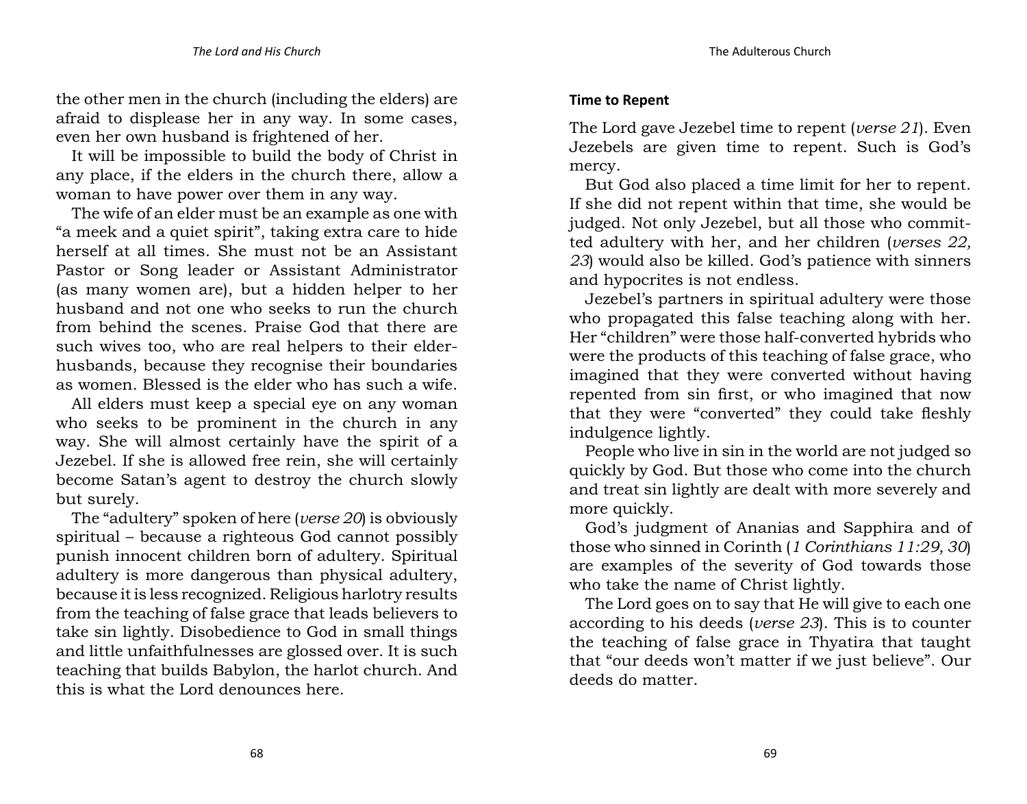the other men in the church (including the elders) are afraid to displease her in any way. In some cases, even her own husband is frightened of her.

It will be impossible to build the body of Christ in any place, if the elders in the church there, allow a woman to have power over them in any way.

The wife of an elder must be an example as one with "a meek and a quiet spirit", taking extra care to hide herself at all times. She must not be an Assistant Pastor or Song leader or Assistant Administrator (as many women are), but a hidden helper to her husband and not one who seeks to run the church from behind the scenes. Praise God that there are such wives too, who are real helpers to their elder-husbands, because they recognise their boundaries as women. Blessed is the elder who has such a wife.

All elders must keep a special eye on any woman who seeks to be prominent in the church in any way. She will almost certainly have the spirit of a Jezebel. If she is allowed free rein, she will certainly become Satan's agent to destroy the church slowly but surely.

The "adultery" spoken of here (*verse 20*) is obviously spiritual – because a righteous God cannot possibly punish innocent children born of adultery. Spiritual adultery is more dangerous than physical adultery, because it is less recognized. Religious harlotry results from the teaching of false grace that leads believers to take sin lightly. Disobedience to God in small things and little unfaithfulnesses are glossed over. It is such teaching that builds Babylon, the harlot church. And this is what the Lord denounces here.

**Time to Repent**

The Lord gave Jezebel time to repent (*verse 21*). Even Jezebels are given time to repent. Such is God's mercy.

But God also placed a time limit for her to repent. If she did not repent within that time, she would be judged. Not only Jezebel, but all those who committed adultery with her, and her children (*verses 22, 23*) would also be killed. God's patience with sinners and hypocrites is not endless.

Jezebel's partners in spiritual adultery were those who propagated this false teaching along with her. Her "children" were those half-converted hybrids who were the products of this teaching of false grace, who imagined that they were converted without having repented from sin first, or who imagined that now that they were "converted" they could take fleshly indulgence lightly.

People who live in sin in the world are not judged so quickly by God. But those who come into the church and treat sin lightly are dealt with more severely and more quickly.

God's judgment of Ananias and Sapphira and of those who sinned in Corinth (*1 Corinthians 11:29, 30*) are examples of the severity of God towards those who take the name of Christ lightly.

The Lord goes on to say that He will give to each one according to his deeds (*verse 23*). This is to counter the teaching of false grace in Thyatira that taught that "our deeds won't matter if we just believe". Our deeds do matter.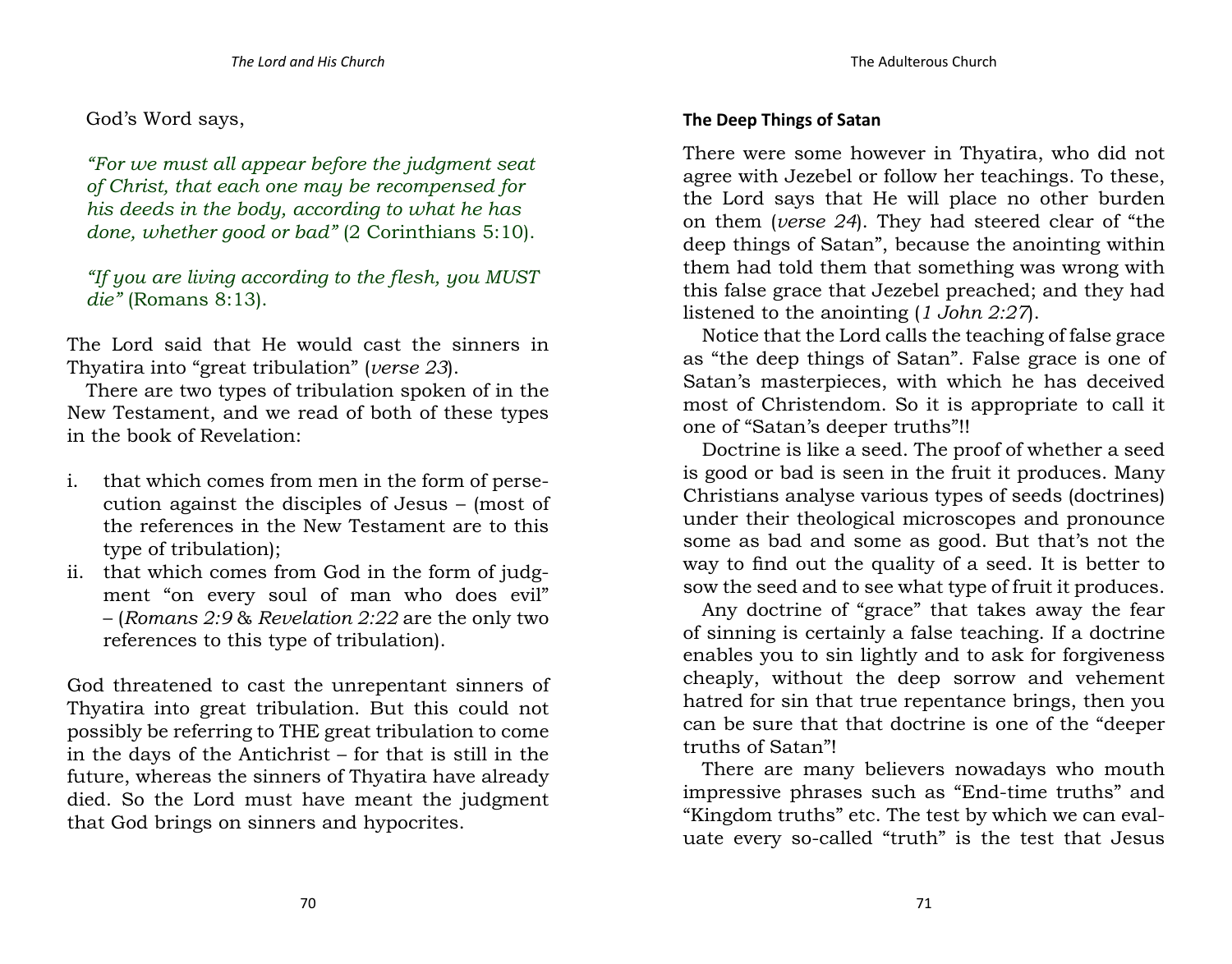God's Word says,

*"For we must all appear before the judgment seat of Christ, that each one may be recompensed for his deeds in the body, according to what he has done, whether good or bad"* (2 Corinthians 5:10).

*"If you are living according to the flesh, you MUST die"* (Romans 8:13).

The Lord said that He would cast the sinners in Thyatira into "great tribulation" (*verse 23*).

There are two types of tribulation spoken of in the New Testament, and we read of both of these types in the book of Revelation:

i. that which comes from men in the form of persecution against the disciples of Jesus – (most of the references in the New Testament are to this type of tribulation);
ii. that which comes from God in the form of judgment "on every soul of man who does evil" – (*Romans 2:9* & *Revelation 2:22* are the only two references to this type of tribulation).

God threatened to cast the unrepentant sinners of Thyatira into great tribulation. But this could not possibly be referring to THE great tribulation to come in the days of the Antichrist – for that is still in the future, whereas the sinners of Thyatira have already died. So the Lord must have meant the judgment that God brings on sinners and hypocrites.

### The Deep Things of Satan

There were some however in Thyatira, who did not agree with Jezebel or follow her teachings. To these, the Lord says that He will place no other burden on them (*verse 24*). They had steered clear of "the deep things of Satan", because the anointing within them had told them that something was wrong with this false grace that Jezebel preached; and they had listened to the anointing (*1 John 2:27*).

Notice that the Lord calls the teaching of false grace as "the deep things of Satan". False grace is one of Satan's masterpieces, with which he has deceived most of Christendom. So it is appropriate to call it one of "Satan's deeper truths"!!

Doctrine is like a seed. The proof of whether a seed is good or bad is seen in the fruit it produces. Many Christians analyse various types of seeds (doctrines) under their theological microscopes and pronounce some as bad and some as good. But that's not the way to find out the quality of a seed. It is better to sow the seed and to see what type of fruit it produces.

Any doctrine of "grace" that takes away the fear of sinning is certainly a false teaching. If a doctrine enables you to sin lightly and to ask for forgiveness cheaply, without the deep sorrow and vehement hatred for sin that true repentance brings, then you can be sure that that doctrine is one of the "deeper truths of Satan"!

There are many believers nowadays who mouth impressive phrases such as "End-time truths" and "Kingdom truths" etc. The test by which we can evaluate every so-called "truth" is the test that Jesus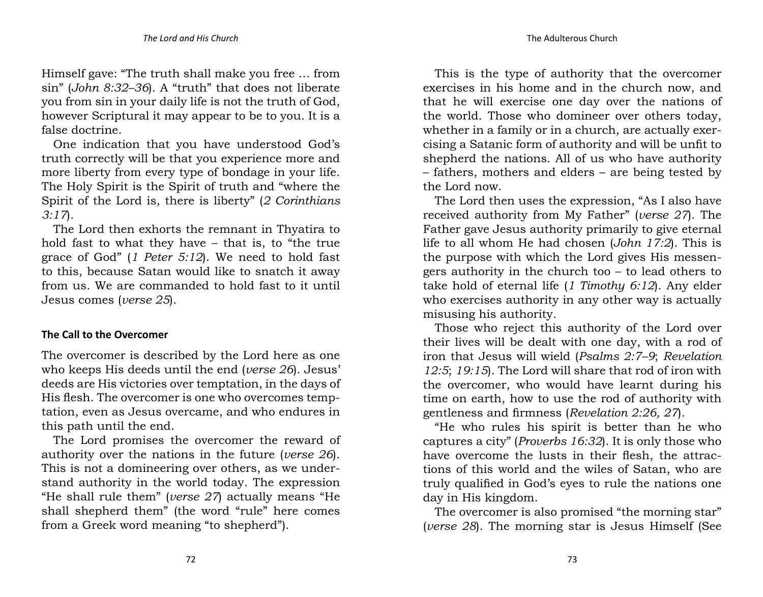Himself gave: "The truth shall make you free … from sin" (*John 8:32–36*). A "truth" that does not liberate you from sin in your daily life is not the truth of God, however Scriptural it may appear to be to you. It is a false doctrine.

One indication that you have understood God's truth correctly will be that you experience more and more liberty from every type of bondage in your life. The Holy Spirit is the Spirit of truth and "where the Spirit of the Lord is, there is liberty" (*2 Corinthians 3:17*).

The Lord then exhorts the remnant in Thyatira to hold fast to what they have – that is, to "the true grace of God" (*1 Peter 5:12*). We need to hold fast to this, because Satan would like to snatch it away from us. We are commanded to hold fast to it until Jesus comes (*verse 25*).

### The Call to the Overcomer

The overcomer is described by the Lord here as one who keeps His deeds until the end (*verse 26*). Jesus' deeds are His victories over temptation, in the days of His flesh. The overcomer is one who overcomes temptation, even as Jesus overcame, and who endures in this path until the end.

The Lord promises the overcomer the reward of authority over the nations in the future (*verse 26*). This is not a domineering over others, as we understand authority in the world today. The expression "He shall rule them" (*verse 27*) actually means "He shall shepherd them" (the word "rule" here comes from a Greek word meaning "to shepherd").

This is the type of authority that the overcomer exercises in his home and in the church now, and that he will exercise one day over the nations of the world. Those who domineer over others today, whether in a family or in a church, are actually exercising a Satanic form of authority and will be unfit to shepherd the nations. All of us who have authority – fathers, mothers and elders – are being tested by the Lord now.

The Lord then uses the expression, "As I also have received authority from My Father" (*verse 27*). The Father gave Jesus authority primarily to give eternal life to all whom He had chosen (*John 17:2*). This is the purpose with which the Lord gives His messengers authority in the church too – to lead others to take hold of eternal life (*1 Timothy 6:12*). Any elder who exercises authority in any other way is actually misusing his authority.

Those who reject this authority of the Lord over their lives will be dealt with one day, with a rod of iron that Jesus will wield (*Psalms 2:7–9*; *Revelation 12:5*; *19:15*). The Lord will share that rod of iron with the overcomer, who would have learnt during his time on earth, how to use the rod of authority with gentleness and firmness (*Revelation 2:26, 27*).

"He who rules his spirit is better than he who captures a city" (*Proverbs 16:32*). It is only those who have overcome the lusts in their flesh, the attractions of this world and the wiles of Satan, who are truly qualified in God's eyes to rule the nations one day in His kingdom.

The overcomer is also promised "the morning star" (*verse 28*). The morning star is Jesus Himself (See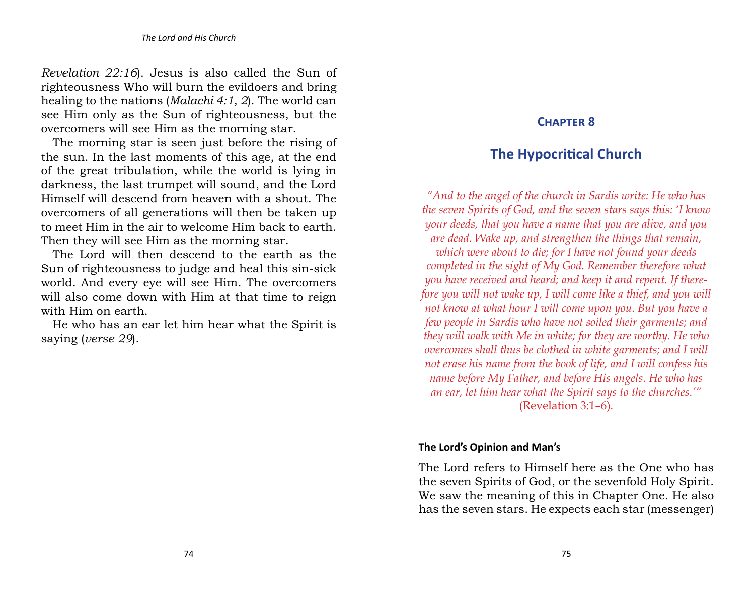*Revelation 22:16*). Jesus is also called the Sun of righteousness Who will burn the evildoers and bring healing to the nations (*Malachi 4:1, 2*). The world can see Him only as the Sun of righteousness, but the overcomers will see Him as the morning star.

The morning star is seen just before the rising of the sun. In the last moments of this age, at the end of the great tribulation, while the world is lying in darkness, the last trumpet will sound, and the Lord Himself will descend from heaven with a shout. The overcomers of all generations will then be taken up to meet Him in the air to welcome Him back to earth. Then they will see Him as the morning star.

The Lord will then descend to the earth as the Sun of righteousness to judge and heal this sin-sick world. And every eye will see Him. The overcomers will also come down with Him at that time to reign with Him on earth.

He who has an ear let him hear what the Spirit is saying (*verse 29*).

## Chapter 8

# The Hypocritical Church

*"And to the angel of the church in Sardis write: He who has the seven Spirits of God, and the seven stars says this: 'I know your deeds, that you have a name that you are alive, and you are dead. Wake up, and strengthen the things that remain, which were about to die; for I have not found your deeds completed in the sight of My God. Remember therefore what you have received and heard; and keep it and repent. If therefore you will not wake up, I will come like a thief, and you will not know at what hour I will come upon you. But you have a few people in Sardis who have not soiled their garments; and they will walk with Me in white; for they are worthy. He who overcomes shall thus be clothed in white garments; and I will not erase his name from the book of life, and I will confess his name before My Father, and before His angels. He who has an ear, let him hear what the Spirit says to the churches.'"* (Revelation 3:1–6).

### The Lord's Opinion and Man's

The Lord refers to Himself here as the One who has the seven Spirits of God, or the sevenfold Holy Spirit. We saw the meaning of this in Chapter One. He also has the seven stars. He expects each star (messenger)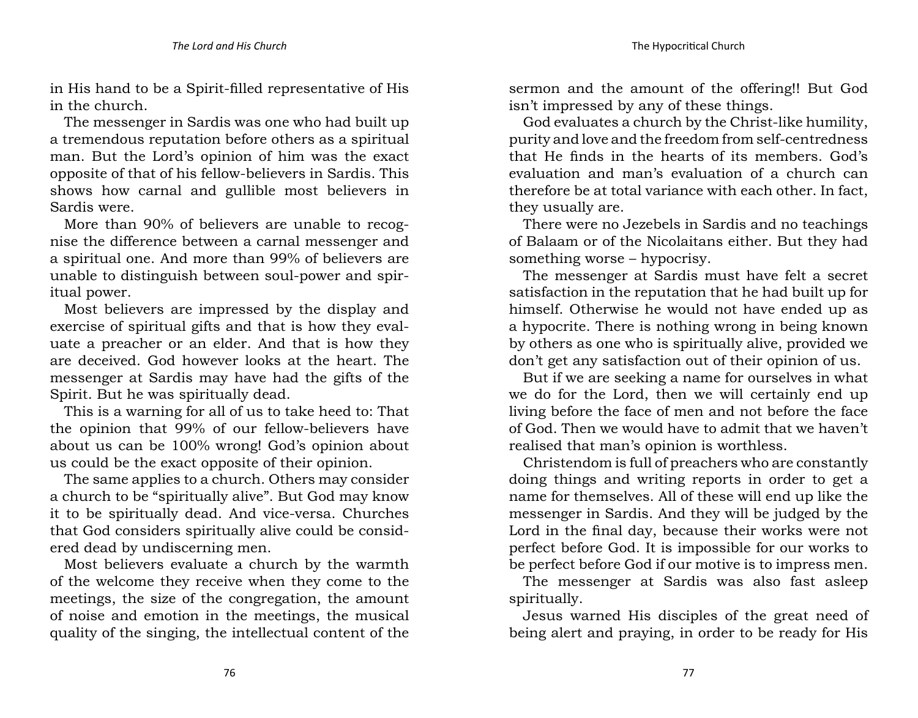in His hand to be a Spirit-filled representative of His in the church.

The messenger in Sardis was one who had built up a tremendous reputation before others as a spiritual man. But the Lord's opinion of him was the exact opposite of that of his fellow-believers in Sardis. This shows how carnal and gullible most believers in Sardis were.

More than 90% of believers are unable to recognise the difference between a carnal messenger and a spiritual one. And more than 99% of believers are unable to distinguish between soul-power and spiritual power.

Most believers are impressed by the display and exercise of spiritual gifts and that is how they evaluate a preacher or an elder. And that is how they are deceived. God however looks at the heart. The messenger at Sardis may have had the gifts of the Spirit. But he was spiritually dead.

This is a warning for all of us to take heed to: That the opinion that 99% of our fellow-believers have about us can be 100% wrong! God's opinion about us could be the exact opposite of their opinion.

The same applies to a church. Others may consider a church to be "spiritually alive". But God may know it to be spiritually dead. And vice-versa. Churches that God considers spiritually alive could be considered dead by undiscerning men.

Most believers evaluate a church by the warmth of the welcome they receive when they come to the meetings, the size of the congregation, the amount of noise and emotion in the meetings, the musical quality of the singing, the intellectual content of the sermon and the amount of the offering!! But God isn't impressed by any of these things.

God evaluates a church by the Christ-like humility, purity and love and the freedom from self-centredness that He finds in the hearts of its members. God's evaluation and man's evaluation of a church can therefore be at total variance with each other. In fact, they usually are.

There were no Jezebels in Sardis and no teachings of Balaam or of the Nicolaitans either. But they had something worse – hypocrisy.

The messenger at Sardis must have felt a secret satisfaction in the reputation that he had built up for himself. Otherwise he would not have ended up as a hypocrite. There is nothing wrong in being known by others as one who is spiritually alive, provided we don't get any satisfaction out of their opinion of us.

But if we are seeking a name for ourselves in what we do for the Lord, then we will certainly end up living before the face of men and not before the face of God. Then we would have to admit that we haven't realised that man's opinion is worthless.

Christendom is full of preachers who are constantly doing things and writing reports in order to get a name for themselves. All of these will end up like the messenger in Sardis. And they will be judged by the Lord in the final day, because their works were not perfect before God. It is impossible for our works to be perfect before God if our motive is to impress men.

The messenger at Sardis was also fast asleep spiritually.

Jesus warned His disciples of the great need of being alert and praying, in order to be ready for His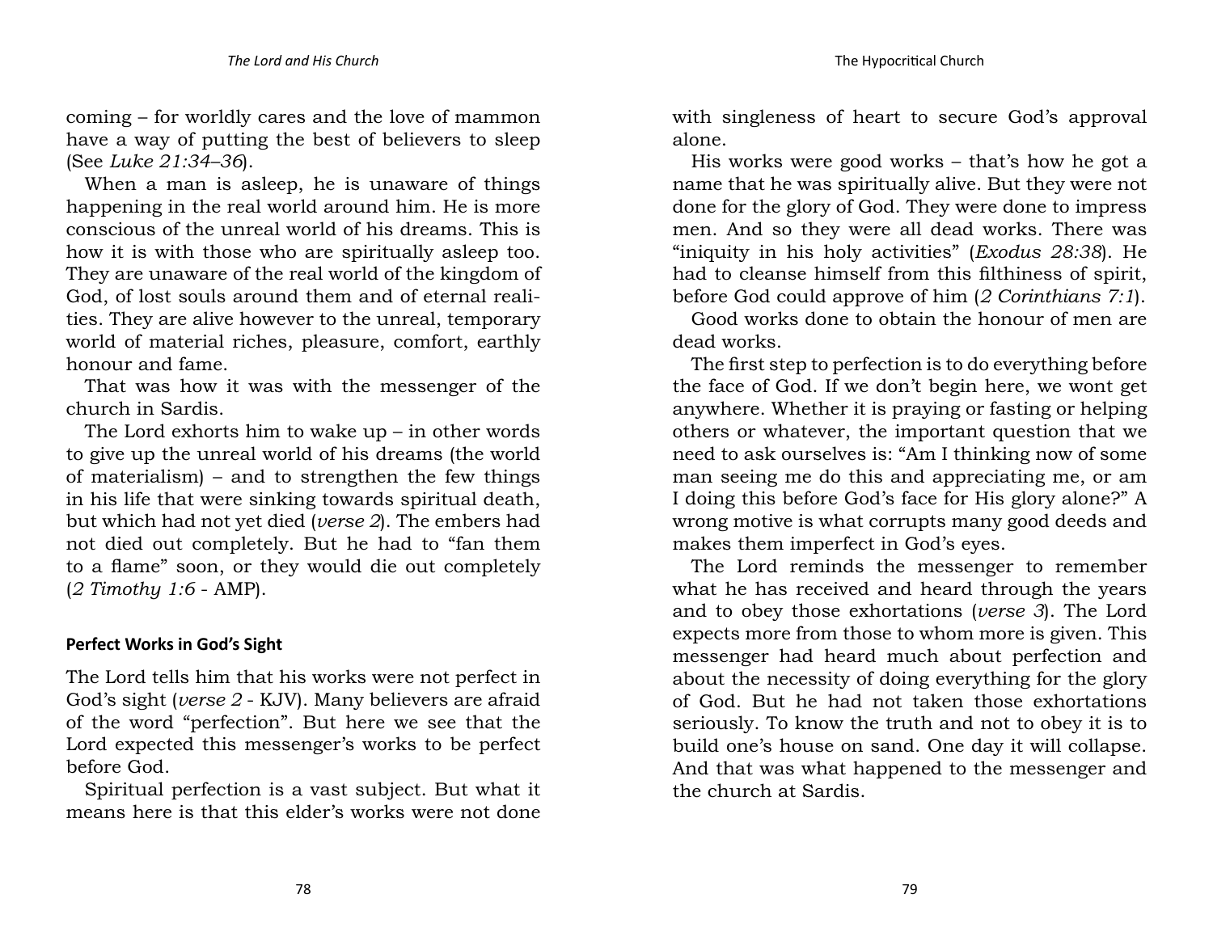coming – for worldly cares and the love of mammon have a way of putting the best of believers to sleep (See *Luke 21:34–36*).

When a man is asleep, he is unaware of things happening in the real world around him. He is more conscious of the unreal world of his dreams. This is how it is with those who are spiritually asleep too. They are unaware of the real world of the kingdom of God, of lost souls around them and of eternal realities. They are alive however to the unreal, temporary world of material riches, pleasure, comfort, earthly honour and fame.

That was how it was with the messenger of the church in Sardis.

The Lord exhorts him to wake up – in other words to give up the unreal world of his dreams (the world of materialism) – and to strengthen the few things in his life that were sinking towards spiritual death, but which had not yet died (*verse 2*). The embers had not died out completely. But he had to "fan them to a flame" soon, or they would die out completely (*2 Timothy 1:6* - AMP).

### Perfect Works in God's Sight

The Lord tells him that his works were not perfect in God's sight (*verse 2* - KJV). Many believers are afraid of the word "perfection". But here we see that the Lord expected this messenger's works to be perfect before God.

Spiritual perfection is a vast subject. But what it means here is that this elder's works were not done with singleness of heart to secure God's approval alone.

His works were good works – that's how he got a name that he was spiritually alive. But they were not done for the glory of God. They were done to impress men. And so they were all dead works. There was "iniquity in his holy activities" (*Exodus 28:38*). He had to cleanse himself from this filthiness of spirit, before God could approve of him (*2 Corinthians 7:1*).

Good works done to obtain the honour of men are dead works.

The first step to perfection is to do everything before the face of God. If we don't begin here, we wont get anywhere. Whether it is praying or fasting or helping others or whatever, the important question that we need to ask ourselves is: "Am I thinking now of some man seeing me do this and appreciating me, or am I doing this before God's face for His glory alone?" A wrong motive is what corrupts many good deeds and makes them imperfect in God's eyes.

The Lord reminds the messenger to remember what he has received and heard through the years and to obey those exhortations (*verse 3*). The Lord expects more from those to whom more is given. This messenger had heard much about perfection and about the necessity of doing everything for the glory of God. But he had not taken those exhortations seriously. To know the truth and not to obey it is to build one's house on sand. One day it will collapse. And that was what happened to the messenger and the church at Sardis.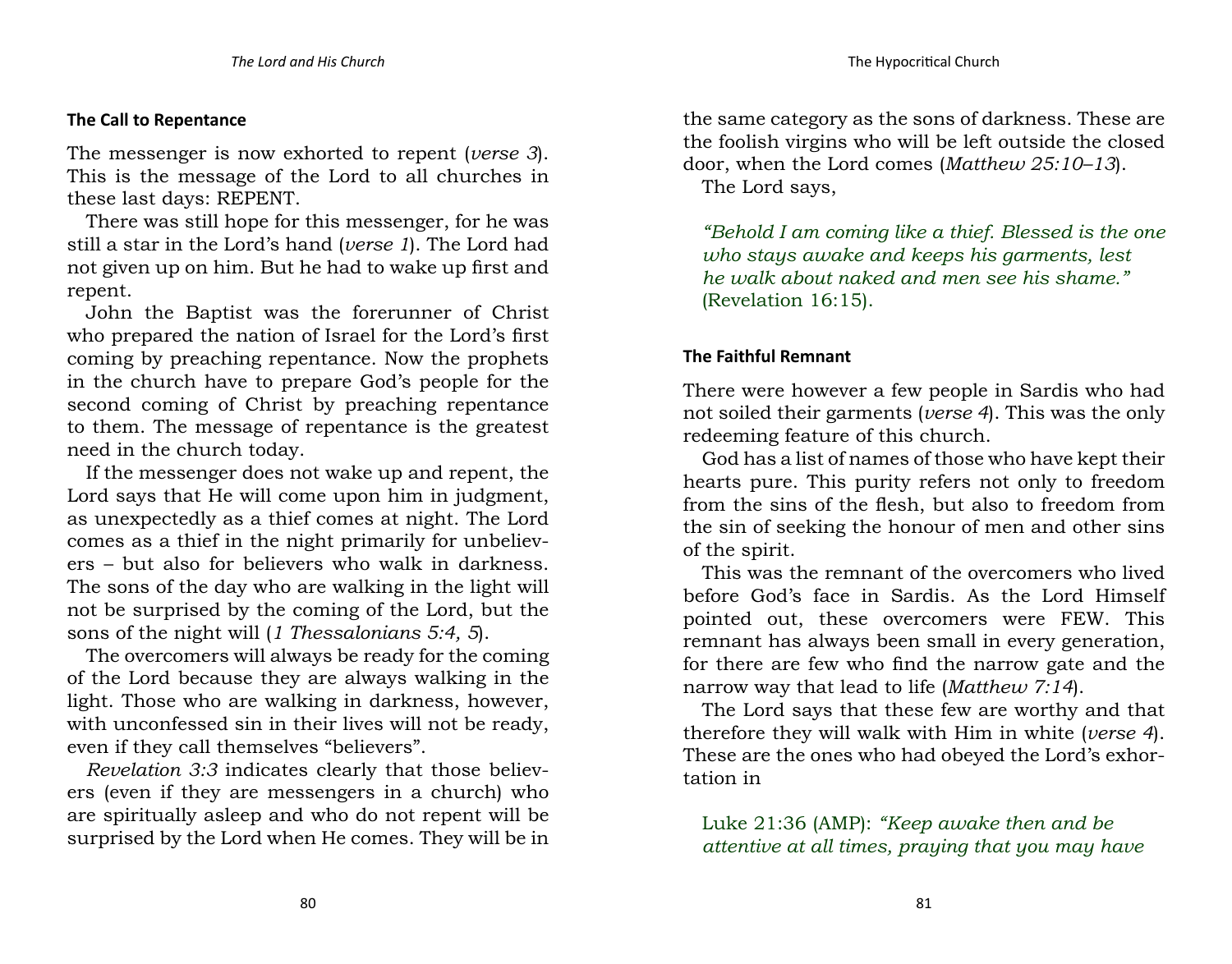## The Call to Repentance

The messenger is now exhorted to repent (*verse 3*). This is the message of the Lord to all churches in these last days: REPENT.

There was still hope for this messenger, for he was still a star in the Lord's hand (*verse 1*). The Lord had not given up on him. But he had to wake up first and repent.

John the Baptist was the forerunner of Christ who prepared the nation of Israel for the Lord's first coming by preaching repentance. Now the prophets in the church have to prepare God's people for the second coming of Christ by preaching repentance to them. The message of repentance is the greatest need in the church today.

If the messenger does not wake up and repent, the Lord says that He will come upon him in judgment, as unexpectedly as a thief comes at night. The Lord comes as a thief in the night primarily for unbelievers – but also for believers who walk in darkness. The sons of the day who are walking in the light will not be surprised by the coming of the Lord, but the sons of the night will (*1 Thessalonians 5:4, 5*).

The overcomers will always be ready for the coming of the Lord because they are always walking in the light. Those who are walking in darkness, however, with unconfessed sin in their lives will not be ready, even if they call themselves "believers".

*Revelation 3:3* indicates clearly that those believers (even if they are messengers in a church) who are spiritually asleep and who do not repent will be surprised by the Lord when He comes. They will be in the same category as the sons of darkness. These are the foolish virgins who will be left outside the closed door, when the Lord comes (*Matthew 25:10–13*).

The Lord says,

> *"Behold I am coming like a thief. Blessed is the one who stays awake and keeps his garments, lest he walk about naked and men see his shame."* (Revelation 16:15).

## The Faithful Remnant

There were however a few people in Sardis who had not soiled their garments (*verse 4*). This was the only redeeming feature of this church.

God has a list of names of those who have kept their hearts pure. This purity refers not only to freedom from the sins of the flesh, but also to freedom from the sin of seeking the honour of men and other sins of the spirit.

This was the remnant of the overcomers who lived before God's face in Sardis. As the Lord Himself pointed out, these overcomers were FEW. This remnant has always been small in every generation, for there are few who find the narrow gate and the narrow way that lead to life (*Matthew 7:14*).

The Lord says that these few are worthy and that therefore they will walk with Him in white (*verse 4*). These are the ones who had obeyed the Lord's exhortation in

> Luke 21:36 (AMP): *"Keep awake then and be attentive at all times, praying that you may have*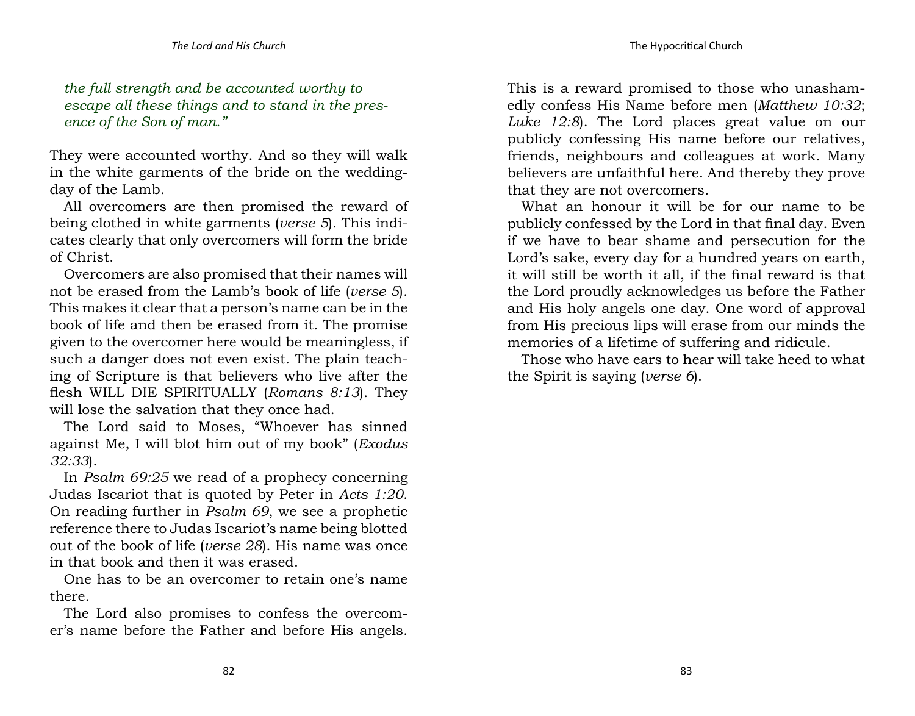*the full strength and be accounted worthy to escape all these things and to stand in the presence of the Son of man."*

They were accounted worthy. And so they will walk in the white garments of the bride on the wedding-day of the Lamb.

All overcomers are then promised the reward of being clothed in white garments (*verse 5*). This indicates clearly that only overcomers will form the bride of Christ.

Overcomers are also promised that their names will not be erased from the Lamb's book of life (*verse 5*). This makes it clear that a person's name can be in the book of life and then be erased from it. The promise given to the overcomer here would be meaningless, if such a danger does not even exist. The plain teaching of Scripture is that believers who live after the flesh WILL DIE SPIRITUALLY (*Romans 8:13*). They will lose the salvation that they once had.

The Lord said to Moses, "Whoever has sinned against Me, I will blot him out of my book" (*Exodus 32:33*).

In *Psalm 69:25* we read of a prophecy concerning Judas Iscariot that is quoted by Peter in *Acts 1:20*. On reading further in *Psalm 69*, we see a prophetic reference there to Judas Iscariot's name being blotted out of the book of life (*verse 28*). His name was once in that book and then it was erased.

One has to be an overcomer to retain one's name there.

The Lord also promises to confess the overcomer's name before the Father and before His angels. This is a reward promised to those who unashamedly confess His Name before men (*Matthew 10:32*; *Luke 12:8*). The Lord places great value on our publicly confessing His name before our relatives, friends, neighbours and colleagues at work. Many believers are unfaithful here. And thereby they prove that they are not overcomers.

What an honour it will be for our name to be publicly confessed by the Lord in that final day. Even if we have to bear shame and persecution for the Lord's sake, every day for a hundred years on earth, it will still be worth it all, if the final reward is that the Lord proudly acknowledges us before the Father and His holy angels one day. One word of approval from His precious lips will erase from our minds the memories of a lifetime of suffering and ridicule.

Those who have ears to hear will take heed to what the Spirit is saying (*verse 6*).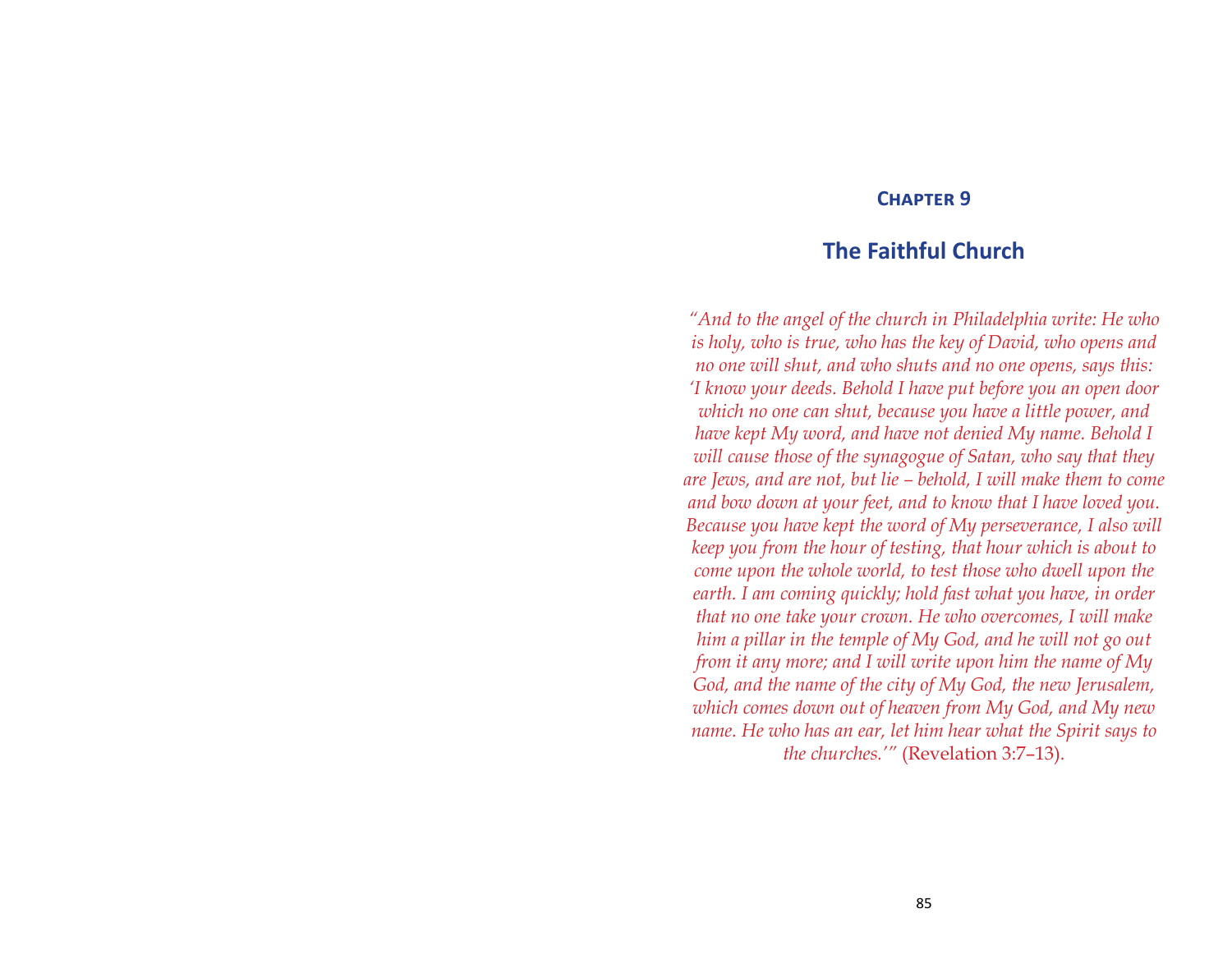## Chapter 9

# The Faithful Church

*"And to the angel of the church in Philadelphia write: He who is holy, who is true, who has the key of David, who opens and no one will shut, and who shuts and no one opens, says this: 'I know your deeds. Behold I have put before you an open door which no one can shut, because you have a little power, and have kept My word, and have not denied My name. Behold I will cause those of the synagogue of Satan, who say that they are Jews, and are not, but lie – behold, I will make them to come and bow down at your feet, and to know that I have loved you. Because you have kept the word of My perseverance, I also will keep you from the hour of testing, that hour which is about to come upon the whole world, to test those who dwell upon the earth. I am coming quickly; hold fast what you have, in order that no one take your crown. He who overcomes, I will make him a pillar in the temple of My God, and he will not go out from it any more; and I will write upon him the name of My God, and the name of the city of My God, the new Jerusalem, which comes down out of heaven from My God, and My new name. He who has an ear, let him hear what the Spirit says to the churches.'"* (Revelation 3:7–13).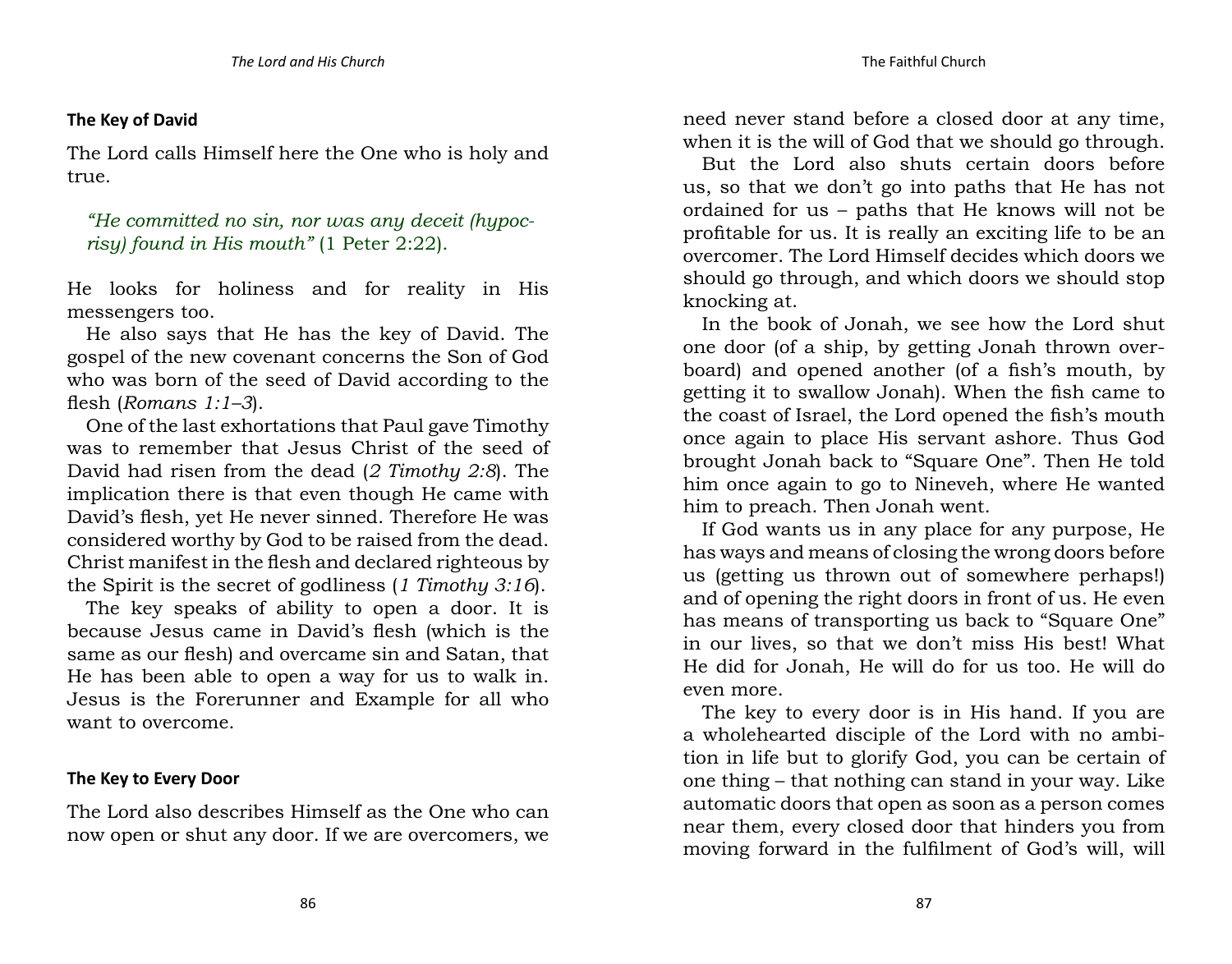## The Key of David

The Lord calls Himself here the One who is holy and true.

> *"He committed no sin, nor was any deceit (hypocrisy) found in His mouth"* (1 Peter 2:22).

He looks for holiness and for reality in His messengers too.

He also says that He has the key of David. The gospel of the new covenant concerns the Son of God who was born of the seed of David according to the flesh (*Romans 1:1–3*).

One of the last exhortations that Paul gave Timothy was to remember that Jesus Christ of the seed of David had risen from the dead (*2 Timothy 2:8*). The implication there is that even though He came with David's flesh, yet He never sinned. Therefore He was considered worthy by God to be raised from the dead. Christ manifest in the flesh and declared righteous by the Spirit is the secret of godliness (*1 Timothy 3:16*).

The key speaks of ability to open a door. It is because Jesus came in David's flesh (which is the same as our flesh) and overcame sin and Satan, that He has been able to open a way for us to walk in. Jesus is the Forerunner and Example for all who want to overcome.

## The Key to Every Door

The Lord also describes Himself as the One who can now open or shut any door. If we are overcomers, we need never stand before a closed door at any time, when it is the will of God that we should go through.

But the Lord also shuts certain doors before us, so that we don't go into paths that He has not ordained for us – paths that He knows will not be profitable for us. It is really an exciting life to be an overcomer. The Lord Himself decides which doors we should go through, and which doors we should stop knocking at.

In the book of Jonah, we see how the Lord shut one door (of a ship, by getting Jonah thrown overboard) and opened another (of a fish's mouth, by getting it to swallow Jonah). When the fish came to the coast of Israel, the Lord opened the fish's mouth once again to place His servant ashore. Thus God brought Jonah back to "Square One". Then He told him once again to go to Nineveh, where He wanted him to preach. Then Jonah went.

If God wants us in any place for any purpose, He has ways and means of closing the wrong doors before us (getting us thrown out of somewhere perhaps!) and of opening the right doors in front of us. He even has means of transporting us back to "Square One" in our lives, so that we don't miss His best! What He did for Jonah, He will do for us too. He will do even more.

The key to every door is in His hand. If you are a wholehearted disciple of the Lord with no ambition in life but to glorify God, you can be certain of one thing – that nothing can stand in your way. Like automatic doors that open as soon as a person comes near them, every closed door that hinders you from moving forward in the fulfilment of God's will, will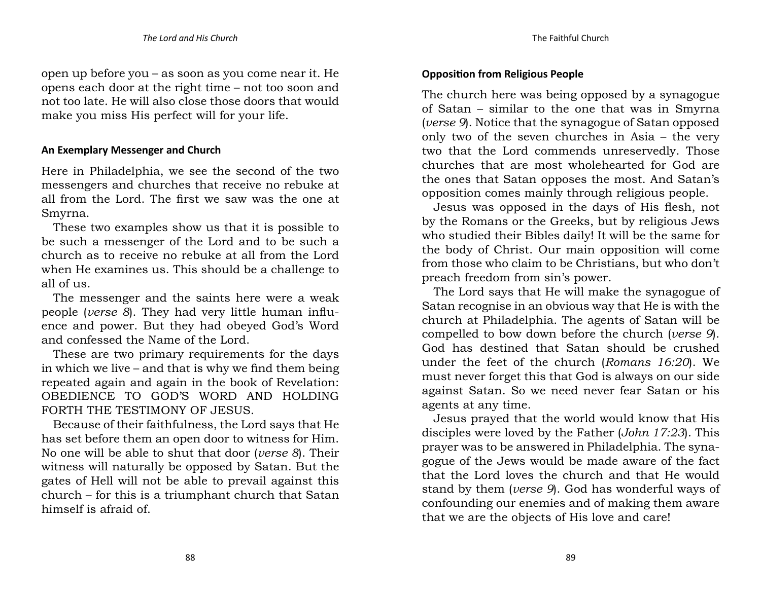open up before you – as soon as you come near it. He opens each door at the right time – not too soon and not too late. He will also close those doors that would make you miss His perfect will for your life.

### An Exemplary Messenger and Church

Here in Philadelphia, we see the second of the two messengers and churches that receive no rebuke at all from the Lord. The first we saw was the one at Smyrna.

These two examples show us that it is possible to be such a messenger of the Lord and to be such a church as to receive no rebuke at all from the Lord when He examines us. This should be a challenge to all of us.

The messenger and the saints here were a weak people (*verse 8*). They had very little human influence and power. But they had obeyed God's Word and confessed the Name of the Lord.

These are two primary requirements for the days in which we live – and that is why we find them being repeated again and again in the book of Revelation: OBEDIENCE TO GOD'S WORD AND HOLDING FORTH THE TESTIMONY OF JESUS.

Because of their faithfulness, the Lord says that He has set before them an open door to witness for Him. No one will be able to shut that door (*verse 8*). Their witness will naturally be opposed by Satan. But the gates of Hell will not be able to prevail against this church – for this is a triumphant church that Satan himself is afraid of.

### Opposition from Religious People

The church here was being opposed by a synagogue of Satan – similar to the one that was in Smyrna (*verse 9*). Notice that the synagogue of Satan opposed only two of the seven churches in Asia – the very two that the Lord commends unreservedly. Those churches that are most wholehearted for God are the ones that Satan opposes the most. And Satan's opposition comes mainly through religious people.

Jesus was opposed in the days of His flesh, not by the Romans or the Greeks, but by religious Jews who studied their Bibles daily! It will be the same for the body of Christ. Our main opposition will come from those who claim to be Christians, but who don't preach freedom from sin's power.

The Lord says that He will make the synagogue of Satan recognise in an obvious way that He is with the church at Philadelphia. The agents of Satan will be compelled to bow down before the church (*verse 9*). God has destined that Satan should be crushed under the feet of the church (*Romans 16:20*). We must never forget this that God is always on our side against Satan. So we need never fear Satan or his agents at any time.

Jesus prayed that the world would know that His disciples were loved by the Father (*John 17:23*). This prayer was to be answered in Philadelphia. The synagogue of the Jews would be made aware of the fact that the Lord loves the church and that He would stand by them (*verse 9*). God has wonderful ways of confounding our enemies and of making them aware that we are the objects of His love and care!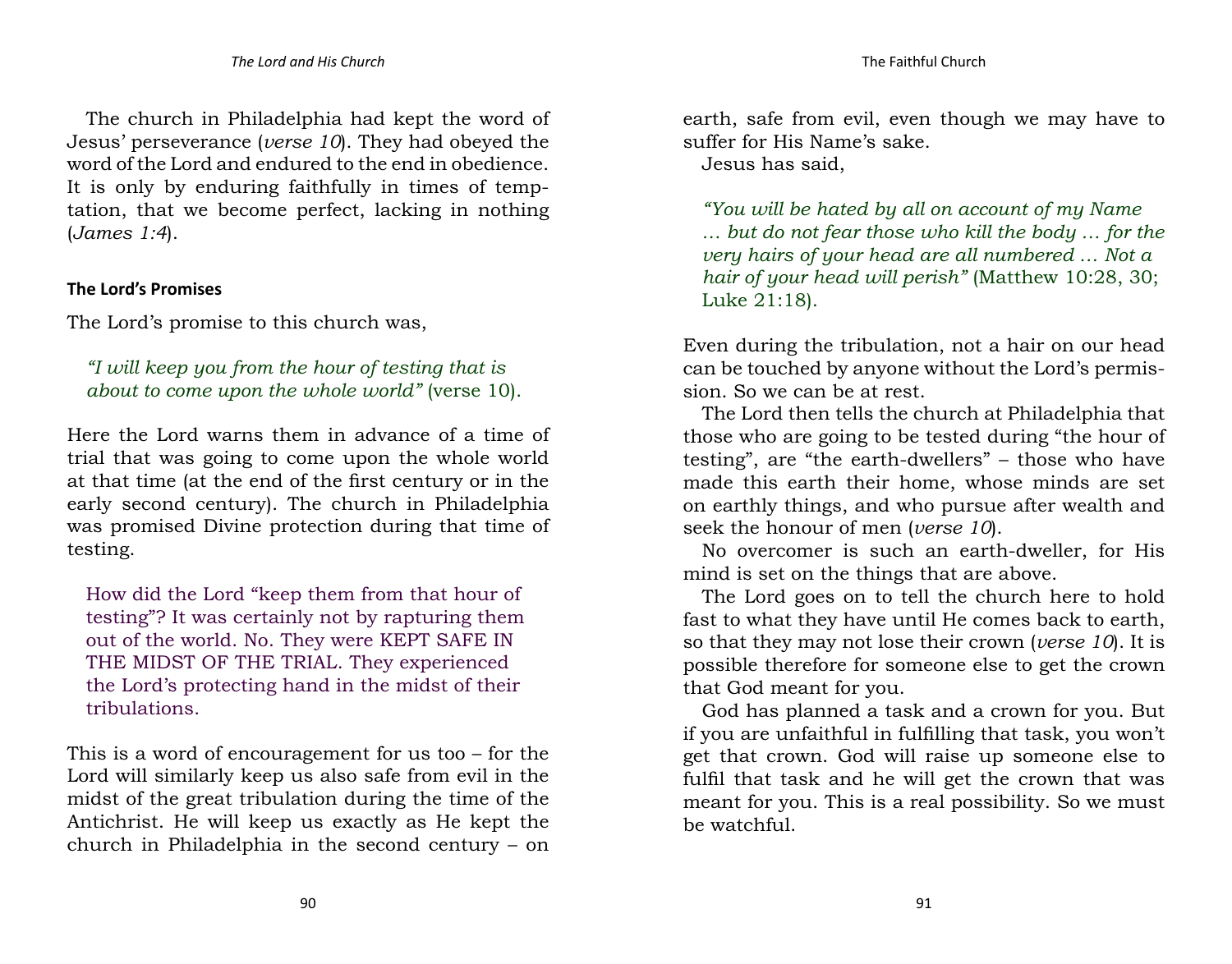The church in Philadelphia had kept the word of Jesus' perseverance (*verse 10*). They had obeyed the word of the Lord and endured to the end in obedience. It is only by enduring faithfully in times of temptation, that we become perfect, lacking in nothing (*James 1:4*).

### The Lord's Promises

The Lord's promise to this church was,

> *"I will keep you from the hour of testing that is about to come upon the whole world"* (verse 10).

Here the Lord warns them in advance of a time of trial that was going to come upon the whole world at that time (at the end of the first century or in the early second century). The church in Philadelphia was promised Divine protection during that time of testing.

> How did the Lord "keep them from that hour of testing"? It was certainly not by rapturing them out of the world. No. They were KEPT SAFE IN THE MIDST OF THE TRIAL. They experienced the Lord's protecting hand in the midst of their tribulations.

This is a word of encouragement for us too – for the Lord will similarly keep us also safe from evil in the midst of the great tribulation during the time of the Antichrist. He will keep us exactly as He kept the church in Philadelphia in the second century – on earth, safe from evil, even though we may have to suffer for His Name's sake.

Jesus has said,

> *"You will be hated by all on account of my Name … but do not fear those who kill the body … for the very hairs of your head are all numbered … Not a hair of your head will perish"* (Matthew 10:28, 30; Luke 21:18).

Even during the tribulation, not a hair on our head can be touched by anyone without the Lord's permission. So we can be at rest.

The Lord then tells the church at Philadelphia that those who are going to be tested during "the hour of testing", are "the earth-dwellers" – those who have made this earth their home, whose minds are set on earthly things, and who pursue after wealth and seek the honour of men (*verse 10*).

No overcomer is such an earth-dweller, for His mind is set on the things that are above.

The Lord goes on to tell the church here to hold fast to what they have until He comes back to earth, so that they may not lose their crown (*verse 10*). It is possible therefore for someone else to get the crown that God meant for you.

God has planned a task and a crown for you. But if you are unfaithful in fulfilling that task, you won't get that crown. God will raise up someone else to fulfil that task and he will get the crown that was meant for you. This is a real possibility. So we must be watchful.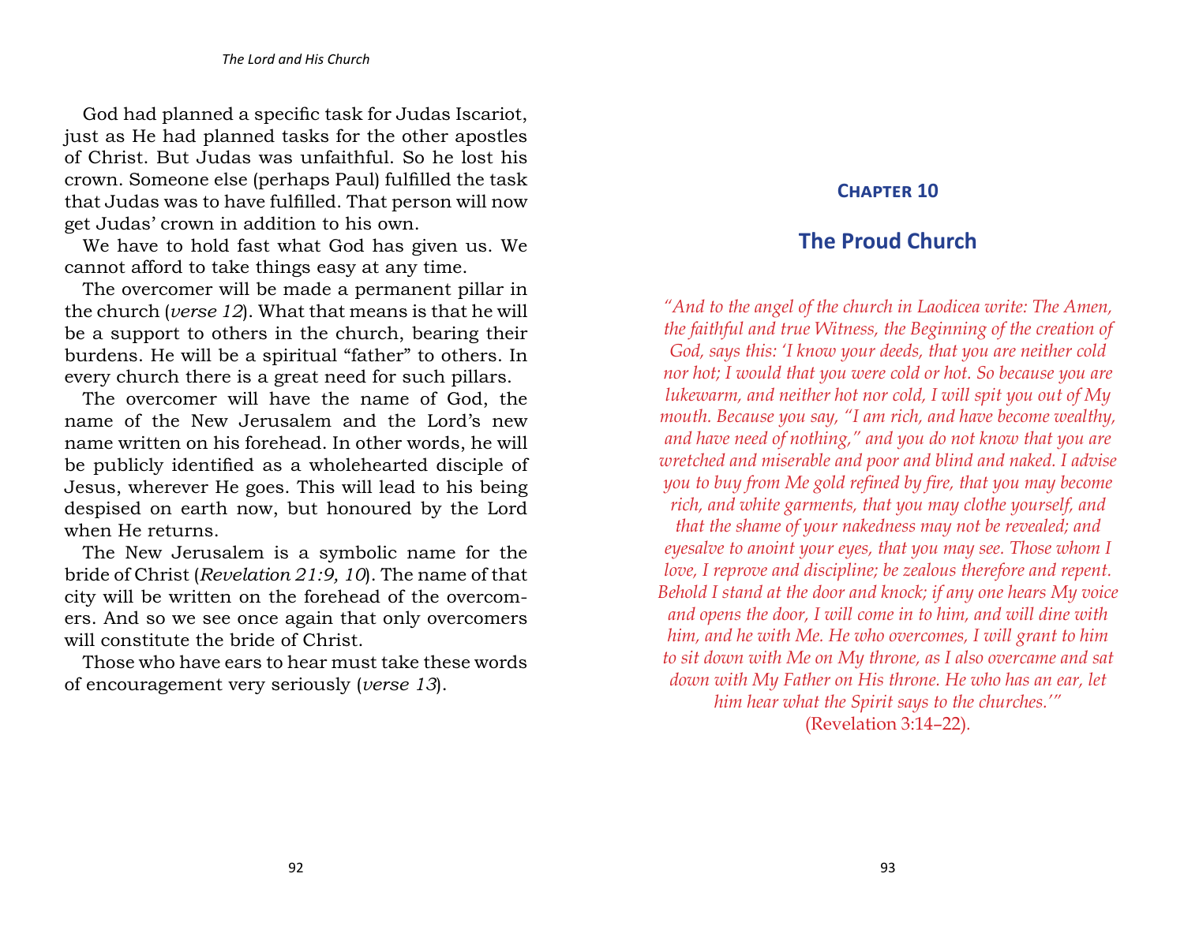God had planned a specific task for Judas Iscariot, just as He had planned tasks for the other apostles of Christ. But Judas was unfaithful. So he lost his crown. Someone else (perhaps Paul) fulfilled the task that Judas was to have fulfilled. That person will now get Judas' crown in addition to his own.

We have to hold fast what God has given us. We cannot afford to take things easy at any time.

The overcomer will be made a permanent pillar in the church (*verse 12*). What that means is that he will be a support to others in the church, bearing their burdens. He will be a spiritual "father" to others. In every church there is a great need for such pillars.

The overcomer will have the name of God, the name of the New Jerusalem and the Lord's new name written on his forehead. In other words, he will be publicly identified as a wholehearted disciple of Jesus, wherever He goes. This will lead to his being despised on earth now, but honoured by the Lord when He returns.

The New Jerusalem is a symbolic name for the bride of Christ (*Revelation 21:9, 10*). The name of that city will be written on the forehead of the overcomers. And so we see once again that only overcomers will constitute the bride of Christ.

Those who have ears to hear must take these words of encouragement very seriously (*verse 13*).

## Chapter 10

# The Proud Church

*"And to the angel of the church in Laodicea write: The Amen, the faithful and true Witness, the Beginning of the creation of God, says this: 'I know your deeds, that you are neither cold nor hot; I would that you were cold or hot. So because you are lukewarm, and neither hot nor cold, I will spit you out of My mouth. Because you say, "I am rich, and have become wealthy, and have need of nothing," and you do not know that you are wretched and miserable and poor and blind and naked. I advise you to buy from Me gold refined by fire, that you may become rich, and white garments, that you may clothe yourself, and that the shame of your nakedness may not be revealed; and eyesalve to anoint your eyes, that you may see. Those whom I love, I reprove and discipline; be zealous therefore and repent. Behold I stand at the door and knock; if any one hears My voice and opens the door, I will come in to him, and will dine with him, and he with Me. He who overcomes, I will grant to him to sit down with Me on My throne, as I also overcame and sat down with My Father on His throne. He who has an ear, let him hear what the Spirit says to the churches.'"*
(Revelation 3:14–22).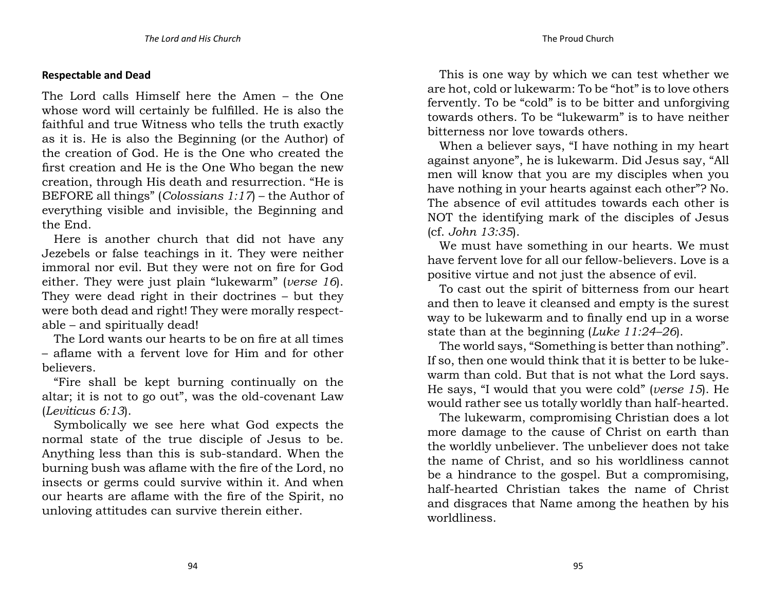### Respectable and Dead

The Lord calls Himself here the Amen – the One whose word will certainly be fulfilled. He is also the faithful and true Witness who tells the truth exactly as it is. He is also the Beginning (or the Author) of the creation of God. He is the One who created the first creation and He is the One Who began the new creation, through His death and resurrection. "He is BEFORE all things" (*Colossians 1:17*) – the Author of everything visible and invisible, the Beginning and the End.

Here is another church that did not have any Jezebels or false teachings in it. They were neither immoral nor evil. But they were not on fire for God either. They were just plain "lukewarm" (*verse 16*). They were dead right in their doctrines – but they were both dead and right! They were morally respectable – and spiritually dead!

The Lord wants our hearts to be on fire at all times – aflame with a fervent love for Him and for other believers.

"Fire shall be kept burning continually on the altar; it is not to go out", was the old-covenant Law (*Leviticus 6:13*).

Symbolically we see here what God expects the normal state of the true disciple of Jesus to be. Anything less than this is sub-standard. When the burning bush was aflame with the fire of the Lord, no insects or germs could survive within it. And when our hearts are aflame with the fire of the Spirit, no unloving attitudes can survive therein either.

This is one way by which we can test whether we are hot, cold or lukewarm: To be "hot" is to love others fervently. To be "cold" is to be bitter and unforgiving towards others. To be "lukewarm" is to have neither bitterness nor love towards others.

When a believer says, "I have nothing in my heart against anyone", he is lukewarm. Did Jesus say, "All men will know that you are my disciples when you have nothing in your hearts against each other"? No. The absence of evil attitudes towards each other is NOT the identifying mark of the disciples of Jesus (cf. *John 13:35*).

We must have something in our hearts. We must have fervent love for all our fellow-believers. Love is a positive virtue and not just the absence of evil.

To cast out the spirit of bitterness from our heart and then to leave it cleansed and empty is the surest way to be lukewarm and to finally end up in a worse state than at the beginning (*Luke 11:24–26*).

The world says, "Something is better than nothing". If so, then one would think that it is better to be lukewarm than cold. But that is not what the Lord says. He says, "I would that you were cold" (*verse 15*). He would rather see us totally worldly than half-hearted.

The lukewarm, compromising Christian does a lot more damage to the cause of Christ on earth than the worldly unbeliever. The unbeliever does not take the name of Christ, and so his worldliness cannot be a hindrance to the gospel. But a compromising, half-hearted Christian takes the name of Christ and disgraces that Name among the heathen by his worldliness.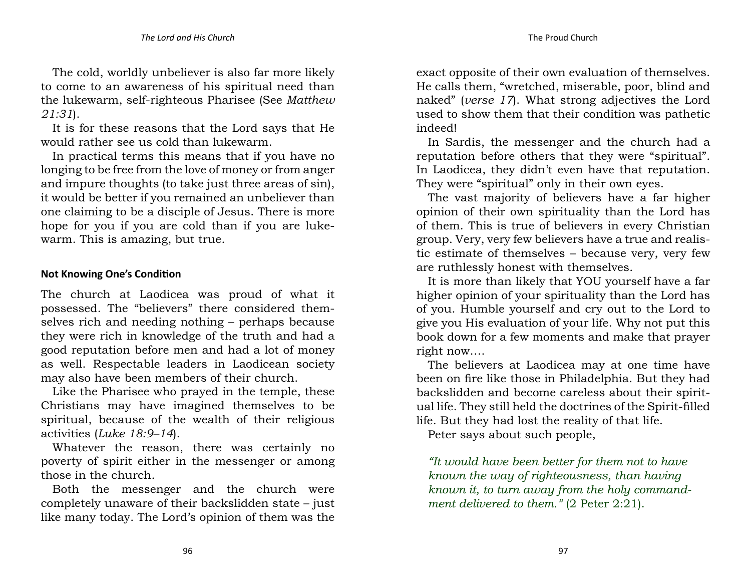The cold, worldly unbeliever is also far more likely to come to an awareness of his spiritual need than the lukewarm, self-righteous Pharisee (See *Matthew 21:31*).

It is for these reasons that the Lord says that He would rather see us cold than lukewarm.

In practical terms this means that if you have no longing to be free from the love of money or from anger and impure thoughts (to take just three areas of sin), it would be better if you remained an unbeliever than one claiming to be a disciple of Jesus. There is more hope for you if you are cold than if you are lukewarm. This is amazing, but true.

### Not Knowing One's Condition

The church at Laodicea was proud of what it possessed. The "believers" there considered themselves rich and needing nothing – perhaps because they were rich in knowledge of the truth and had a good reputation before men and had a lot of money as well. Respectable leaders in Laodicean society may also have been members of their church.

Like the Pharisee who prayed in the temple, these Christians may have imagined themselves to be spiritual, because of the wealth of their religious activities (*Luke 18:9–14*).

Whatever the reason, there was certainly no poverty of spirit either in the messenger or among those in the church.

Both the messenger and the church were completely unaware of their backslidden state – just like many today. The Lord's opinion of them was the exact opposite of their own evaluation of themselves. He calls them, "wretched, miserable, poor, blind and naked" (*verse 17*). What strong adjectives the Lord used to show them that their condition was pathetic indeed!

In Sardis, the messenger and the church had a reputation before others that they were "spiritual". In Laodicea, they didn't even have that reputation. They were "spiritual" only in their own eyes.

The vast majority of believers have a far higher opinion of their own spirituality than the Lord has of them. This is true of believers in every Christian group. Very, very few believers have a true and realistic estimate of themselves – because very, very few are ruthlessly honest with themselves.

It is more than likely that YOU yourself have a far higher opinion of your spirituality than the Lord has of you. Humble yourself and cry out to the Lord to give you His evaluation of your life. Why not put this book down for a few moments and make that prayer right now....

The believers at Laodicea may at one time have been on fire like those in Philadelphia. But they had backslidden and become careless about their spiritual life. They still held the doctrines of the Spirit-filled life. But they had lost the reality of that life.

Peter says about such people,

> *"It would have been better for them not to have known the way of righteousness, than having known it, to turn away from the holy commandment delivered to them."* (2 Peter 2:21).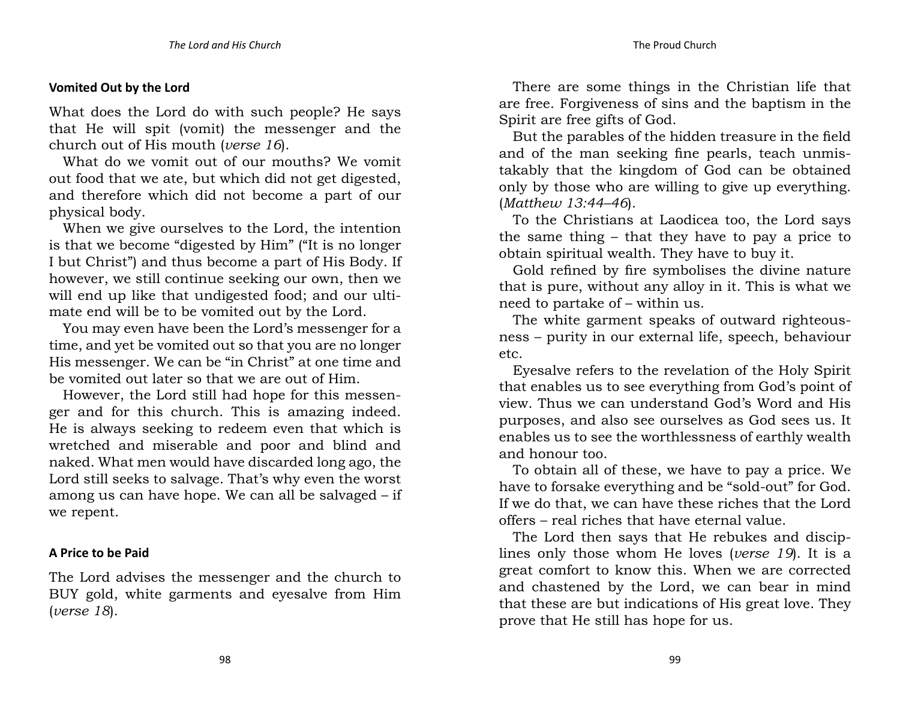### Vomited Out by the Lord

What does the Lord do with such people? He says that He will spit (vomit) the messenger and the church out of His mouth (*verse 16*).

What do we vomit out of our mouths? We vomit out food that we ate, but which did not get digested, and therefore which did not become a part of our physical body.

When we give ourselves to the Lord, the intention is that we become "digested by Him" ("It is no longer I but Christ") and thus become a part of His Body. If however, we still continue seeking our own, then we will end up like that undigested food; and our ultimate end will be to be vomited out by the Lord.

You may even have been the Lord's messenger for a time, and yet be vomited out so that you are no longer His messenger. We can be "in Christ" at one time and be vomited out later so that we are out of Him.

However, the Lord still had hope for this messenger and for this church. This is amazing indeed. He is always seeking to redeem even that which is wretched and miserable and poor and blind and naked. What men would have discarded long ago, the Lord still seeks to salvage. That's why even the worst among us can have hope. We can all be salvaged – if we repent.

### A Price to be Paid

The Lord advises the messenger and the church to BUY gold, white garments and eyesalve from Him (*verse 18*).

There are some things in the Christian life that are free. Forgiveness of sins and the baptism in the Spirit are free gifts of God.

But the parables of the hidden treasure in the field and of the man seeking fine pearls, teach unmistakably that the kingdom of God can be obtained only by those who are willing to give up everything. (*Matthew 13:44–46*).

To the Christians at Laodicea too, the Lord says the same thing – that they have to pay a price to obtain spiritual wealth. They have to buy it.

Gold refined by fire symbolises the divine nature that is pure, without any alloy in it. This is what we need to partake of – within us.

The white garment speaks of outward righteousness – purity in our external life, speech, behaviour etc.

Eyesalve refers to the revelation of the Holy Spirit that enables us to see everything from God's point of view. Thus we can understand God's Word and His purposes, and also see ourselves as God sees us. It enables us to see the worthlessness of earthly wealth and honour too.

To obtain all of these, we have to pay a price. We have to forsake everything and be "sold-out" for God. If we do that, we can have these riches that the Lord offers – real riches that have eternal value.

The Lord then says that He rebukes and disciplines only those whom He loves (*verse 19*). It is a great comfort to know this. When we are corrected and chastened by the Lord, we can bear in mind that these are but indications of His great love. They prove that He still has hope for us.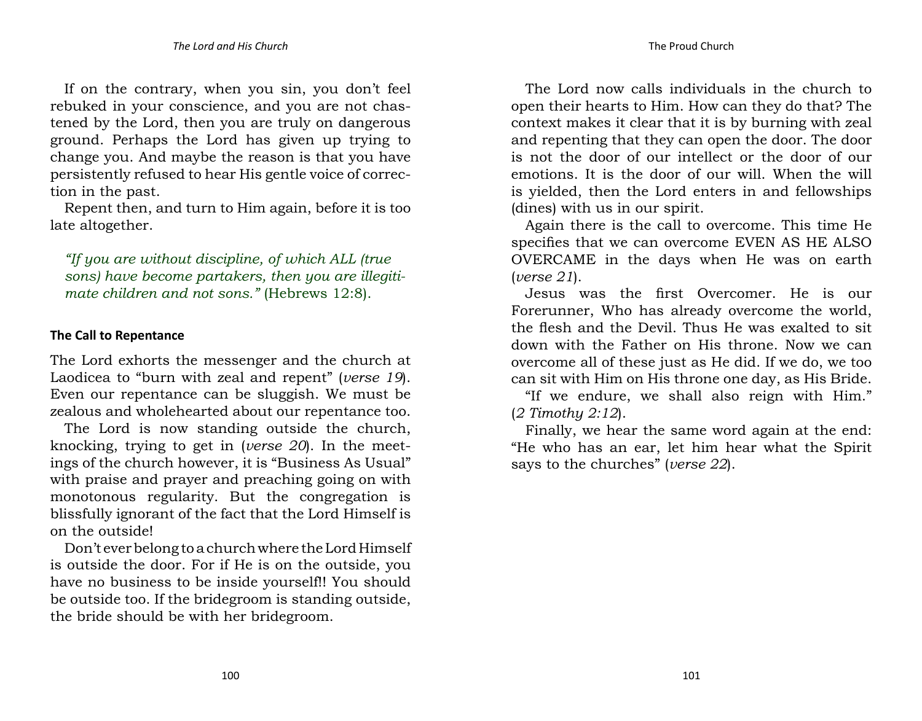If on the contrary, when you sin, you don't feel rebuked in your conscience, and you are not chastened by the Lord, then you are truly on dangerous ground. Perhaps the Lord has given up trying to change you. And maybe the reason is that you have persistently refused to hear His gentle voice of correction in the past.

Repent then, and turn to Him again, before it is too late altogether.

*"If you are without discipline, of which ALL (true sons) have become partakers, then you are illegitimate children and not sons."* (Hebrews 12:8).

### The Call to Repentance

The Lord exhorts the messenger and the church at Laodicea to "burn with zeal and repent" (*verse 19*). Even our repentance can be sluggish. We must be zealous and wholehearted about our repentance too.

The Lord is now standing outside the church, knocking, trying to get in (*verse 20*). In the meetings of the church however, it is "Business As Usual" with praise and prayer and preaching going on with monotonous regularity. But the congregation is blissfully ignorant of the fact that the Lord Himself is on the outside!

Don't ever belong to a church where the Lord Himself is outside the door. For if He is on the outside, you have no business to be inside yourself!! You should be outside too. If the bridegroom is standing outside, the bride should be with her bridegroom.

The Lord now calls individuals in the church to open their hearts to Him. How can they do that? The context makes it clear that it is by burning with zeal and repenting that they can open the door. The door is not the door of our intellect or the door of our emotions. It is the door of our will. When the will is yielded, then the Lord enters in and fellowships (dines) with us in our spirit.

Again there is the call to overcome. This time He specifies that we can overcome EVEN AS HE ALSO OVERCAME in the days when He was on earth (*verse 21*).

Jesus was the first Overcomer. He is our Forerunner, Who has already overcome the world, the flesh and the Devil. Thus He was exalted to sit down with the Father on His throne. Now we can overcome all of these just as He did. If we do, we too can sit with Him on His throne one day, as His Bride.

"If we endure, we shall also reign with Him." (*2 Timothy 2:12*).

Finally, we hear the same word again at the end: "He who has an ear, let him hear what the Spirit says to the churches" (*verse 22*).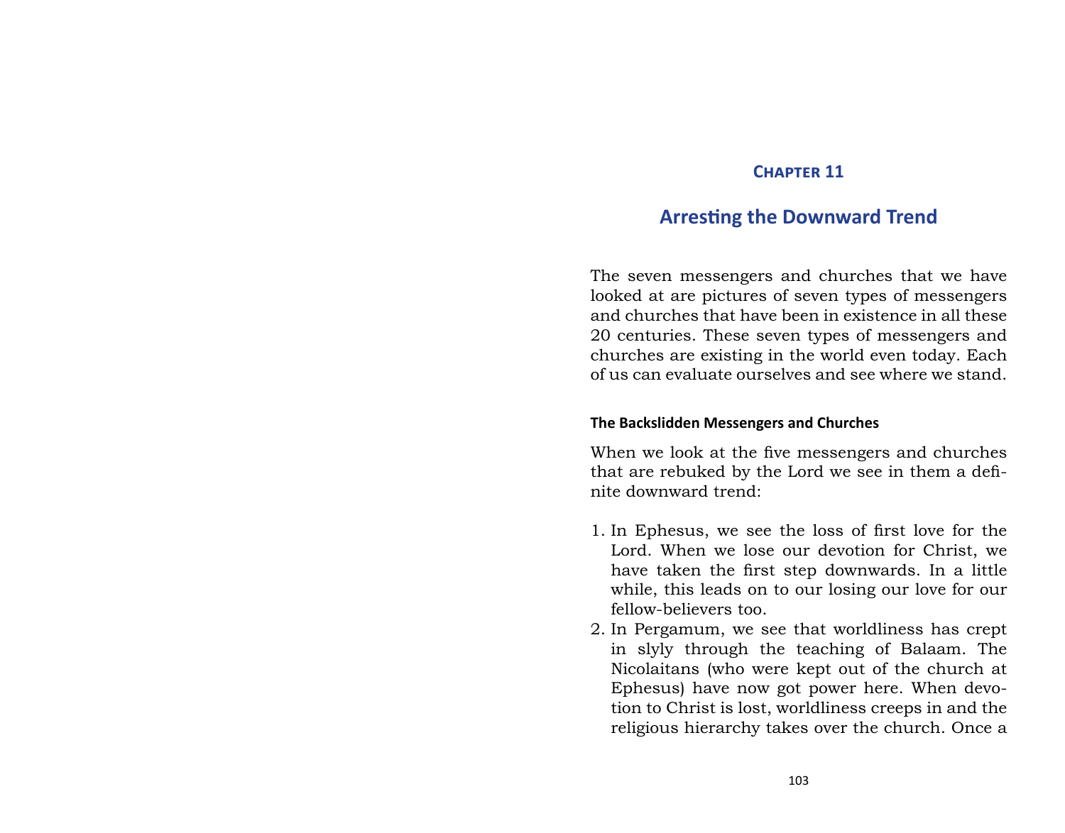## Chapter 11

# Arresting the Downward Trend

The seven messengers and churches that we have looked at are pictures of seven types of messengers and churches that have been in existence in all these 20 centuries. These seven types of messengers and churches are existing in the world even today. Each of us can evaluate ourselves and see where we stand.

### The Backslidden Messengers and Churches

When we look at the five messengers and churches that are rebuked by the Lord we see in them a definite downward trend:

1. In Ephesus, we see the loss of first love for the Lord. When we lose our devotion for Christ, we have taken the first step downwards. In a little while, this leads on to our losing our love for our fellow-believers too.
2. In Pergamum, we see that worldliness has crept in slyly through the teaching of Balaam. The Nicolaitans (who were kept out of the church at Ephesus) have now got power here. When devotion to Christ is lost, worldliness creeps in and the religious hierarchy takes over the church. Once a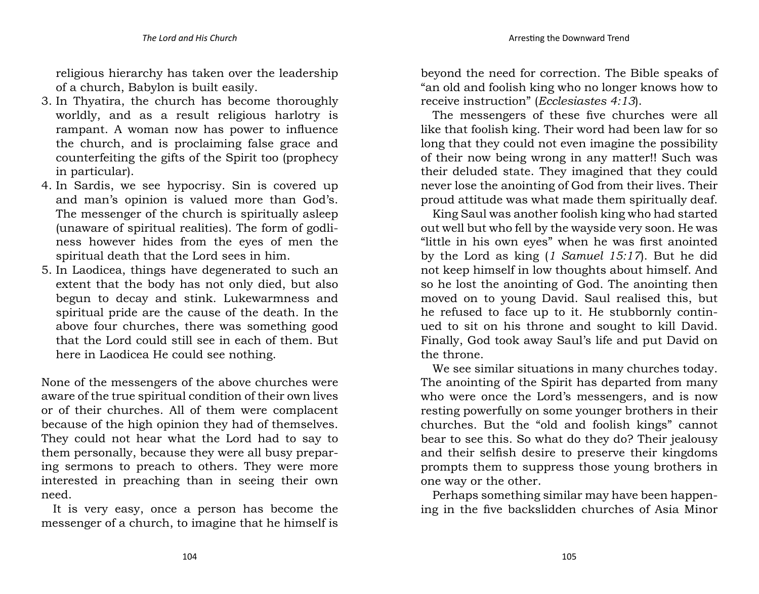religious hierarchy has taken over the leadership of a church, Babylon is built easily.

3. In Thyatira, the church has become thoroughly worldly, and as a result religious harlotry is rampant. A woman now has power to influence the church, and is proclaiming false grace and counterfeiting the gifts of the Spirit too (prophecy in particular).
4. In Sardis, we see hypocrisy. Sin is covered up and man's opinion is valued more than God's. The messenger of the church is spiritually asleep (unaware of spiritual realities). The form of godliness however hides from the eyes of men the spiritual death that the Lord sees in him.
5. In Laodicea, things have degenerated to such an extent that the body has not only died, but also begun to decay and stink. Lukewarmness and spiritual pride are the cause of the death. In the above four churches, there was something good that the Lord could still see in each of them. But here in Laodicea He could see nothing.

None of the messengers of the above churches were aware of the true spiritual condition of their own lives or of their churches. All of them were complacent because of the high opinion they had of themselves. They could not hear what the Lord had to say to them personally, because they were all busy preparing sermons to preach to others. They were more interested in preaching than in seeing their own need.

It is very easy, once a person has become the messenger of a church, to imagine that he himself is beyond the need for correction. The Bible speaks of "an old and foolish king who no longer knows how to receive instruction" (*Ecclesiastes 4:13*).

The messengers of these five churches were all like that foolish king. Their word had been law for so long that they could not even imagine the possibility of their now being wrong in any matter!! Such was their deluded state. They imagined that they could never lose the anointing of God from their lives. Their proud attitude was what made them spiritually deaf.

King Saul was another foolish king who had started out well but who fell by the wayside very soon. He was "little in his own eyes" when he was first anointed by the Lord as king (*1 Samuel 15:17*). But he did not keep himself in low thoughts about himself. And so he lost the anointing of God. The anointing then moved on to young David. Saul realised this, but he refused to face up to it. He stubbornly continued to sit on his throne and sought to kill David. Finally, God took away Saul's life and put David on the throne.

We see similar situations in many churches today. The anointing of the Spirit has departed from many who were once the Lord's messengers, and is now resting powerfully on some younger brothers in their churches. But the "old and foolish kings" cannot bear to see this. So what do they do? Their jealousy and their selfish desire to preserve their kingdoms prompts them to suppress those young brothers in one way or the other.

Perhaps something similar may have been happening in the five backslidden churches of Asia Minor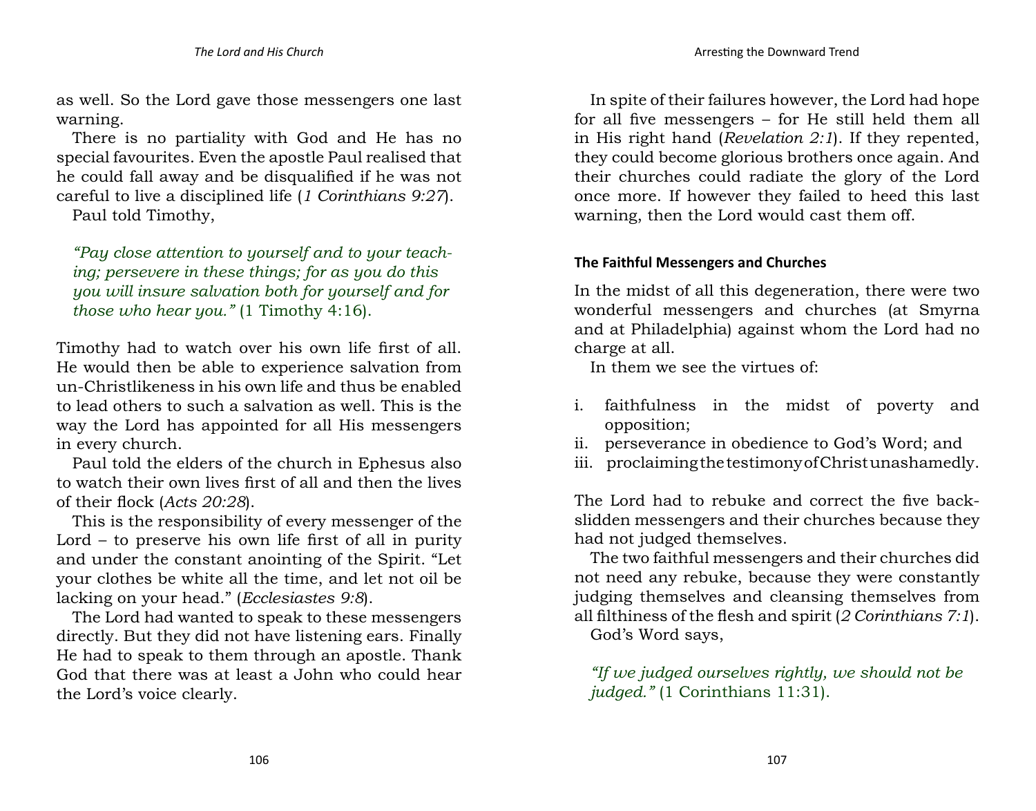as well. So the Lord gave those messengers one last warning.

There is no partiality with God and He has no special favourites. Even the apostle Paul realised that he could fall away and be disqualified if he was not careful to live a disciplined life (*1 Corinthians 9:27*).

Paul told Timothy,

> *"Pay close attention to yourself and to your teaching; persevere in these things; for as you do this you will insure salvation both for yourself and for those who hear you."* (1 Timothy 4:16).

Timothy had to watch over his own life first of all. He would then be able to experience salvation from un-Christlikeness in his own life and thus be enabled to lead others to such a salvation as well. This is the way the Lord has appointed for all His messengers in every church.

Paul told the elders of the church in Ephesus also to watch their own lives first of all and then the lives of their flock (*Acts 20:28*).

This is the responsibility of every messenger of the Lord – to preserve his own life first of all in purity and under the constant anointing of the Spirit. "Let your clothes be white all the time, and let not oil be lacking on your head." (*Ecclesiastes 9:8*).

The Lord had wanted to speak to these messengers directly. But they did not have listening ears. Finally He had to speak to them through an apostle. Thank God that there was at least a John who could hear the Lord's voice clearly.

In spite of their failures however, the Lord had hope for all five messengers – for He still held them all in His right hand (*Revelation 2:1*). If they repented, they could become glorious brothers once again. And their churches could radiate the glory of the Lord once more. If however they failed to heed this last warning, then the Lord would cast them off.

### The Faithful Messengers and Churches

In the midst of all this degeneration, there were two wonderful messengers and churches (at Smyrna and at Philadelphia) against whom the Lord had no charge at all.

In them we see the virtues of:

i. faithfulness in the midst of poverty and opposition;
ii. perseverance in obedience to God's Word; and
iii. proclaiming the testimony of Christ unashamedly.

The Lord had to rebuke and correct the five backslidden messengers and their churches because they had not judged themselves.

The two faithful messengers and their churches did not need any rebuke, because they were constantly judging themselves and cleansing themselves from all filthiness of the flesh and spirit (*2 Corinthians 7:1*).

God's Word says,

> *"If we judged ourselves rightly, we should not be judged."* (1 Corinthians 11:31).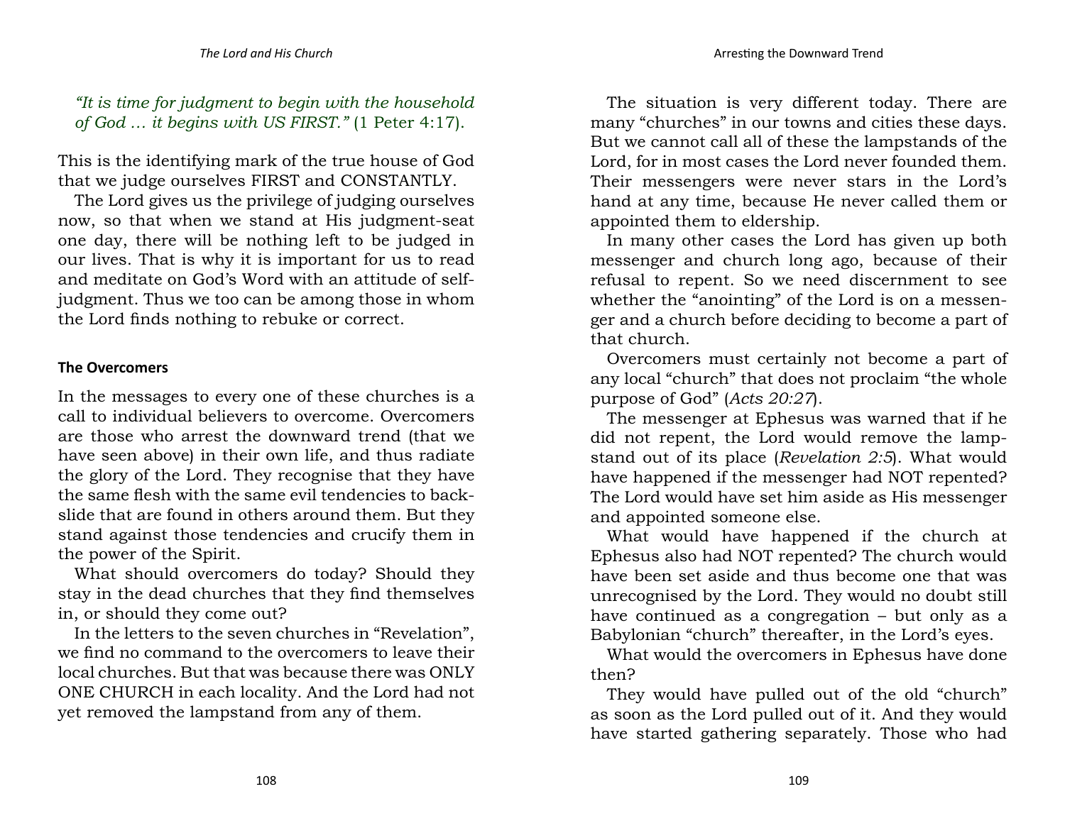*"It is time for judgment to begin with the household of God … it begins with US FIRST."* (1 Peter 4:17).

This is the identifying mark of the true house of God that we judge ourselves FIRST and CONSTANTLY.

The Lord gives us the privilege of judging ourselves now, so that when we stand at His judgment-seat one day, there will be nothing left to be judged in our lives. That is why it is important for us to read and meditate on God's Word with an attitude of self-judgment. Thus we too can be among those in whom the Lord finds nothing to rebuke or correct.

### The Overcomers

In the messages to every one of these churches is a call to individual believers to overcome. Overcomers are those who arrest the downward trend (that we have seen above) in their own life, and thus radiate the glory of the Lord. They recognise that they have the same flesh with the same evil tendencies to backslide that are found in others around them. But they stand against those tendencies and crucify them in the power of the Spirit.

What should overcomers do today? Should they stay in the dead churches that they find themselves in, or should they come out?

In the letters to the seven churches in "Revelation", we find no command to the overcomers to leave their local churches. But that was because there was ONLY ONE CHURCH in each locality. And the Lord had not yet removed the lampstand from any of them.

The situation is very different today. There are many "churches" in our towns and cities these days. But we cannot call all of these the lampstands of the Lord, for in most cases the Lord never founded them. Their messengers were never stars in the Lord's hand at any time, because He never called them or appointed them to eldership.

In many other cases the Lord has given up both messenger and church long ago, because of their refusal to repent. So we need discernment to see whether the "anointing" of the Lord is on a messenger and a church before deciding to become a part of that church.

Overcomers must certainly not become a part of any local "church" that does not proclaim "the whole purpose of God" (*Acts 20:27*).

The messenger at Ephesus was warned that if he did not repent, the Lord would remove the lampstand out of its place (*Revelation 2:5*). What would have happened if the messenger had NOT repented? The Lord would have set him aside as His messenger and appointed someone else.

What would have happened if the church at Ephesus also had NOT repented? The church would have been set aside and thus become one that was unrecognised by the Lord. They would no doubt still have continued as a congregation – but only as a Babylonian "church" thereafter, in the Lord's eyes.

What would the overcomers in Ephesus have done then?

They would have pulled out of the old "church" as soon as the Lord pulled out of it. And they would have started gathering separately. Those who had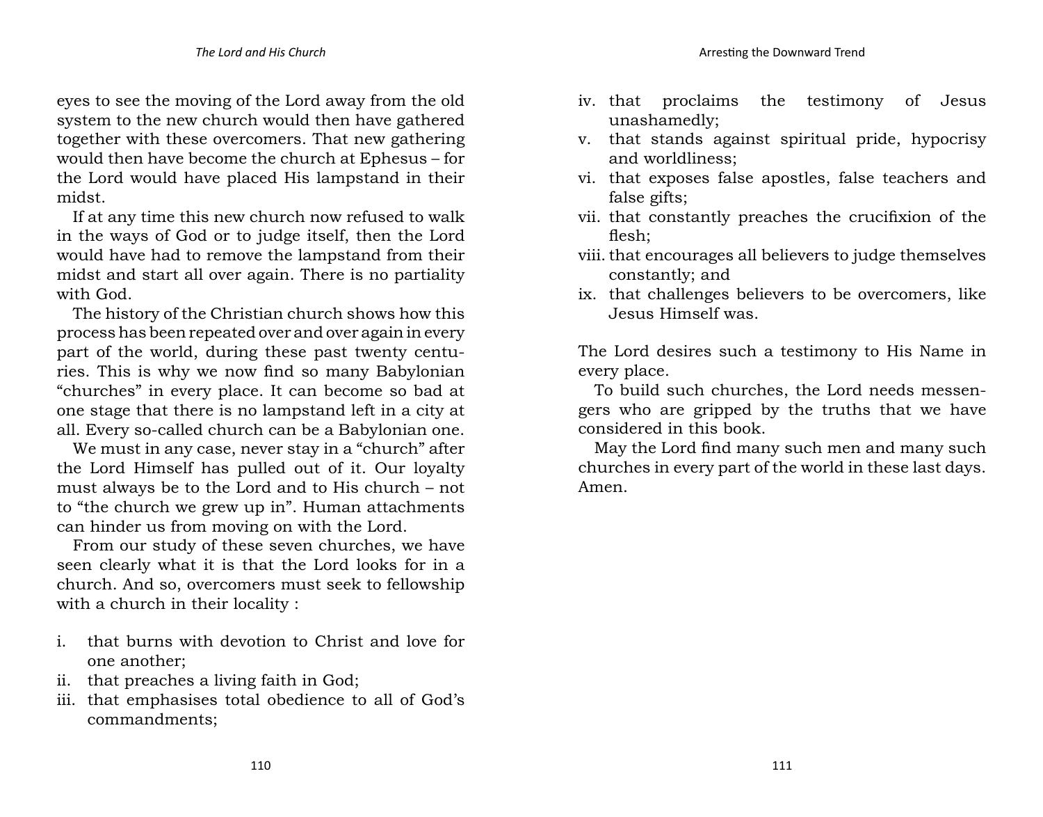eyes to see the moving of the Lord away from the old system to the new church would then have gathered together with these overcomers. That new gathering would then have become the church at Ephesus – for the Lord would have placed His lampstand in their midst.

If at any time this new church now refused to walk in the ways of God or to judge itself, then the Lord would have had to remove the lampstand from their midst and start all over again. There is no partiality with God.

The history of the Christian church shows how this process has been repeated over and over again in every part of the world, during these past twenty centuries. This is why we now find so many Babylonian "churches" in every place. It can become so bad at one stage that there is no lampstand left in a city at all. Every so-called church can be a Babylonian one.

We must in any case, never stay in a "church" after the Lord Himself has pulled out of it. Our loyalty must always be to the Lord and to His church – not to "the church we grew up in". Human attachments can hinder us from moving on with the Lord.

From our study of these seven churches, we have seen clearly what it is that the Lord looks for in a church. And so, overcomers must seek to fellowship with a church in their locality :

i. that burns with devotion to Christ and love for one another;
ii. that preaches a living faith in God;
iii. that emphasises total obedience to all of God's commandments;
iv. that proclaims the testimony of Jesus unashamedly;
v. that stands against spiritual pride, hypocrisy and worldliness;
vi. that exposes false apostles, false teachers and false gifts;
vii. that constantly preaches the crucifixion of the flesh;
viii. that encourages all believers to judge themselves constantly; and
ix. that challenges believers to be overcomers, like Jesus Himself was.

The Lord desires such a testimony to His Name in every place.

To build such churches, the Lord needs messengers who are gripped by the truths that we have considered in this book.

May the Lord find many such men and many such churches in every part of the world in these last days. Amen.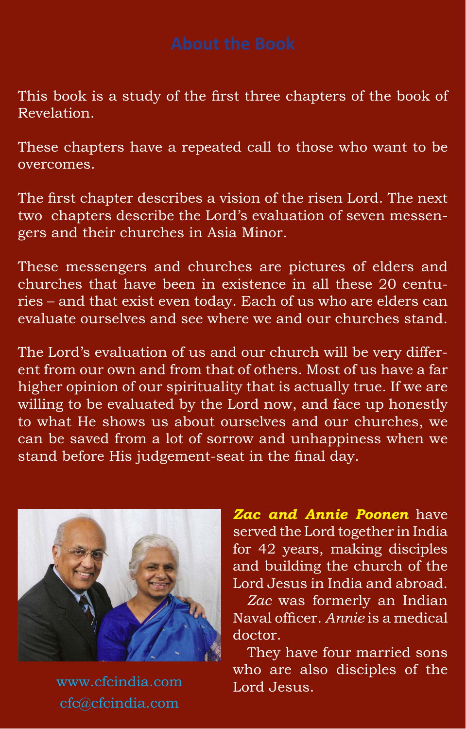# About the Book

This book is a study of the first three chapters of the book of Revelation.

These chapters have a repeated call to those who want to be overcomes.

The first chapter describes a vision of the risen Lord. The next two chapters describe the Lord's evaluation of seven messengers and their churches in Asia Minor.

These messengers and churches are pictures of elders and churches that have been in existence in all these 20 centuries – and that exist even today. Each of us who are elders can evaluate ourselves and see where we and our churches stand.

The Lord's evaluation of us and our church will be very different from our own and from that of others. Most of us have a far higher opinion of our spirituality that is actually true. If we are willing to be evaluated by the Lord now, and face up honestly to what He shows us about ourselves and our churches, we can be saved from a lot of sorrow and unhappiness when we stand before His judgement-seat in the final day.

***Zac and Annie Poonen*** have served the Lord together in India for 42 years, making disciples and building the church of the Lord Jesus in India and abroad.

*Zac* was formerly an Indian Naval officer. *Annie* is a medical doctor.

They have four married sons who are also disciples of the Lord Jesus.

www.cfcindia.com
cfc@cfcindia.com